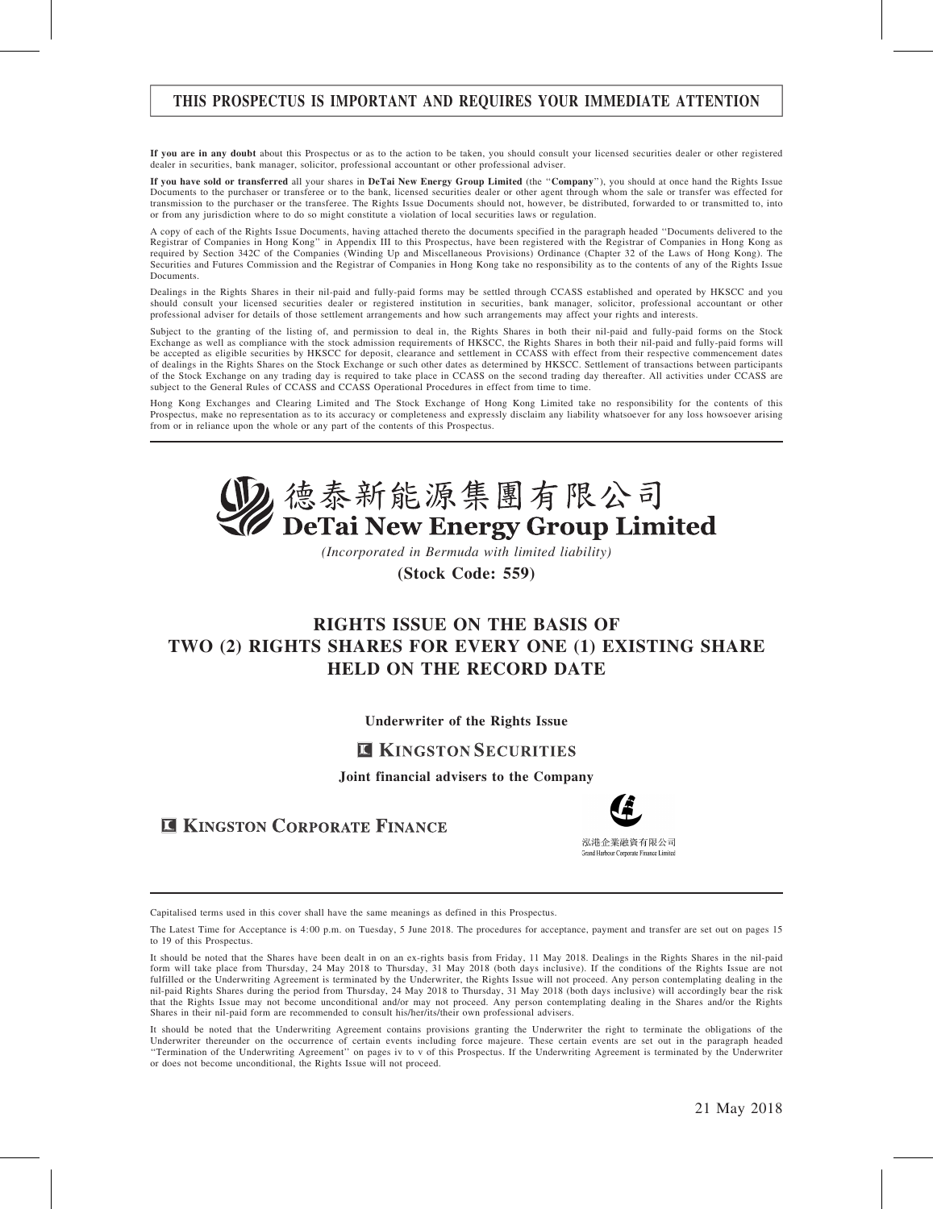**THIS PROSPECTUS IS IMPORTANT AND REQUIRES YOUR IMMEDIATE ATTENTION**

**If you are in any doubt** about this Prospectus or as to the action to be taken, you should consult your licensed securities dealer or other registered dealer in securities, bank manager, solicitor, professional accountant or other professional adviser.

**If you have sold or transferred** all your shares in **DeTai New Energy Group Limited** (the "**Company**"), you should at once hand the Rights Issue Documents to the purchaser or transferee or to the bank, licensed securities dealer or other agent through whom the sale or transfer was effected for transmission to the purchaser or the transferee. The Rights Issue Documents should not, however, be distributed, forwarded to or transmitted to, into or from any jurisdiction where to do so might constitute a violation of local securities laws or regulation.

A copy of each of the Rights Issue Documents, having attached thereto the documents specified in the paragraph headed "Documents delivered to the Registrar of Companies in Hong Kong" in Appendix III to this Prospectus, have been registered with the Registrar of Companies in Hong Kong as required by Section 342C of the Companies (Winding Up and Miscellaneous Provisions) Ordinance (Chapter 32 of the Laws of Hong Kong). The Securities and Futures Commission and the Registrar of Companies in Hong Kong take no responsibility as to the contents of any of the Rights Issue Documents.

Dealings in the Rights Shares in their nil-paid and fully-paid forms may be settled through CCASS established and operated by HKSCC and you should consult your licensed securities dealer or registered institution in securities, bank manager, solicitor, professional accountant or other professional adviser for details of those settlement arrangements and how such arrangements may affect your rights and interests.

Subject to the granting of the listing of, and permission to deal in, the Rights Shares in both their nil-paid and fully-paid forms on the Stock Exchange as well as compliance with the stock admission requirements of HKSCC, the Rights Shares in both their nil-paid and fully-paid forms will be accepted as eligible securities by HKSCC for deposit, clearance and settlement in CCASS with effect from their respective commencement dates of dealings in the Rights Shares on the Stock Exchange or such other dates as determined by HKSCC. Settlement of transactions between participants of the Stock Exchange on any trading day is required to take place in CCASS on the second trading day thereafter. All activities under CCASS are subject to the General Rules of CCASS and CCASS Operational Procedures in effect from time to time.

Hong Kong Exchanges and Clearing Limited and The Stock Exchange of Hong Kong Limited take no responsibility for the contents of this Prospectus, make no representation as to its accuracy or completeness and expressly disclaim any liability whatsoever for any loss howsoever arising from or in reliance upon the whole or any part of the contents of this Prospectus.

# 德泰新能源集團有限公司
# DeTai New Energy Group Limited

*(Incorporated in Bermuda with limited liability)*

**(Stock Code: 559)**

## RIGHTS ISSUE ON THE BASIS OF TWO (2) RIGHTS SHARES FOR EVERY ONE (1) EXISTING SHARE HELD ON THE RECORD DATE

**Underwriter of the Rights Issue**

**KINGSTON SECURITIES**

**Joint financial advisers to the Company**

**KINGSTON CORPORATE FINANCE**

泓港企業融資有限公司
Grand Harbour Corporate Finance Limited

Capitalised terms used in this cover shall have the same meanings as defined in this Prospectus.

The Latest Time for Acceptance is 4:00 p.m. on Tuesday, 5 June 2018. The procedures for acceptance, payment and transfer are set out on pages 15 to 19 of this Prospectus.

It should be noted that the Shares have been dealt in on an ex-rights basis from Friday, 11 May 2018. Dealings in the Rights Shares in the nil-paid form will take place from Thursday, 24 May 2018 to Thursday, 31 May 2018 (both days inclusive). If the conditions of the Rights Issue are not fulfilled or the Underwriting Agreement is terminated by the Underwriter, the Rights Issue will not proceed. Any person contemplating dealing in the nil-paid Rights Shares during the period from Thursday, 24 May 2018 to Thursday, 31 May 2018 (both days inclusive) will accordingly bear the risk that the Rights Issue may not become unconditional and/or may not proceed. Any person contemplating dealing in the Shares and/or the Rights Shares in their nil-paid form are recommended to consult his/her/its/their own professional advisers.

It should be noted that the Underwriting Agreement contains provisions granting the Underwriter the right to terminate the obligations of the Underwriter thereunder on the occurrence of certain events including force majeure. These certain events are set out in the paragraph headed "Termination of the Underwriting Agreement" on pages iv to v of this Prospectus. If the Underwriting Agreement is terminated by the Underwriter or does not become unconditional, the Rights Issue will not proceed.

21 May 2018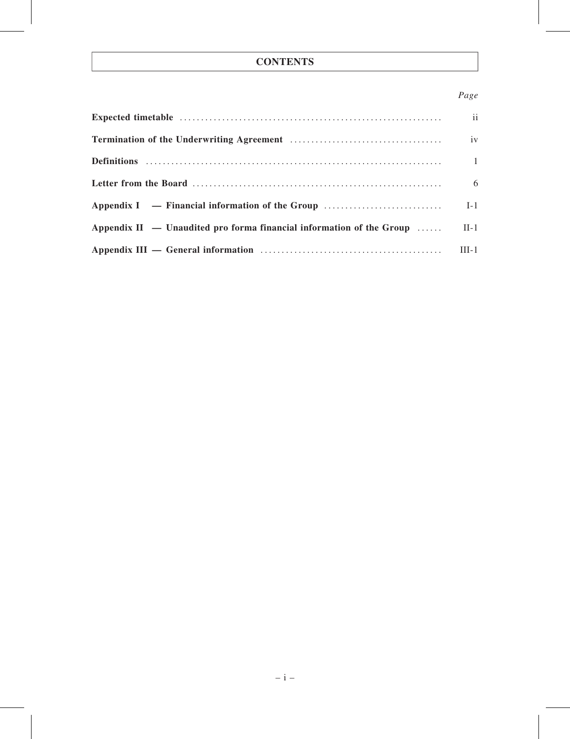# CONTENTS

| | *Page* |
|---|---|
| **Expected timetable** | ii |
| **Termination of the Underwriting Agreement** | iv |
| **Definitions** | 1 |
| **Letter from the Board** | 6 |
| **Appendix I — Financial information of the Group** | I-1 |
| **Appendix II — Unaudited pro forma financial information of the Group** | II-1 |
| **Appendix III — General information** | III-1 |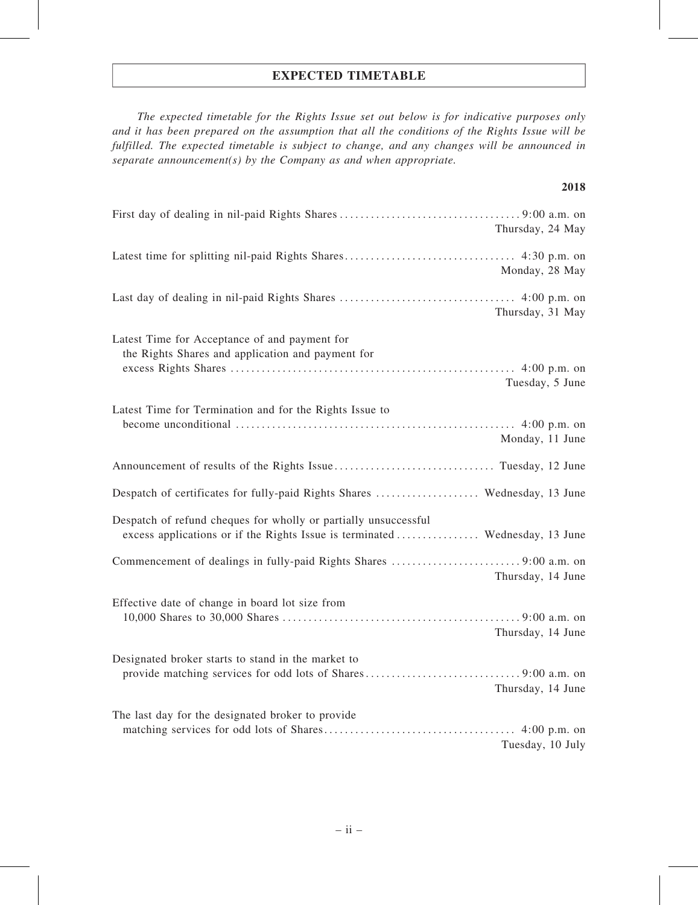# EXPECTED TIMETABLE

*The expected timetable for the Rights Issue set out below is for indicative purposes only and it has been prepared on the assumption that all the conditions of the Rights Issue will be fulfilled. The expected timetable is subject to change, and any changes will be announced in separate announcement(s) by the Company as and when appropriate.*

| | **2018** |
|---|---|
| First day of dealing in nil-paid Rights Shares | 9:00 a.m. on Thursday, 24 May |
| Latest time for splitting nil-paid Rights Shares | 4:30 p.m. on Monday, 28 May |
| Last day of dealing in nil-paid Rights Shares | 4:00 p.m. on Thursday, 31 May |
| Latest Time for Acceptance of and payment for the Rights Shares and application and payment for excess Rights Shares | 4:00 p.m. on Tuesday, 5 June |
| Latest Time for Termination and for the Rights Issue to become unconditional | 4:00 p.m. on Monday, 11 June |
| Announcement of results of the Rights Issue | Tuesday, 12 June |
| Despatch of certificates for fully-paid Rights Shares | Wednesday, 13 June |
| Despatch of refund cheques for wholly or partially unsuccessful excess applications or if the Rights Issue is terminated | Wednesday, 13 June |
| Commencement of dealings in fully-paid Rights Shares | 9:00 a.m. on Thursday, 14 June |
| Effective date of change in board lot size from 10,000 Shares to 30,000 Shares | 9:00 a.m. on Thursday, 14 June |
| Designated broker starts to stand in the market to provide matching services for odd lots of Shares | 9:00 a.m. on Thursday, 14 June |
| The last day for the designated broker to provide matching services for odd lots of Shares | 4:00 p.m. on Tuesday, 10 July |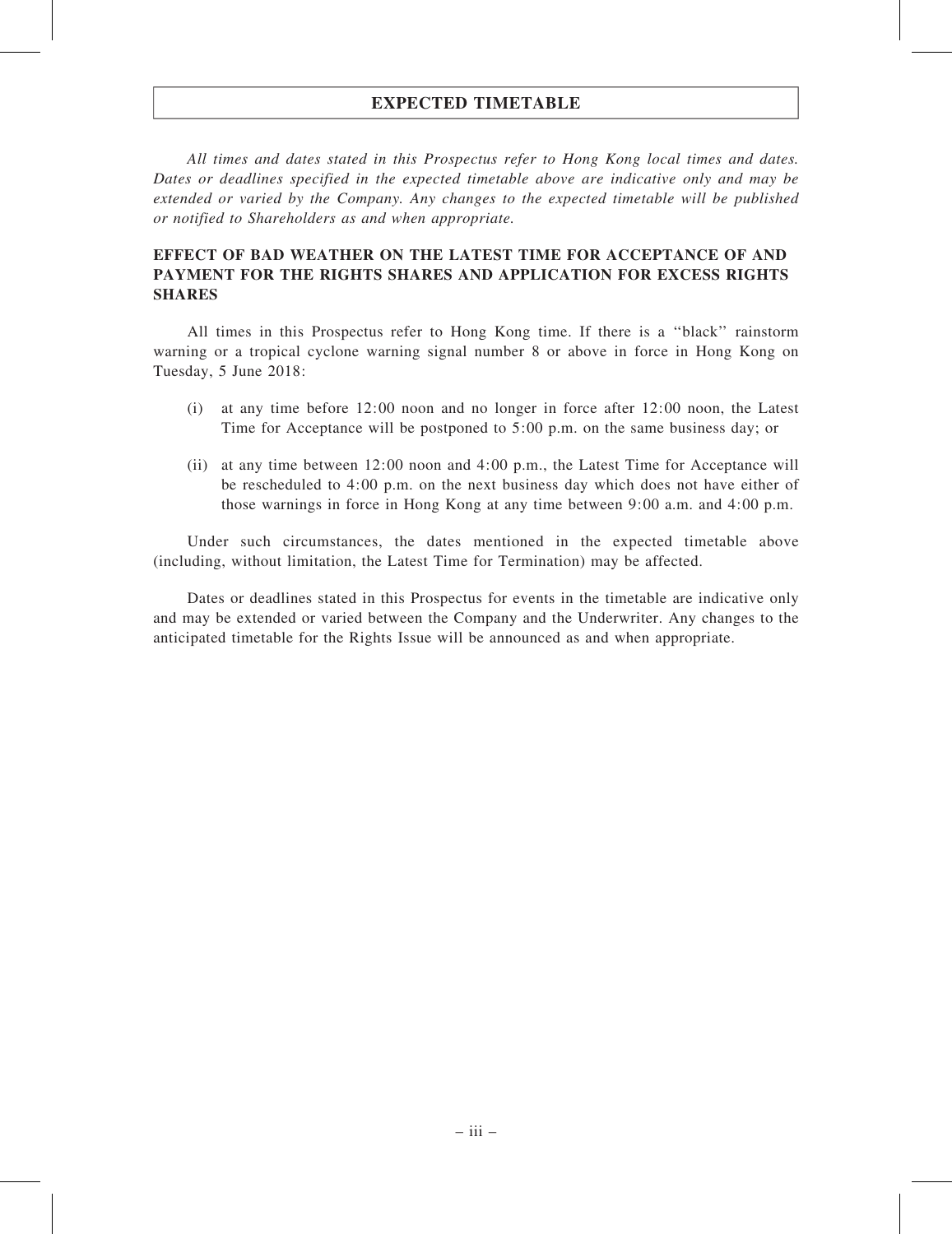# EXPECTED TIMETABLE

*All times and dates stated in this Prospectus refer to Hong Kong local times and dates. Dates or deadlines specified in the expected timetable above are indicative only and may be extended or varied by the Company. Any changes to the expected timetable will be published or notified to Shareholders as and when appropriate.*

## EFFECT OF BAD WEATHER ON THE LATEST TIME FOR ACCEPTANCE OF AND PAYMENT FOR THE RIGHTS SHARES AND APPLICATION FOR EXCESS RIGHTS SHARES

All times in this Prospectus refer to Hong Kong time. If there is a ''black'' rainstorm warning or a tropical cyclone warning signal number 8 or above in force in Hong Kong on Tuesday, 5 June 2018:

(i) at any time before 12:00 noon and no longer in force after 12:00 noon, the Latest Time for Acceptance will be postponed to 5:00 p.m. on the same business day; or

(ii) at any time between 12:00 noon and 4:00 p.m., the Latest Time for Acceptance will be rescheduled to 4:00 p.m. on the next business day which does not have either of those warnings in force in Hong Kong at any time between 9:00 a.m. and 4:00 p.m.

Under such circumstances, the dates mentioned in the expected timetable above (including, without limitation, the Latest Time for Termination) may be affected.

Dates or deadlines stated in this Prospectus for events in the timetable are indicative only and may be extended or varied between the Company and the Underwriter. Any changes to the anticipated timetable for the Rights Issue will be announced as and when appropriate.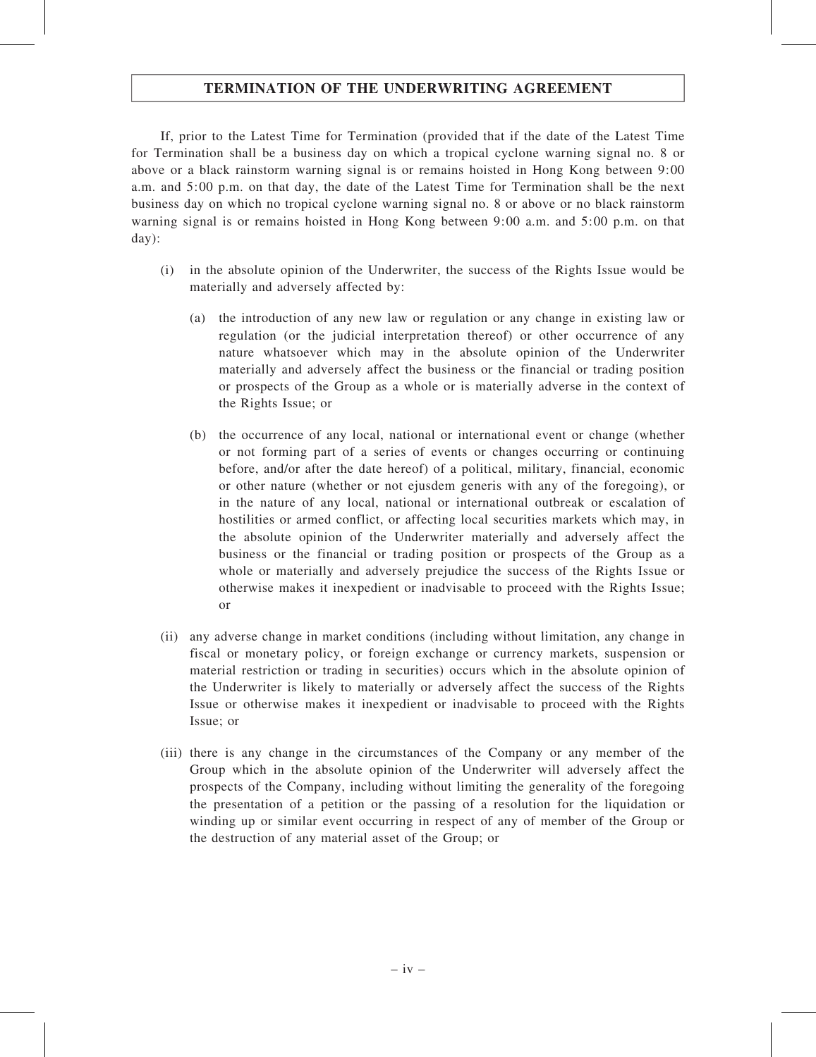## TERMINATION OF THE UNDERWRITING AGREEMENT

If, prior to the Latest Time for Termination (provided that if the date of the Latest Time for Termination shall be a business day on which a tropical cyclone warning signal no. 8 or above or a black rainstorm warning signal is or remains hoisted in Hong Kong between 9:00 a.m. and 5:00 p.m. on that day, the date of the Latest Time for Termination shall be the next business day on which no tropical cyclone warning signal no. 8 or above or no black rainstorm warning signal is or remains hoisted in Hong Kong between 9:00 a.m. and 5:00 p.m. on that day):

(i) in the absolute opinion of the Underwriter, the success of the Rights Issue would be materially and adversely affected by:

   (a) the introduction of any new law or regulation or any change in existing law or regulation (or the judicial interpretation thereof) or other occurrence of any nature whatsoever which may in the absolute opinion of the Underwriter materially and adversely affect the business or the financial or trading position or prospects of the Group as a whole or is materially adverse in the context of the Rights Issue; or

   (b) the occurrence of any local, national or international event or change (whether or not forming part of a series of events or changes occurring or continuing before, and/or after the date hereof) of a political, military, financial, economic or other nature (whether or not ejusdem generis with any of the foregoing), or in the nature of any local, national or international outbreak or escalation of hostilities or armed conflict, or affecting local securities markets which may, in the absolute opinion of the Underwriter materially and adversely affect the business or the financial or trading position or prospects of the Group as a whole or materially and adversely prejudice the success of the Rights Issue or otherwise makes it inexpedient or inadvisable to proceed with the Rights Issue; or

(ii) any adverse change in market conditions (including without limitation, any change in fiscal or monetary policy, or foreign exchange or currency markets, suspension or material restriction or trading in securities) occurs which in the absolute opinion of the Underwriter is likely to materially or adversely affect the success of the Rights Issue or otherwise makes it inexpedient or inadvisable to proceed with the Rights Issue; or

(iii) there is any change in the circumstances of the Company or any member of the Group which in the absolute opinion of the Underwriter will adversely affect the prospects of the Company, including without limiting the generality of the foregoing the presentation of a petition or the passing of a resolution for the liquidation or winding up or similar event occurring in respect of any of member of the Group or the destruction of any material asset of the Group; or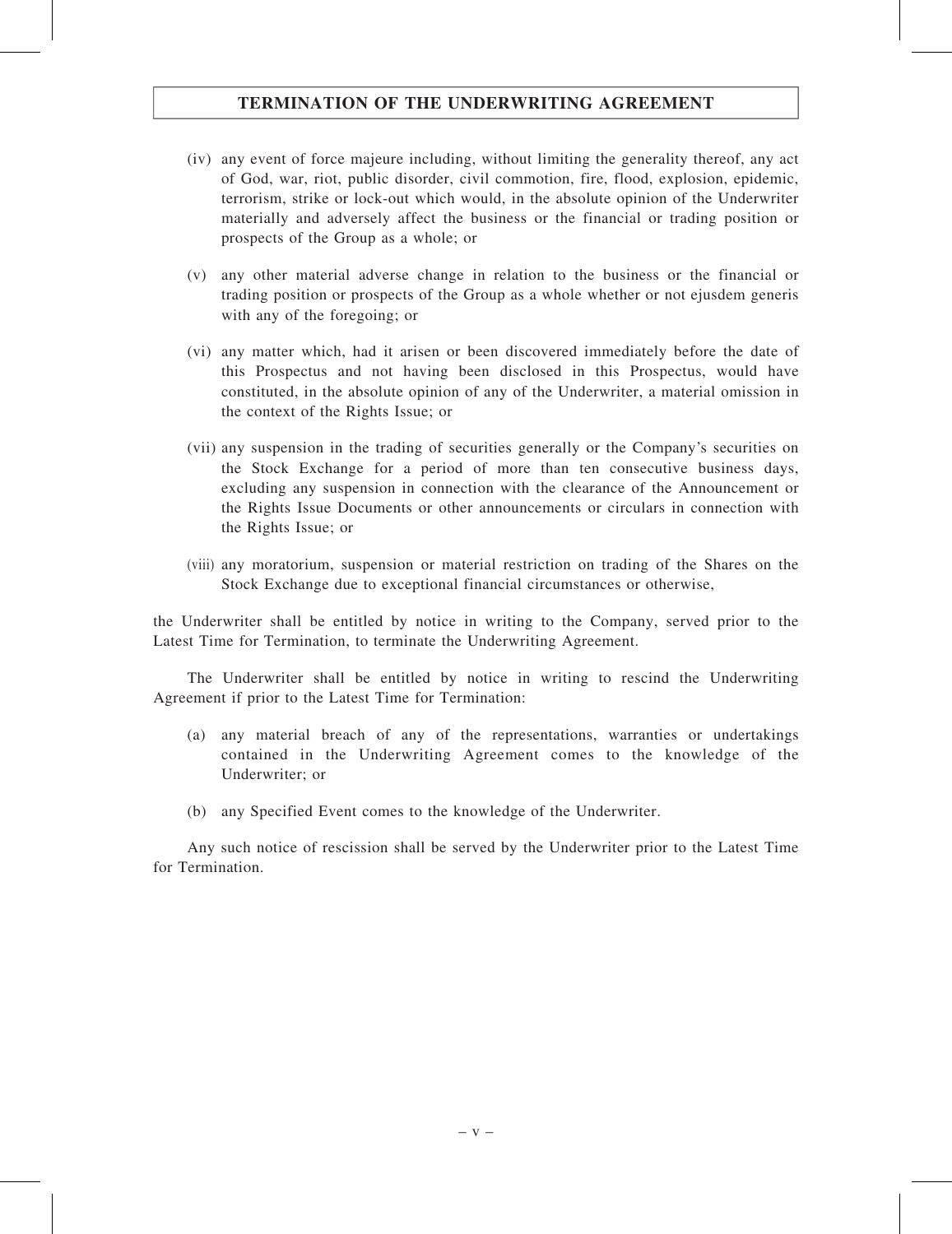## TERMINATION OF THE UNDERWRITING AGREEMENT

(iv) any event of force majeure including, without limiting the generality thereof, any act of God, war, riot, public disorder, civil commotion, fire, flood, explosion, epidemic, terrorism, strike or lock-out which would, in the absolute opinion of the Underwriter materially and adversely affect the business or the financial or trading position or prospects of the Group as a whole; or

(v) any other material adverse change in relation to the business or the financial or trading position or prospects of the Group as a whole whether or not ejusdem generis with any of the foregoing; or

(vi) any matter which, had it arisen or been discovered immediately before the date of this Prospectus and not having been disclosed in this Prospectus, would have constituted, in the absolute opinion of any of the Underwriter, a material omission in the context of the Rights Issue; or

(vii) any suspension in the trading of securities generally or the Company's securities on the Stock Exchange for a period of more than ten consecutive business days, excluding any suspension in connection with the clearance of the Announcement or the Rights Issue Documents or other announcements or circulars in connection with the Rights Issue; or

(viii) any moratorium, suspension or material restriction on trading of the Shares on the Stock Exchange due to exceptional financial circumstances or otherwise,

the Underwriter shall be entitled by notice in writing to the Company, served prior to the Latest Time for Termination, to terminate the Underwriting Agreement.

The Underwriter shall be entitled by notice in writing to rescind the Underwriting Agreement if prior to the Latest Time for Termination:

(a) any material breach of any of the representations, warranties or undertakings contained in the Underwriting Agreement comes to the knowledge of the Underwriter; or

(b) any Specified Event comes to the knowledge of the Underwriter.

Any such notice of rescission shall be served by the Underwriter prior to the Latest Time for Termination.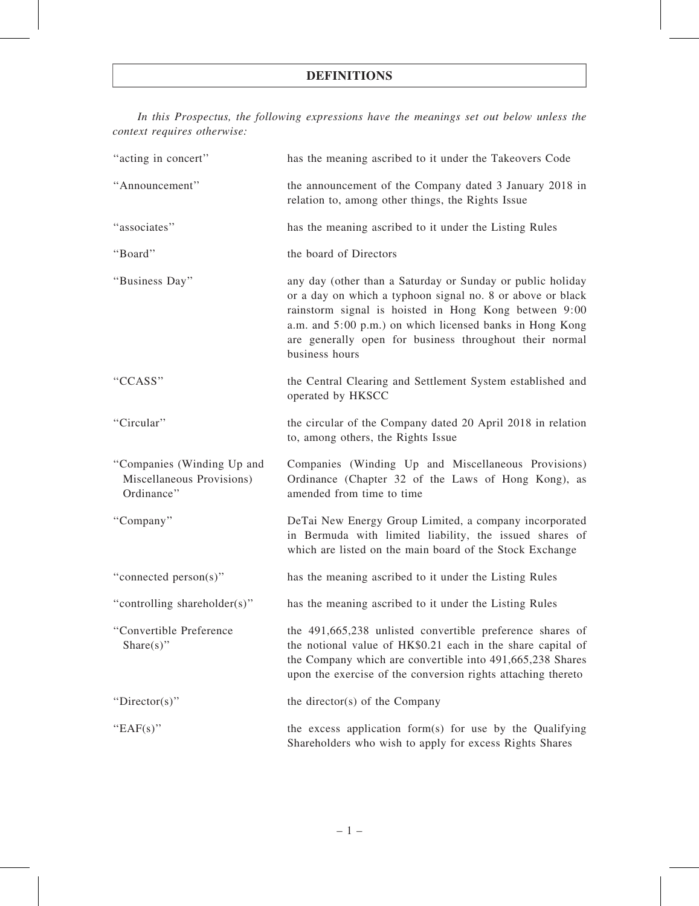# DEFINITIONS

*In this Prospectus, the following expressions have the meanings set out below unless the context requires otherwise:*

| | |
|---|---|
| "acting in concert" | has the meaning ascribed to it under the Takeovers Code |
| "Announcement" | the announcement of the Company dated 3 January 2018 in relation to, among other things, the Rights Issue |
| "associates" | has the meaning ascribed to it under the Listing Rules |
| "Board" | the board of Directors |
| "Business Day" | any day (other than a Saturday or Sunday or public holiday or a day on which a typhoon signal no. 8 or above or black rainstorm signal is hoisted in Hong Kong between 9:00 a.m. and 5:00 p.m.) on which licensed banks in Hong Kong are generally open for business throughout their normal business hours |
| "CCASS" | the Central Clearing and Settlement System established and operated by HKSCC |
| "Circular" | the circular of the Company dated 20 April 2018 in relation to, among others, the Rights Issue |
| "Companies (Winding Up and Miscellaneous Provisions) Ordinance" | Companies (Winding Up and Miscellaneous Provisions) Ordinance (Chapter 32 of the Laws of Hong Kong), as amended from time to time |
| "Company" | DeTai New Energy Group Limited, a company incorporated in Bermuda with limited liability, the issued shares of which are listed on the main board of the Stock Exchange |
| "connected person(s)" | has the meaning ascribed to it under the Listing Rules |
| "controlling shareholder(s)" | has the meaning ascribed to it under the Listing Rules |
| "Convertible Preference Share(s)" | the 491,665,238 unlisted convertible preference shares of the notional value of HK$0.21 each in the share capital of the Company which are convertible into 491,665,238 Shares upon the exercise of the conversion rights attaching thereto |
| "Director(s)" | the director(s) of the Company |
| "EAF(s)" | the excess application form(s) for use by the Qualifying Shareholders who wish to apply for excess Rights Shares |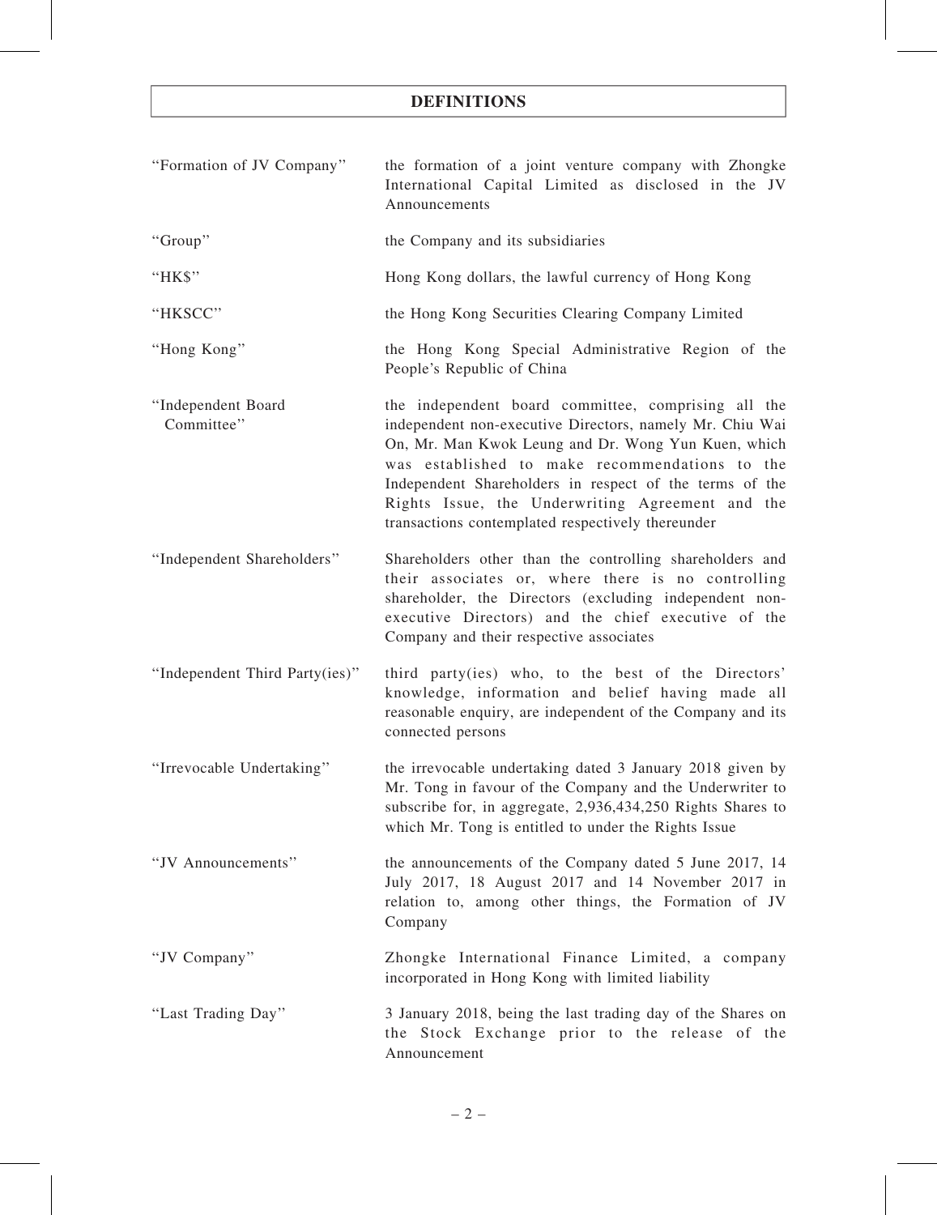# DEFINITIONS

| | |
|---|---|
| "Formation of JV Company" | the formation of a joint venture company with Zhongke International Capital Limited as disclosed in the JV Announcements |
| "Group" | the Company and its subsidiaries |
| "HK$" | Hong Kong dollars, the lawful currency of Hong Kong |
| "HKSCC" | the Hong Kong Securities Clearing Company Limited |
| "Hong Kong" | the Hong Kong Special Administrative Region of the People's Republic of China |
| "Independent Board Committee" | the independent board committee, comprising all the independent non-executive Directors, namely Mr. Chiu Wai On, Mr. Man Kwok Leung and Dr. Wong Yun Kuen, which was established to make recommendations to the Independent Shareholders in respect of the terms of the Rights Issue, the Underwriting Agreement and the transactions contemplated respectively thereunder |
| "Independent Shareholders" | Shareholders other than the controlling shareholders and their associates or, where there is no controlling shareholder, the Directors (excluding independent non-executive Directors) and the chief executive of the Company and their respective associates |
| "Independent Third Party(ies)" | third party(ies) who, to the best of the Directors' knowledge, information and belief having made all reasonable enquiry, are independent of the Company and its connected persons |
| "Irrevocable Undertaking" | the irrevocable undertaking dated 3 January 2018 given by Mr. Tong in favour of the Company and the Underwriter to subscribe for, in aggregate, 2,936,434,250 Rights Shares to which Mr. Tong is entitled to under the Rights Issue |
| "JV Announcements" | the announcements of the Company dated 5 June 2017, 14 July 2017, 18 August 2017 and 14 November 2017 in relation to, among other things, the Formation of JV Company |
| "JV Company" | Zhongke International Finance Limited, a company incorporated in Hong Kong with limited liability |
| "Last Trading Day" | 3 January 2018, being the last trading day of the Shares on the Stock Exchange prior to the release of the Announcement |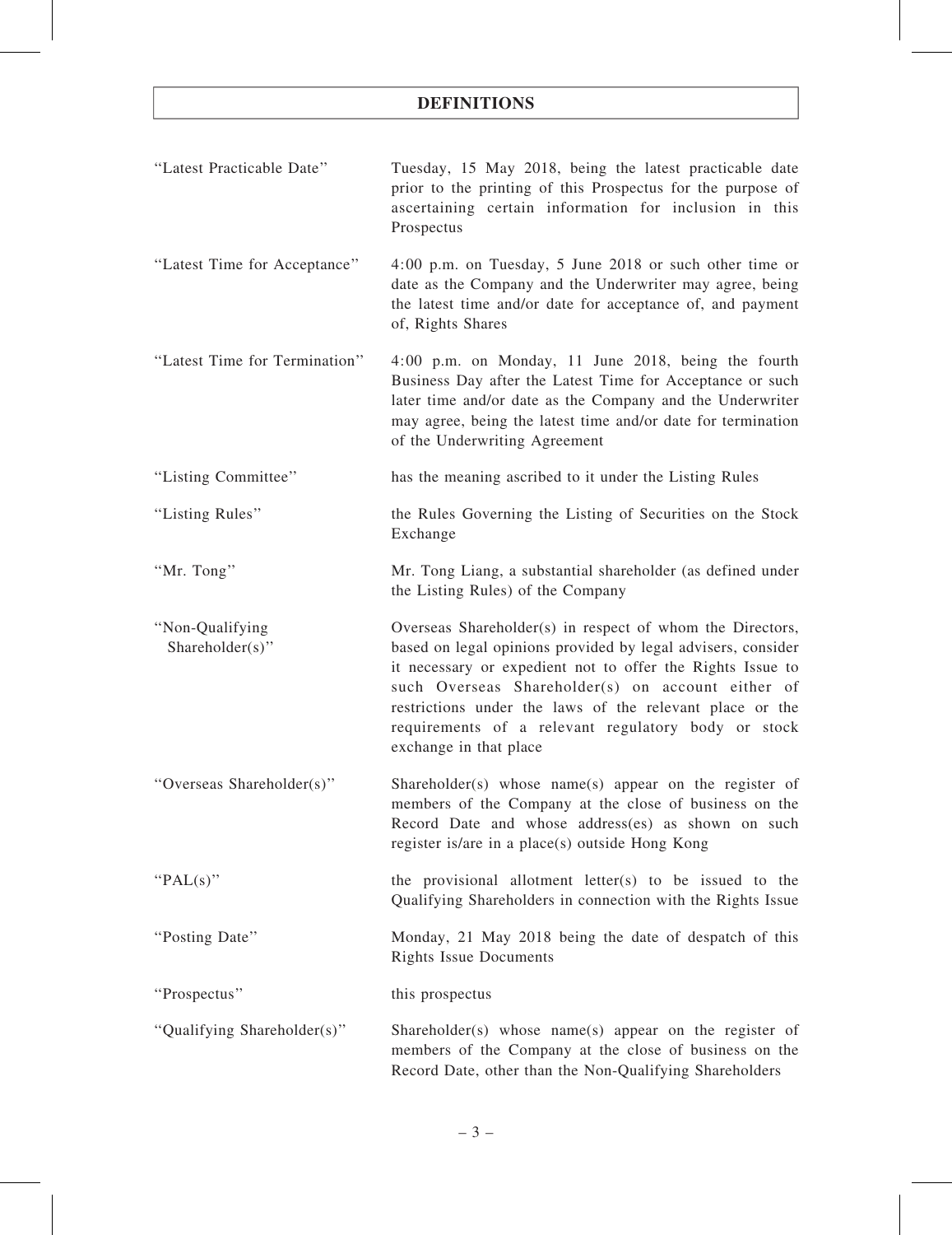# DEFINITIONS

| | |
|---|---|
| "Latest Practicable Date" | Tuesday, 15 May 2018, being the latest practicable date prior to the printing of this Prospectus for the purpose of ascertaining certain information for inclusion in this Prospectus |
| "Latest Time for Acceptance" | 4:00 p.m. on Tuesday, 5 June 2018 or such other time or date as the Company and the Underwriter may agree, being the latest time and/or date for acceptance of, and payment of, Rights Shares |
| "Latest Time for Termination" | 4:00 p.m. on Monday, 11 June 2018, being the fourth Business Day after the Latest Time for Acceptance or such later time and/or date as the Company and the Underwriter may agree, being the latest time and/or date for termination of the Underwriting Agreement |
| "Listing Committee" | has the meaning ascribed to it under the Listing Rules |
| "Listing Rules" | the Rules Governing the Listing of Securities on the Stock Exchange |
| "Mr. Tong" | Mr. Tong Liang, a substantial shareholder (as defined under the Listing Rules) of the Company |
| "Non-Qualifying Shareholder(s)" | Overseas Shareholder(s) in respect of whom the Directors, based on legal opinions provided by legal advisers, consider it necessary or expedient not to offer the Rights Issue to such Overseas Shareholder(s) on account either of restrictions under the laws of the relevant place or the requirements of a relevant regulatory body or stock exchange in that place |
| "Overseas Shareholder(s)" | Shareholder(s) whose name(s) appear on the register of members of the Company at the close of business on the Record Date and whose address(es) as shown on such register is/are in a place(s) outside Hong Kong |
| "PAL(s)" | the provisional allotment letter(s) to be issued to the Qualifying Shareholders in connection with the Rights Issue |
| "Posting Date" | Monday, 21 May 2018 being the date of despatch of this Rights Issue Documents |
| "Prospectus" | this prospectus |
| "Qualifying Shareholder(s)" | Shareholder(s) whose name(s) appear on the register of members of the Company at the close of business on the Record Date, other than the Non-Qualifying Shareholders |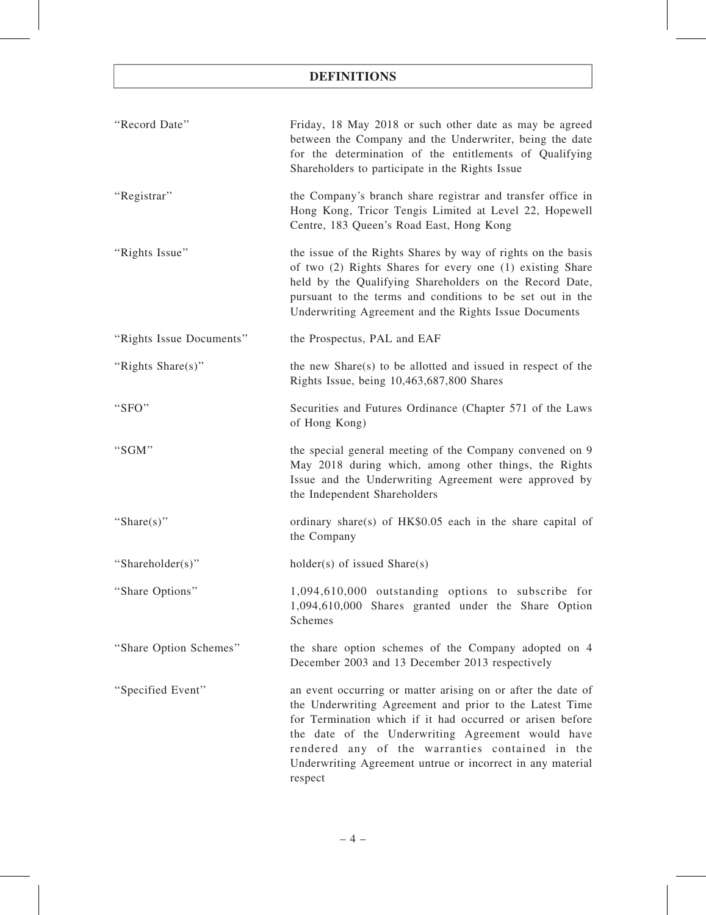# DEFINITIONS

| | |
|---|---|
| "Record Date" | Friday, 18 May 2018 or such other date as may be agreed between the Company and the Underwriter, being the date for the determination of the entitlements of Qualifying Shareholders to participate in the Rights Issue |
| "Registrar" | the Company's branch share registrar and transfer office in Hong Kong, Tricor Tengis Limited at Level 22, Hopewell Centre, 183 Queen's Road East, Hong Kong |
| "Rights Issue" | the issue of the Rights Shares by way of rights on the basis of two (2) Rights Shares for every one (1) existing Share held by the Qualifying Shareholders on the Record Date, pursuant to the terms and conditions to be set out in the Underwriting Agreement and the Rights Issue Documents |
| "Rights Issue Documents" | the Prospectus, PAL and EAF |
| "Rights Share(s)" | the new Share(s) to be allotted and issued in respect of the Rights Issue, being 10,463,687,800 Shares |
| "SFO" | Securities and Futures Ordinance (Chapter 571 of the Laws of Hong Kong) |
| "SGM" | the special general meeting of the Company convened on 9 May 2018 during which, among other things, the Rights Issue and the Underwriting Agreement were approved by the Independent Shareholders |
| "Share(s)" | ordinary share(s) of HK$0.05 each in the share capital of the Company |
| "Shareholder(s)" | holder(s) of issued Share(s) |
| "Share Options" | 1,094,610,000 outstanding options to subscribe for 1,094,610,000 Shares granted under the Share Option Schemes |
| "Share Option Schemes" | the share option schemes of the Company adopted on 4 December 2003 and 13 December 2013 respectively |
| "Specified Event" | an event occurring or matter arising on or after the date of the Underwriting Agreement and prior to the Latest Time for Termination which if it had occurred or arisen before the date of the Underwriting Agreement would have rendered any of the warranties contained in the Underwriting Agreement untrue or incorrect in any material respect |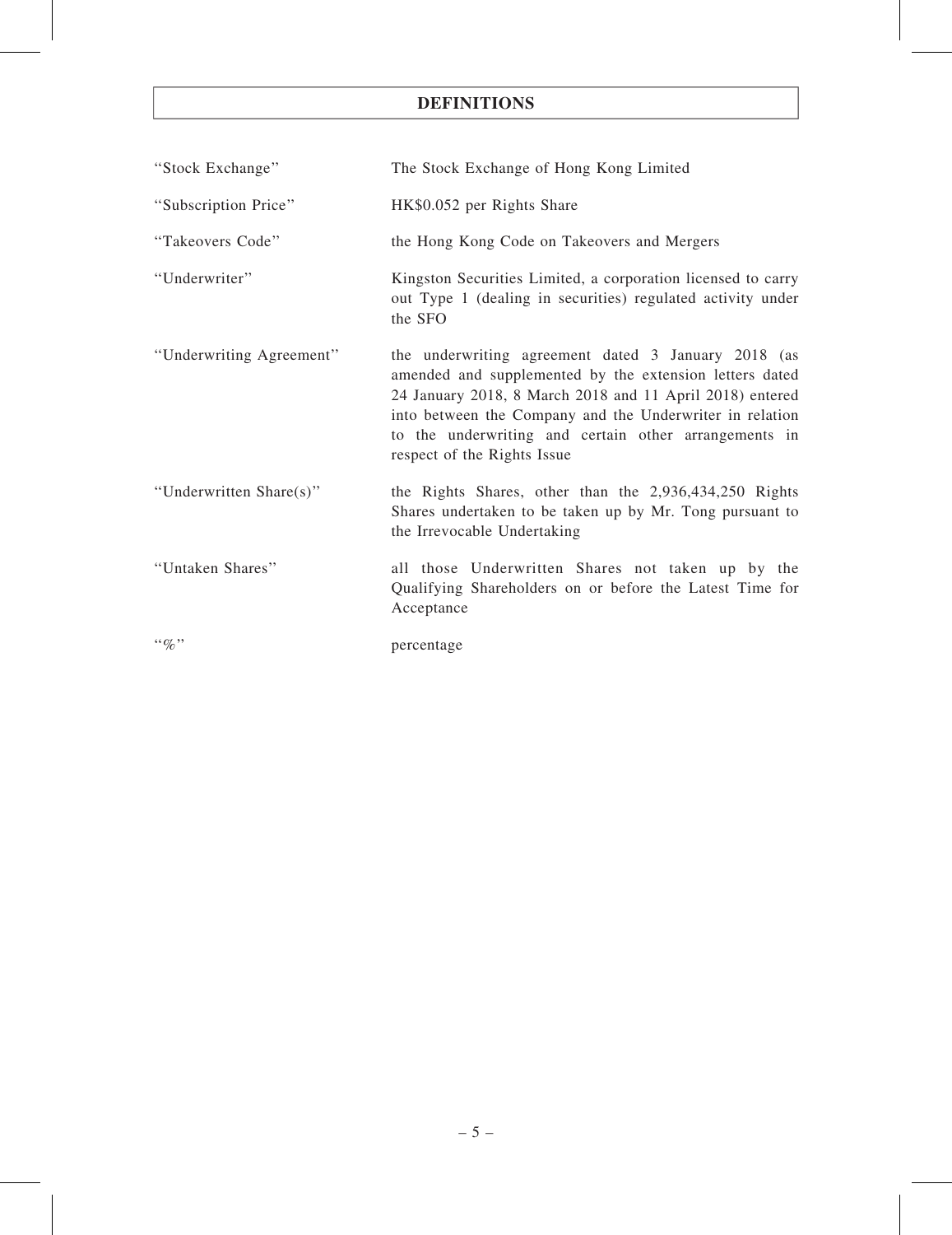# DEFINITIONS

| | |
|---|---|
| "Stock Exchange" | The Stock Exchange of Hong Kong Limited |
| "Subscription Price" | HK$0.052 per Rights Share |
| "Takeovers Code" | the Hong Kong Code on Takeovers and Mergers |
| "Underwriter" | Kingston Securities Limited, a corporation licensed to carry out Type 1 (dealing in securities) regulated activity under the SFO |
| "Underwriting Agreement" | the underwriting agreement dated 3 January 2018 (as amended and supplemented by the extension letters dated 24 January 2018, 8 March 2018 and 11 April 2018) entered into between the Company and the Underwriter in relation to the underwriting and certain other arrangements in respect of the Rights Issue |
| "Underwritten Share(s)" | the Rights Shares, other than the 2,936,434,250 Rights Shares undertaken to be taken up by Mr. Tong pursuant to the Irrevocable Undertaking |
| "Untaken Shares" | all those Underwritten Shares not taken up by the Qualifying Shareholders on or before the Latest Time for Acceptance |
| "%" | percentage |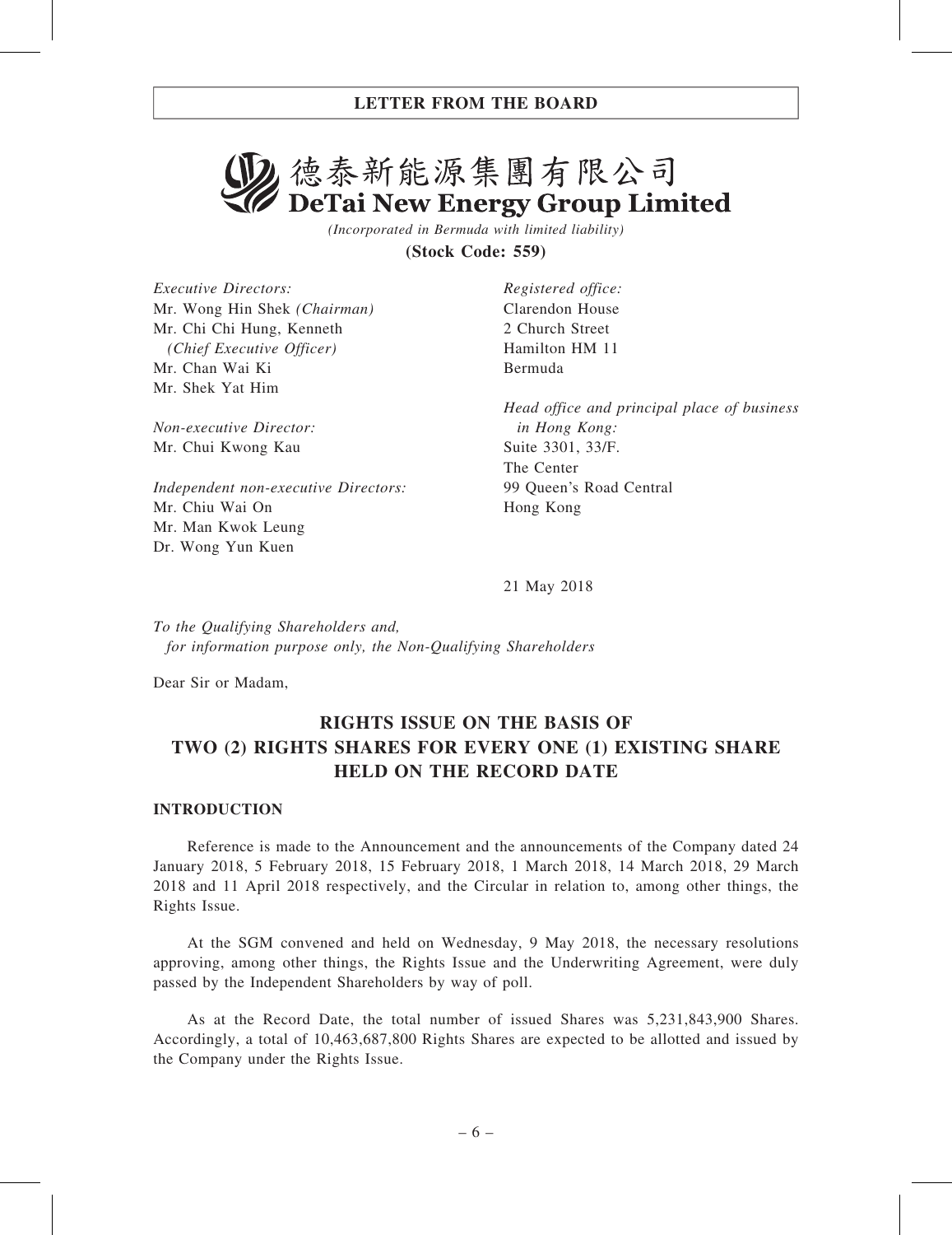# 德泰新能源集團有限公司
# DeTai New Energy Group Limited

*(Incorporated in Bermuda with limited liability)*

**(Stock Code: 559)**

*Executive Directors:*
Mr. Wong Hin Shek *(Chairman)*
Mr. Chi Chi Hung, Kenneth
*(Chief Executive Officer)*
Mr. Chan Wai Ki
Mr. Shek Yat Him

*Non-executive Director:*
Mr. Chui Kwong Kau

*Independent non-executive Directors:*
Mr. Chiu Wai On
Mr. Man Kwok Leung
Dr. Wong Yun Kuen

*Registered office:*
Clarendon House
2 Church Street
Hamilton HM 11
Bermuda

*Head office and principal place of business in Hong Kong:*
Suite 3301, 33/F.
The Center
99 Queen's Road Central
Hong Kong

21 May 2018

*To the Qualifying Shareholders and,*
*for information purpose only, the Non-Qualifying Shareholders*

Dear Sir or Madam,

## RIGHTS ISSUE ON THE BASIS OF TWO (2) RIGHTS SHARES FOR EVERY ONE (1) EXISTING SHARE HELD ON THE RECORD DATE

### INTRODUCTION

Reference is made to the Announcement and the announcements of the Company dated 24 January 2018, 5 February 2018, 15 February 2018, 1 March 2018, 14 March 2018, 29 March 2018 and 11 April 2018 respectively, and the Circular in relation to, among other things, the Rights Issue.

At the SGM convened and held on Wednesday, 9 May 2018, the necessary resolutions approving, among other things, the Rights Issue and the Underwriting Agreement, were duly passed by the Independent Shareholders by way of poll.

As at the Record Date, the total number of issued Shares was 5,231,843,900 Shares. Accordingly, a total of 10,463,687,800 Rights Shares are expected to be allotted and issued by the Company under the Rights Issue.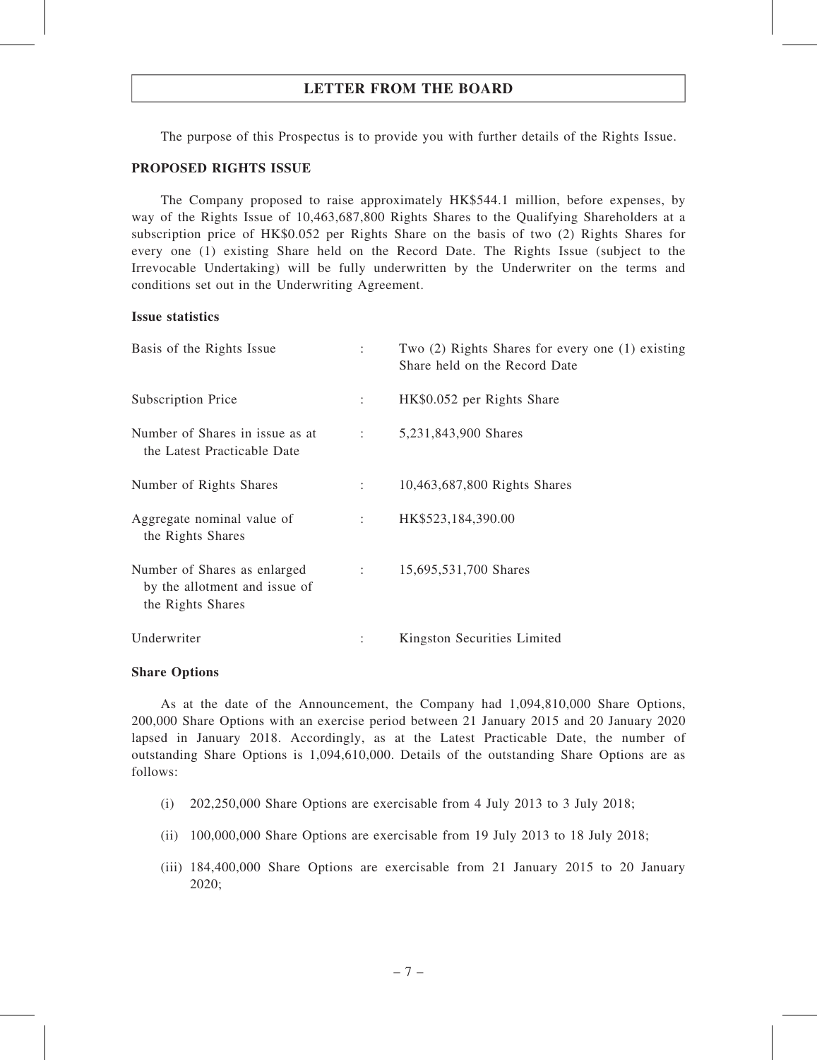## LETTER FROM THE BOARD

The purpose of this Prospectus is to provide you with further details of the Rights Issue.

### PROPOSED RIGHTS ISSUE

The Company proposed to raise approximately HK$544.1 million, before expenses, by way of the Rights Issue of 10,463,687,800 Rights Shares to the Qualifying Shareholders at a subscription price of HK$0.052 per Rights Share on the basis of two (2) Rights Shares for every one (1) existing Share held on the Record Date. The Rights Issue (subject to the Irrevocable Undertaking) will be fully underwritten by the Underwriter on the terms and conditions set out in the Underwriting Agreement.

**Issue statistics**

| | | |
|---|---|---|
| Basis of the Rights Issue | : | Two (2) Rights Shares for every one (1) existing Share held on the Record Date |
| Subscription Price | : | HK$0.052 per Rights Share |
| Number of Shares in issue as at the Latest Practicable Date | : | 5,231,843,900 Shares |
| Number of Rights Shares | : | 10,463,687,800 Rights Shares |
| Aggregate nominal value of the Rights Shares | : | HK$523,184,390.00 |
| Number of Shares as enlarged by the allotment and issue of the Rights Shares | : | 15,695,531,700 Shares |
| Underwriter | : | Kingston Securities Limited |

**Share Options**

As at the date of the Announcement, the Company had 1,094,810,000 Share Options, 200,000 Share Options with an exercise period between 21 January 2015 and 20 January 2020 lapsed in January 2018. Accordingly, as at the Latest Practicable Date, the number of outstanding Share Options is 1,094,610,000. Details of the outstanding Share Options are as follows:

(i) 202,250,000 Share Options are exercisable from 4 July 2013 to 3 July 2018;

(ii) 100,000,000 Share Options are exercisable from 19 July 2013 to 18 July 2018;

(iii) 184,400,000 Share Options are exercisable from 21 January 2015 to 20 January 2020;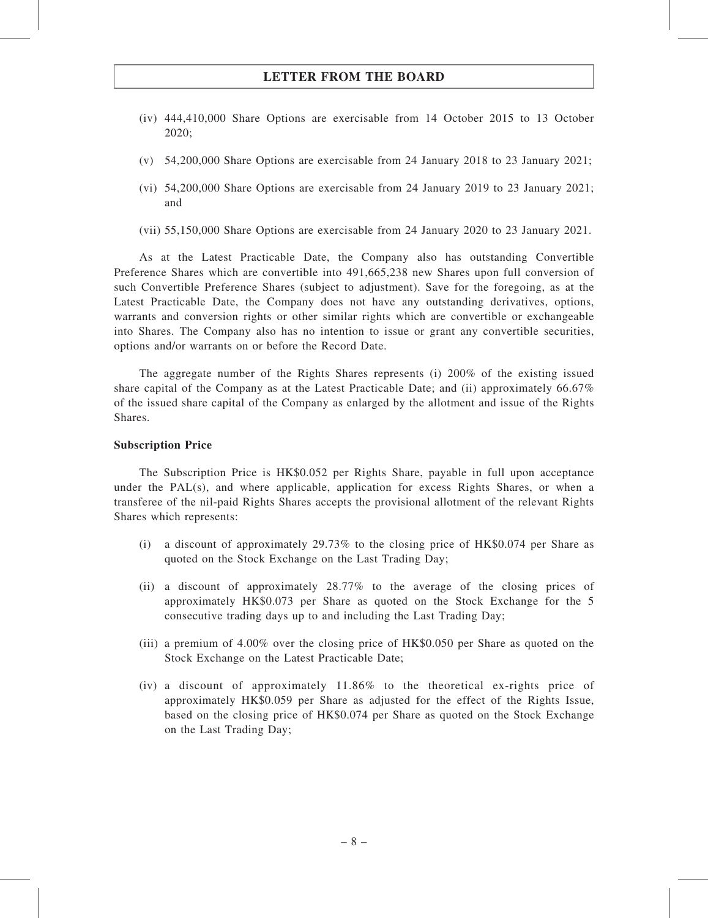(iv) 444,410,000 Share Options are exercisable from 14 October 2015 to 13 October 2020;

(v) 54,200,000 Share Options are exercisable from 24 January 2018 to 23 January 2021;

(vi) 54,200,000 Share Options are exercisable from 24 January 2019 to 23 January 2021; and

(vii) 55,150,000 Share Options are exercisable from 24 January 2020 to 23 January 2021.

As at the Latest Practicable Date, the Company also has outstanding Convertible Preference Shares which are convertible into 491,665,238 new Shares upon full conversion of such Convertible Preference Shares (subject to adjustment). Save for the foregoing, as at the Latest Practicable Date, the Company does not have any outstanding derivatives, options, warrants and conversion rights or other similar rights which are convertible or exchangeable into Shares. The Company also has no intention to issue or grant any convertible securities, options and/or warrants on or before the Record Date.

The aggregate number of the Rights Shares represents (i) 200% of the existing issued share capital of the Company as at the Latest Practicable Date; and (ii) approximately 66.67% of the issued share capital of the Company as enlarged by the allotment and issue of the Rights Shares.

**Subscription Price**

The Subscription Price is HK$0.052 per Rights Share, payable in full upon acceptance under the PAL(s), and where applicable, application for excess Rights Shares, or when a transferee of the nil-paid Rights Shares accepts the provisional allotment of the relevant Rights Shares which represents:

(i) a discount of approximately 29.73% to the closing price of HK$0.074 per Share as quoted on the Stock Exchange on the Last Trading Day;

(ii) a discount of approximately 28.77% to the average of the closing prices of approximately HK$0.073 per Share as quoted on the Stock Exchange for the 5 consecutive trading days up to and including the Last Trading Day;

(iii) a premium of 4.00% over the closing price of HK$0.050 per Share as quoted on the Stock Exchange on the Latest Practicable Date;

(iv) a discount of approximately 11.86% to the theoretical ex-rights price of approximately HK$0.059 per Share as adjusted for the effect of the Rights Issue, based on the closing price of HK$0.074 per Share as quoted on the Stock Exchange on the Last Trading Day;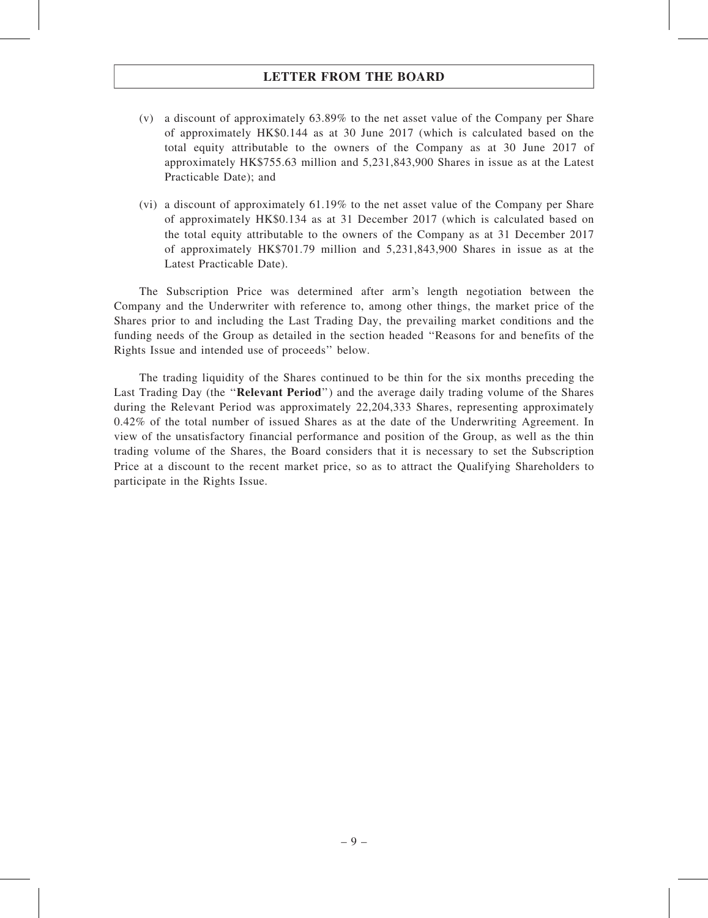(v) a discount of approximately 63.89% to the net asset value of the Company per Share of approximately HK$0.144 as at 30 June 2017 (which is calculated based on the total equity attributable to the owners of the Company as at 30 June 2017 of approximately HK$755.63 million and 5,231,843,900 Shares in issue as at the Latest Practicable Date); and

(vi) a discount of approximately 61.19% to the net asset value of the Company per Share of approximately HK$0.134 as at 31 December 2017 (which is calculated based on the total equity attributable to the owners of the Company as at 31 December 2017 of approximately HK$701.79 million and 5,231,843,900 Shares in issue as at the Latest Practicable Date).

The Subscription Price was determined after arm's length negotiation between the Company and the Underwriter with reference to, among other things, the market price of the Shares prior to and including the Last Trading Day, the prevailing market conditions and the funding needs of the Group as detailed in the section headed ''Reasons for and benefits of the Rights Issue and intended use of proceeds'' below.

The trading liquidity of the Shares continued to be thin for the six months preceding the Last Trading Day (the ''**Relevant Period**'') and the average daily trading volume of the Shares during the Relevant Period was approximately 22,204,333 Shares, representing approximately 0.42% of the total number of issued Shares as at the date of the Underwriting Agreement. In view of the unsatisfactory financial performance and position of the Group, as well as the thin trading volume of the Shares, the Board considers that it is necessary to set the Subscription Price at a discount to the recent market price, so as to attract the Qualifying Shareholders to participate in the Rights Issue.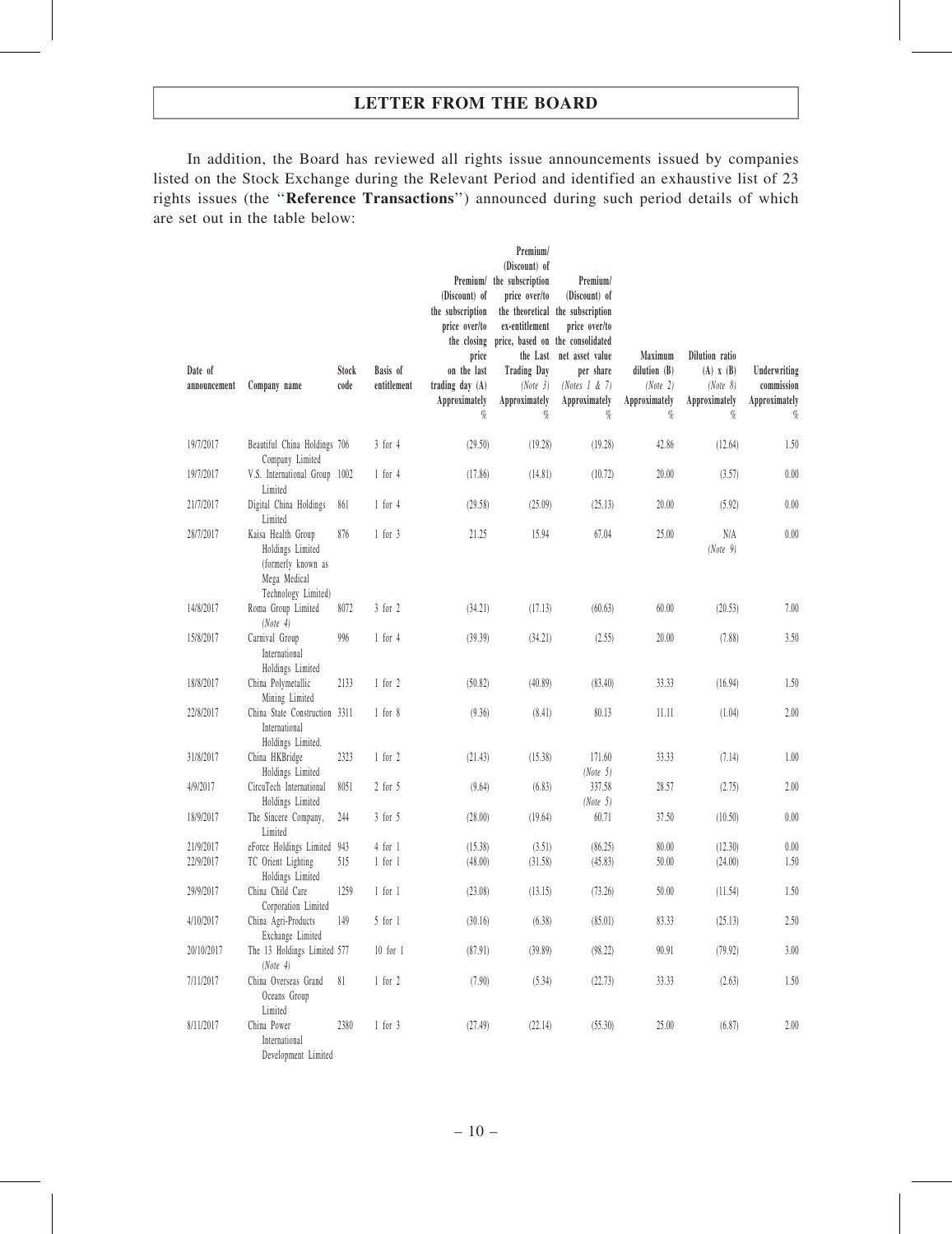# LETTER FROM THE BOARD

In addition, the Board has reviewed all rights issue announcements issued by companies listed on the Stock Exchange during the Relevant Period and identified an exhaustive list of 23 rights issues (the "**Reference Transactions**") announced during such period details of which are set out in the table below:

| Date of announcement | Company name | Stock code | Basis of entitlement | Premium/ (Discount) of the subscription price over/to the closing price on the last trading day (A) Approximately % | Premium/ (Discount) of the subscription price over/to the theoretical ex-entitlement price, based on the Last Trading Day (Note 3) Approximately % | Premium/ (Discount) of the subscription price over/to the consolidated net asset value per share (Notes 1 & 7) Approximately % | Maximum dilution (B) (Note 2) Approximately % | Dilution ratio (A) x (B) (Note 8) Approximately % | Underwriting commission Approximately % |
|---|---|---|---|---|---|---|---|---|---|
| 19/7/2017 | Beautiful China Holdings Company Limited | 706 | 3 for 4 | (29.50) | (19.28) | (19.28) | 42.86 | (12.64) | 1.50 |
| 19/7/2017 | V.S. International Group Limited | 1002 | 1 for 4 | (17.86) | (14.81) | (10.72) | 20.00 | (3.57) | 0.00 |
| 21/7/2017 | Digital China Holdings Limited | 861 | 1 for 4 | (29.58) | (25.09) | (25.13) | 20.00 | (5.92) | 0.00 |
| 28/7/2017 | Kaisa Health Group Holdings Limited (formerly known as Mega Medical Technology Limited) | 876 | 1 for 3 | 21.25 | 15.94 | 67.04 | 25.00 | N/A (Note 9) | 0.00 |
| 14/8/2017 | Roma Group Limited (Note 4) | 8072 | 3 for 2 | (34.21) | (17.13) | (60.63) | 60.00 | (20.53) | 7.00 |
| 15/8/2017 | Carnival Group International Holdings Limited | 996 | 1 for 4 | (39.39) | (34.21) | (2.55) | 20.00 | (7.88) | 3.50 |
| 18/8/2017 | China Polymetallic Mining Limited | 2133 | 1 for 2 | (50.82) | (40.89) | (83.40) | 33.33 | (16.94) | 1.50 |
| 22/8/2017 | China State Construction International Holdings Limited. | 3311 | 1 for 8 | (9.36) | (8.41) | 80.13 | 11.11 | (1.04) | 2.00 |
| 31/8/2017 | China HKBridge Holdings Limited | 2323 | 1 for 2 | (21.43) | (15.38) | 171.60 (Note 5) | 33.33 | (7.14) | 1.00 |
| 4/9/2017 | CircuTech International Holdings Limited | 8051 | 2 for 5 | (9.64) | (6.83) | 337.58 (Note 5) | 28.57 | (2.75) | 2.00 |
| 18/9/2017 | The Sincere Company, Limited | 244 | 3 for 5 | (28.00) | (19.64) | 60.71 | 37.50 | (10.50) | 0.00 |
| 21/9/2017 | eForce Holdings Limited | 943 | 4 for 1 | (15.38) | (3.51) | (86.25) | 80.00 | (12.30) | 0.00 |
| 22/9/2017 | TC Orient Lighting Holdings Limited | 515 | 1 for 1 | (48.00) | (31.58) | (45.83) | 50.00 | (24.00) | 1.50 |
| 29/9/2017 | China Child Care Corporation Limited | 1259 | 1 for 1 | (23.08) | (13.15) | (73.26) | 50.00 | (11.54) | 1.50 |
| 4/10/2017 | China Agri-Products Exchange Limited | 149 | 5 for 1 | (30.16) | (6.38) | (85.01) | 83.33 | (25.13) | 2.50 |
| 20/10/2017 | The 13 Holdings Limited (Note 4) | 577 | 10 for 1 | (87.91) | (39.89) | (98.22) | 90.91 | (79.92) | 3.00 |
| 7/11/2017 | China Overseas Grand Oceans Group Limited | 81 | 1 for 2 | (7.90) | (5.34) | (22.73) | 33.33 | (2.63) | 1.50 |
| 8/11/2017 | China Power International Development Limited | 2380 | 1 for 3 | (27.49) | (22.14) | (55.30) | 25.00 | (6.87) | 2.00 |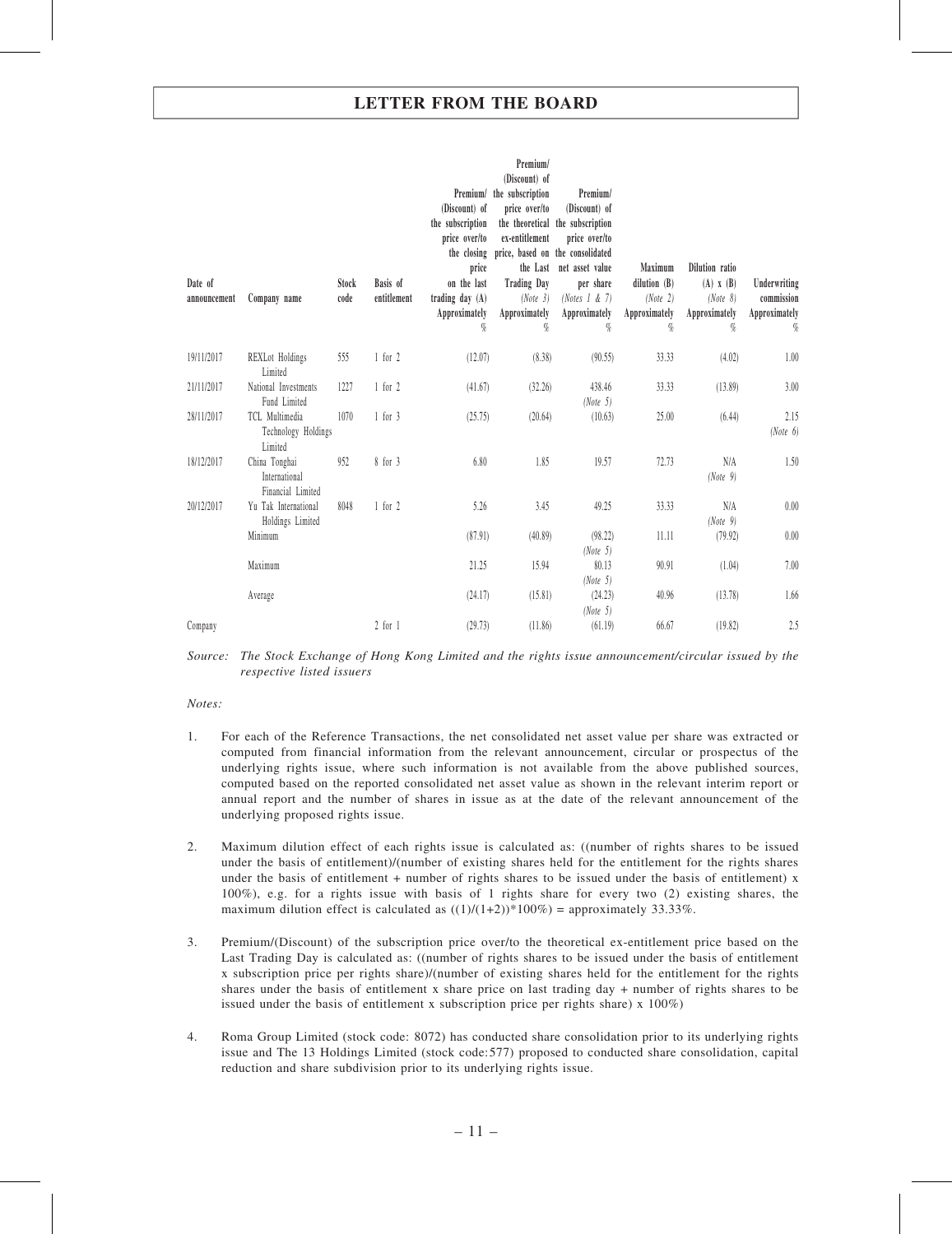| Date of announcement | Company name | Stock code | Basis of entitlement | Premium/ (Discount) of the subscription price over/to the closing price on the last trading day (A) Approximately % | Premium/ (Discount) of the subscription price over/to the theoretical ex-entitlement price, based on the Last Trading Day (Note 3) Approximately % | Premium/ (Discount) of the subscription price over/to the consolidated net asset value per share (Notes 1 & 7) Approximately % | Maximum dilution (B) (Note 2) Approximately % | Dilution ratio (A) x (B) (Note 8) Approximately % | Underwriting commission Approximately % |
|---|---|---|---|---|---|---|---|---|---|
| 19/11/2017 | REXLot Holdings Limited | 555 | 1 for 2 | (12.07) | (8.38) | (90.55) | 33.33 | (4.02) | 1.00 |
| 21/11/2017 | National Investments Fund Limited | 1227 | 1 for 2 | (41.67) | (32.26) | 438.46 (Note 5) | 33.33 | (13.89) | 3.00 |
| 28/11/2017 | TCL Multimedia Technology Holdings Limited | 1070 | 1 for 3 | (25.75) | (20.64) | (10.63) | 25.00 | (6.44) | 2.15 (Note 6) |
| 18/12/2017 | China Tonghai International Financial Limited | 952 | 8 for 3 | 6.80 | 1.85 | 19.57 | 72.73 | N/A (Note 9) | 1.50 |
| 20/12/2017 | Yu Tak International Holdings Limited | 8048 | 1 for 2 | 5.26 | 3.45 | 49.25 | 33.33 | N/A (Note 9) | 0.00 |
| | Minimum | | | (87.91) | (40.89) | (98.22) (Note 5) | 11.11 | (79.92) | 0.00 |
| | Maximum | | | 21.25 | 15.94 | 80.13 (Note 5) | 90.91 | (1.04) | 7.00 |
| | Average | | | (24.17) | (15.81) | (24.23) (Note 5) | 40.96 | (13.78) | 1.66 |
| Company | | | 2 for 1 | (29.73) | (11.86) | (61.19) | 66.67 | (19.82) | 2.5 |

*Source: The Stock Exchange of Hong Kong Limited and the rights issue announcement/circular issued by the respective listed issuers*

*Notes:*

1. For each of the Reference Transactions, the net consolidated net asset value per share was extracted or computed from financial information from the relevant announcement, circular or prospectus of the underlying rights issue, where such information is not available from the above published sources, computed based on the reported consolidated net asset value as shown in the relevant interim report or annual report and the number of shares in issue as at the date of the relevant announcement of the underlying proposed rights issue.

2. Maximum dilution effect of each rights issue is calculated as: ((number of rights shares to be issued under the basis of entitlement)/(number of existing shares held for the entitlement for the rights shares under the basis of entitlement + number of rights shares to be issued under the basis of entitlement) x 100%), e.g. for a rights issue with basis of 1 rights share for every two (2) existing shares, the maximum dilution effect is calculated as ((1)/(1+2))*100%) = approximately 33.33%.

3. Premium/(Discount) of the subscription price over/to the theoretical ex-entitlement price based on the Last Trading Day is calculated as: ((number of rights shares to be issued under the basis of entitlement x subscription price per rights share)/(number of existing shares held for the entitlement for the rights shares under the basis of entitlement x share price on last trading day + number of rights shares to be issued under the basis of entitlement x subscription price per rights share) x 100%)

4. Roma Group Limited (stock code: 8072) has conducted share consolidation prior to its underlying rights issue and The 13 Holdings Limited (stock code:577) proposed to conducted share consolidation, capital reduction and share subdivision prior to its underlying rights issue.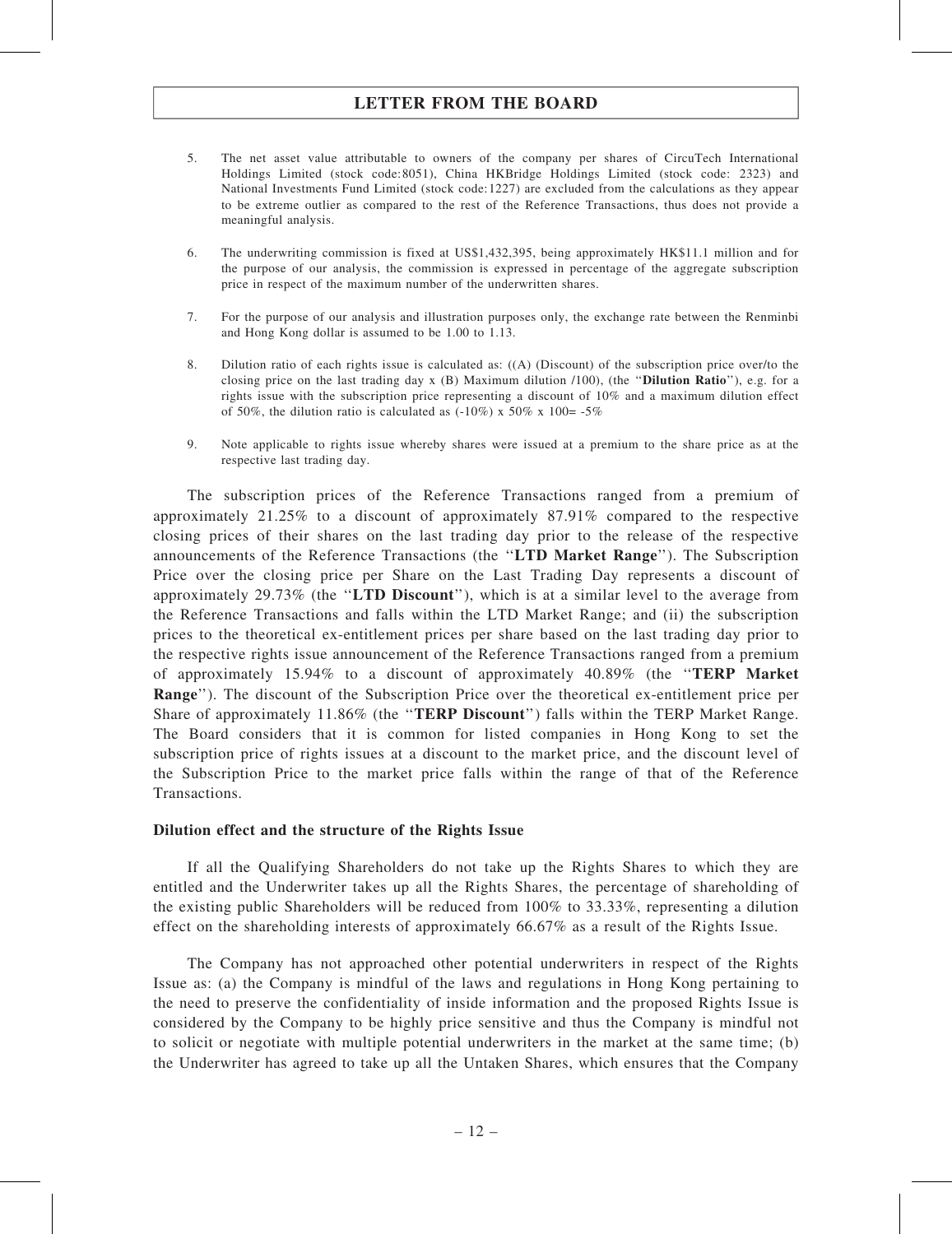5. The net asset value attributable to owners of the company per shares of CircuTech International Holdings Limited (stock code:8051), China HKBridge Holdings Limited (stock code: 2323) and National Investments Fund Limited (stock code:1227) are excluded from the calculations as they appear to be extreme outlier as compared to the rest of the Reference Transactions, thus does not provide a meaningful analysis.

6. The underwriting commission is fixed at US$1,432,395, being approximately HK$11.1 million and for the purpose of our analysis, the commission is expressed in percentage of the aggregate subscription price in respect of the maximum number of the underwritten shares.

7. For the purpose of our analysis and illustration purposes only, the exchange rate between the Renminbi and Hong Kong dollar is assumed to be 1.00 to 1.13.

8. Dilution ratio of each rights issue is calculated as: ((A) (Discount) of the subscription price over/to the closing price on the last trading day x (B) Maximum dilution /100), (the "**Dilution Ratio**"), e.g. for a rights issue with the subscription price representing a discount of 10% and a maximum dilution effect of 50%, the dilution ratio is calculated as (-10%) x 50% x 100= -5%

9. Note applicable to rights issue whereby shares were issued at a premium to the share price as at the respective last trading day.

The subscription prices of the Reference Transactions ranged from a premium of approximately 21.25% to a discount of approximately 87.91% compared to the respective closing prices of their shares on the last trading day prior to the release of the respective announcements of the Reference Transactions (the "**LTD Market Range**"). The Subscription Price over the closing price per Share on the Last Trading Day represents a discount of approximately 29.73% (the "**LTD Discount**"), which is at a similar level to the average from the Reference Transactions and falls within the LTD Market Range; and (ii) the subscription prices to the theoretical ex-entitlement prices per share based on the last trading day prior to the respective rights issue announcement of the Reference Transactions ranged from a premium of approximately 15.94% to a discount of approximately 40.89% (the "**TERP Market Range**"). The discount of the Subscription Price over the theoretical ex-entitlement price per Share of approximately 11.86% (the "**TERP Discount**") falls within the TERP Market Range. The Board considers that it is common for listed companies in Hong Kong to set the subscription price of rights issues at a discount to the market price, and the discount level of the Subscription Price to the market price falls within the range of that of the Reference Transactions.

**Dilution effect and the structure of the Rights Issue**

If all the Qualifying Shareholders do not take up the Rights Shares to which they are entitled and the Underwriter takes up all the Rights Shares, the percentage of shareholding of the existing public Shareholders will be reduced from 100% to 33.33%, representing a dilution effect on the shareholding interests of approximately 66.67% as a result of the Rights Issue.

The Company has not approached other potential underwriters in respect of the Rights Issue as: (a) the Company is mindful of the laws and regulations in Hong Kong pertaining to the need to preserve the confidentiality of inside information and the proposed Rights Issue is considered by the Company to be highly price sensitive and thus the Company is mindful not to solicit or negotiate with multiple potential underwriters in the market at the same time; (b) the Underwriter has agreed to take up all the Untaken Shares, which ensures that the Company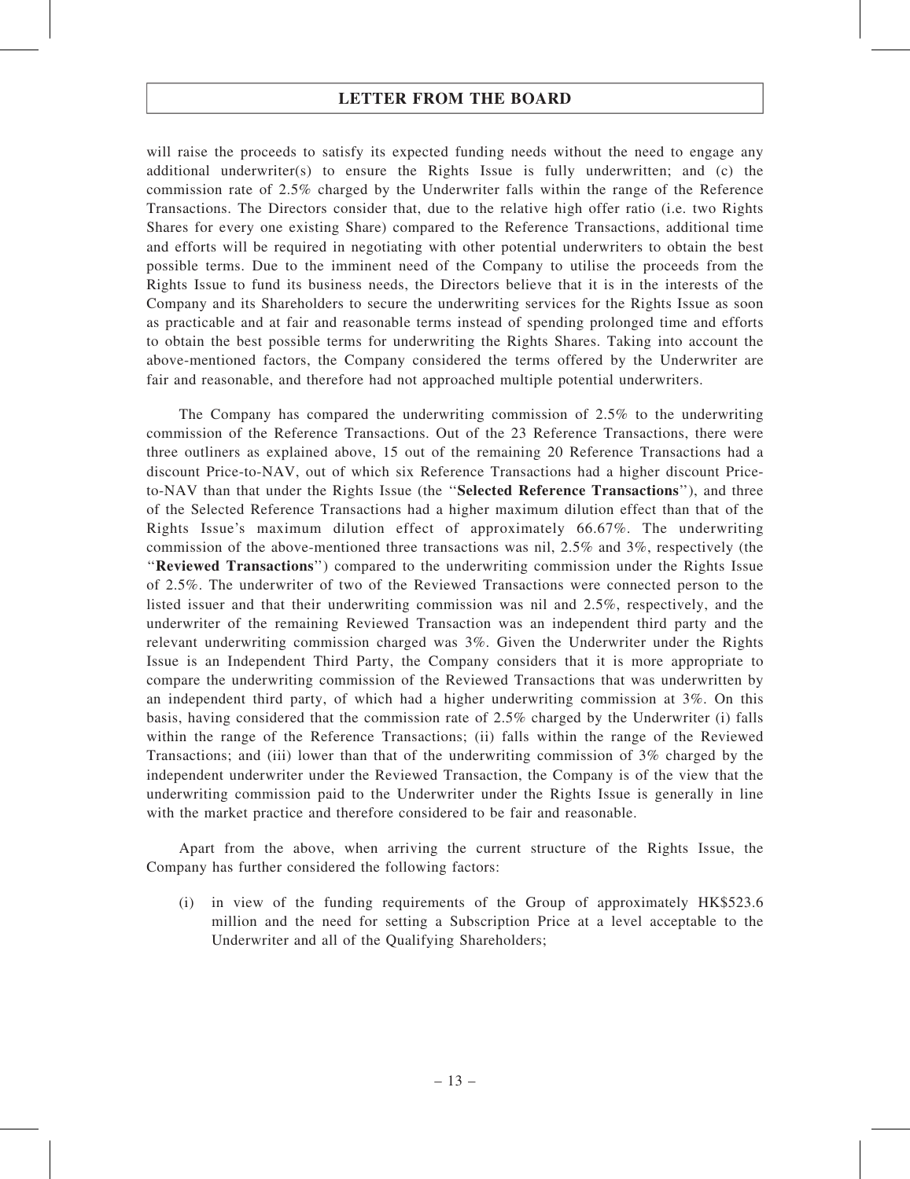will raise the proceeds to satisfy its expected funding needs without the need to engage any additional underwriter(s) to ensure the Rights Issue is fully underwritten; and (c) the commission rate of 2.5% charged by the Underwriter falls within the range of the Reference Transactions. The Directors consider that, due to the relative high offer ratio (i.e. two Rights Shares for every one existing Share) compared to the Reference Transactions, additional time and efforts will be required in negotiating with other potential underwriters to obtain the best possible terms. Due to the imminent need of the Company to utilise the proceeds from the Rights Issue to fund its business needs, the Directors believe that it is in the interests of the Company and its Shareholders to secure the underwriting services for the Rights Issue as soon as practicable and at fair and reasonable terms instead of spending prolonged time and efforts to obtain the best possible terms for underwriting the Rights Shares. Taking into account the above-mentioned factors, the Company considered the terms offered by the Underwriter are fair and reasonable, and therefore had not approached multiple potential underwriters.

The Company has compared the underwriting commission of 2.5% to the underwriting commission of the Reference Transactions. Out of the 23 Reference Transactions, there were three outliners as explained above, 15 out of the remaining 20 Reference Transactions had a discount Price-to-NAV, out of which six Reference Transactions had a higher discount Price-to-NAV than that under the Rights Issue (the ''**Selected Reference Transactions**''), and three of the Selected Reference Transactions had a higher maximum dilution effect than that of the Rights Issue's maximum dilution effect of approximately 66.67%. The underwriting commission of the above-mentioned three transactions was nil, 2.5% and 3%, respectively (the ''**Reviewed Transactions**'') compared to the underwriting commission under the Rights Issue of 2.5%. The underwriter of two of the Reviewed Transactions were connected person to the listed issuer and that their underwriting commission was nil and 2.5%, respectively, and the underwriter of the remaining Reviewed Transaction was an independent third party and the relevant underwriting commission charged was 3%. Given the Underwriter under the Rights Issue is an Independent Third Party, the Company considers that it is more appropriate to compare the underwriting commission of the Reviewed Transactions that was underwritten by an independent third party, of which had a higher underwriting commission at 3%. On this basis, having considered that the commission rate of 2.5% charged by the Underwriter (i) falls within the range of the Reference Transactions; (ii) falls within the range of the Reviewed Transactions; and (iii) lower than that of the underwriting commission of 3% charged by the independent underwriter under the Reviewed Transaction, the Company is of the view that the underwriting commission paid to the Underwriter under the Rights Issue is generally in line with the market practice and therefore considered to be fair and reasonable.

Apart from the above, when arriving the current structure of the Rights Issue, the Company has further considered the following factors:

(i) in view of the funding requirements of the Group of approximately HK$523.6 million and the need for setting a Subscription Price at a level acceptable to the Underwriter and all of the Qualifying Shareholders;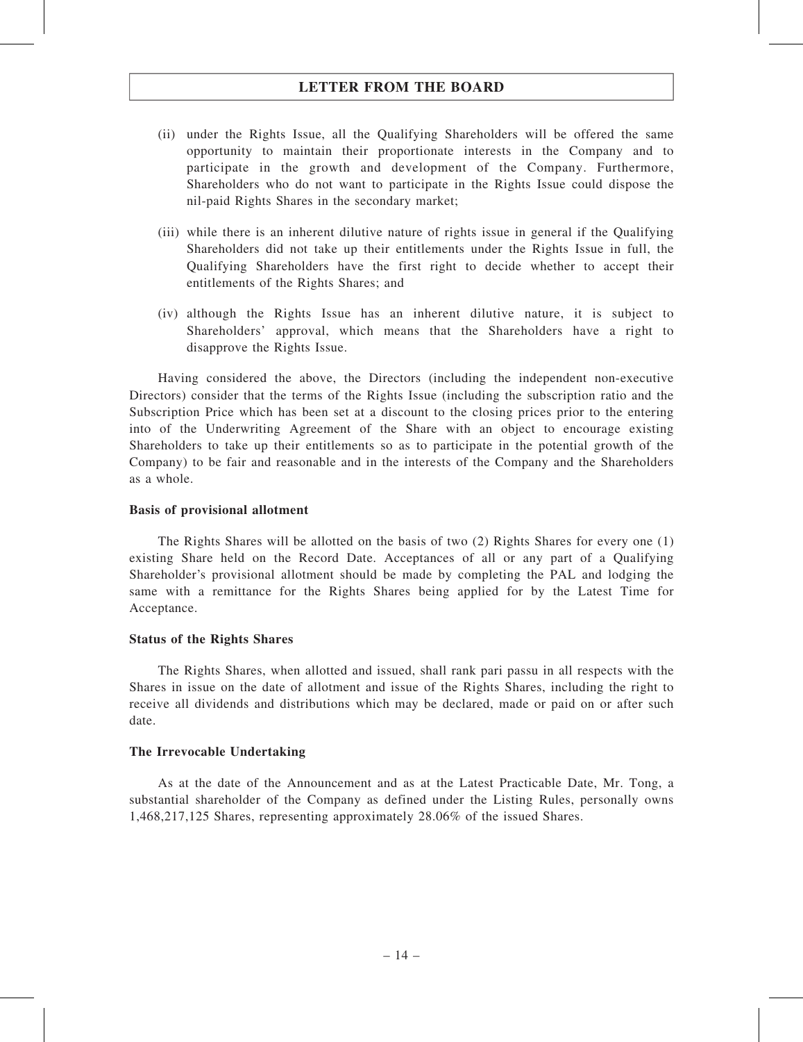(ii) under the Rights Issue, all the Qualifying Shareholders will be offered the same opportunity to maintain their proportionate interests in the Company and to participate in the growth and development of the Company. Furthermore, Shareholders who do not want to participate in the Rights Issue could dispose the nil-paid Rights Shares in the secondary market;

(iii) while there is an inherent dilutive nature of rights issue in general if the Qualifying Shareholders did not take up their entitlements under the Rights Issue in full, the Qualifying Shareholders have the first right to decide whether to accept their entitlements of the Rights Shares; and

(iv) although the Rights Issue has an inherent dilutive nature, it is subject to Shareholders' approval, which means that the Shareholders have a right to disapprove the Rights Issue.

Having considered the above, the Directors (including the independent non-executive Directors) consider that the terms of the Rights Issue (including the subscription ratio and the Subscription Price which has been set at a discount to the closing prices prior to the entering into of the Underwriting Agreement of the Share with an object to encourage existing Shareholders to take up their entitlements so as to participate in the potential growth of the Company) to be fair and reasonable and in the interests of the Company and the Shareholders as a whole.

**Basis of provisional allotment**

The Rights Shares will be allotted on the basis of two (2) Rights Shares for every one (1) existing Share held on the Record Date. Acceptances of all or any part of a Qualifying Shareholder's provisional allotment should be made by completing the PAL and lodging the same with a remittance for the Rights Shares being applied for by the Latest Time for Acceptance.

**Status of the Rights Shares**

The Rights Shares, when allotted and issued, shall rank pari passu in all respects with the Shares in issue on the date of allotment and issue of the Rights Shares, including the right to receive all dividends and distributions which may be declared, made or paid on or after such date.

**The Irrevocable Undertaking**

As at the date of the Announcement and as at the Latest Practicable Date, Mr. Tong, a substantial shareholder of the Company as defined under the Listing Rules, personally owns 1,468,217,125 Shares, representing approximately 28.06% of the issued Shares.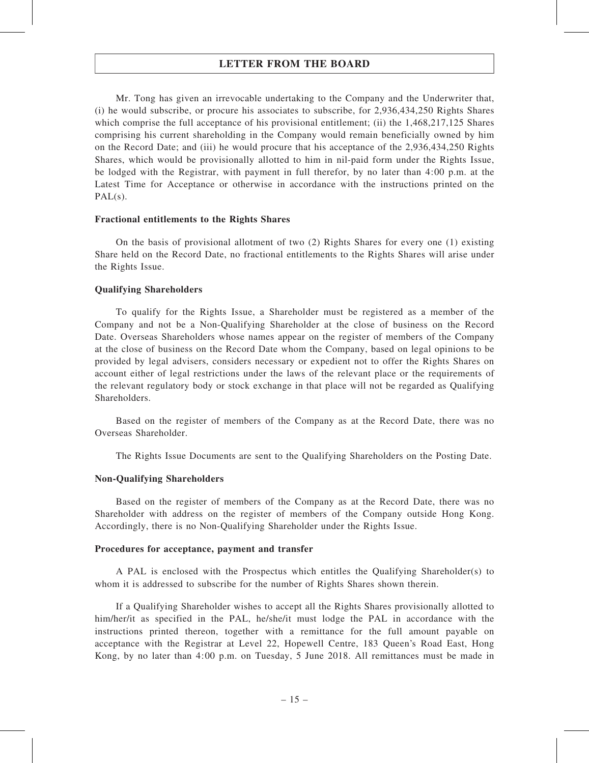Mr. Tong has given an irrevocable undertaking to the Company and the Underwriter that, (i) he would subscribe, or procure his associates to subscribe, for 2,936,434,250 Rights Shares which comprise the full acceptance of his provisional entitlement; (ii) the 1,468,217,125 Shares comprising his current shareholding in the Company would remain beneficially owned by him on the Record Date; and (iii) he would procure that his acceptance of the 2,936,434,250 Rights Shares, which would be provisionally allotted to him in nil-paid form under the Rights Issue, be lodged with the Registrar, with payment in full therefor, by no later than 4:00 p.m. at the Latest Time for Acceptance or otherwise in accordance with the instructions printed on the PAL(s).

**Fractional entitlements to the Rights Shares**

On the basis of provisional allotment of two (2) Rights Shares for every one (1) existing Share held on the Record Date, no fractional entitlements to the Rights Shares will arise under the Rights Issue.

**Qualifying Shareholders**

To qualify for the Rights Issue, a Shareholder must be registered as a member of the Company and not be a Non-Qualifying Shareholder at the close of business on the Record Date. Overseas Shareholders whose names appear on the register of members of the Company at the close of business on the Record Date whom the Company, based on legal opinions to be provided by legal advisers, considers necessary or expedient not to offer the Rights Shares on account either of legal restrictions under the laws of the relevant place or the requirements of the relevant regulatory body or stock exchange in that place will not be regarded as Qualifying Shareholders.

Based on the register of members of the Company as at the Record Date, there was no Overseas Shareholder.

The Rights Issue Documents are sent to the Qualifying Shareholders on the Posting Date.

**Non-Qualifying Shareholders**

Based on the register of members of the Company as at the Record Date, there was no Shareholder with address on the register of members of the Company outside Hong Kong. Accordingly, there is no Non-Qualifying Shareholder under the Rights Issue.

**Procedures for acceptance, payment and transfer**

A PAL is enclosed with the Prospectus which entitles the Qualifying Shareholder(s) to whom it is addressed to subscribe for the number of Rights Shares shown therein.

If a Qualifying Shareholder wishes to accept all the Rights Shares provisionally allotted to him/her/it as specified in the PAL, he/she/it must lodge the PAL in accordance with the instructions printed thereon, together with a remittance for the full amount payable on acceptance with the Registrar at Level 22, Hopewell Centre, 183 Queen's Road East, Hong Kong, by no later than 4:00 p.m. on Tuesday, 5 June 2018. All remittances must be made in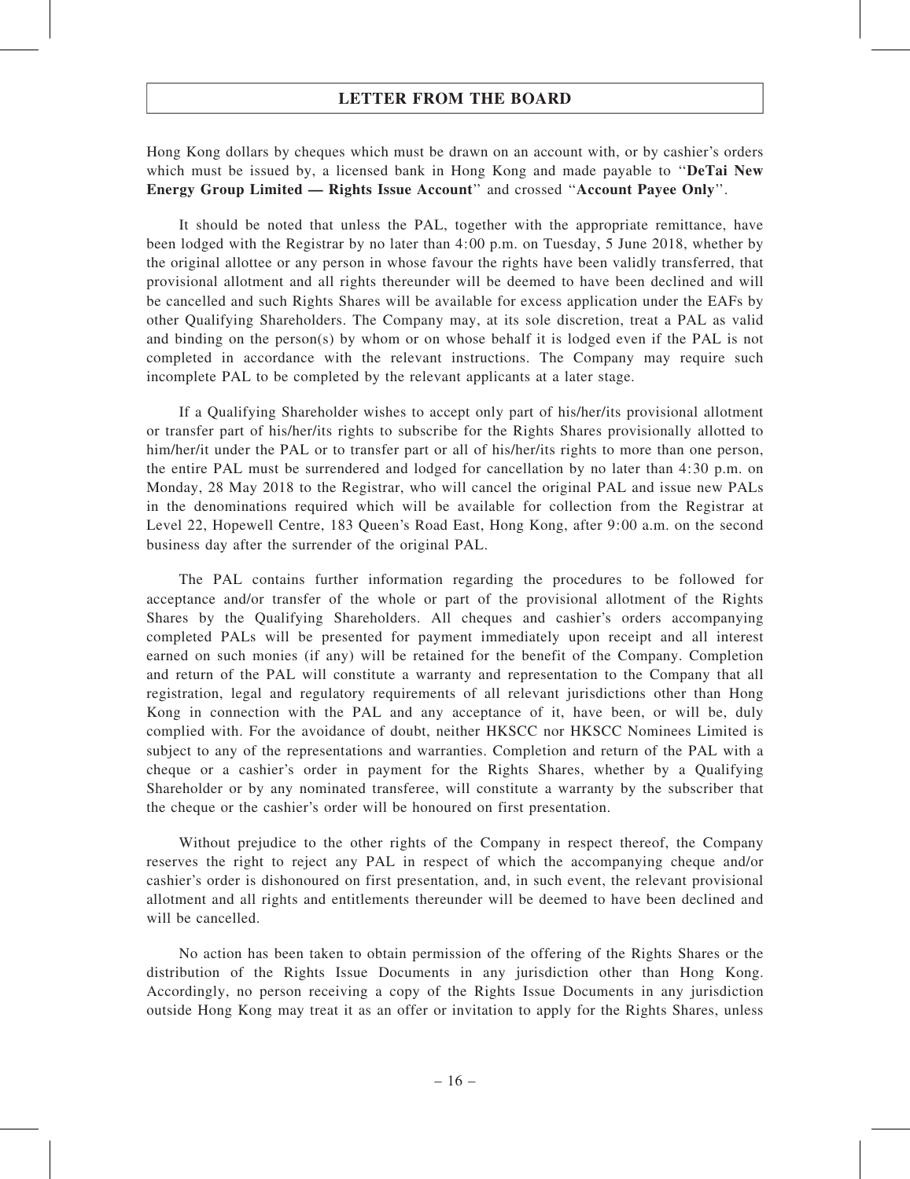Hong Kong dollars by cheques which must be drawn on an account with, or by cashier's orders which must be issued by, a licensed bank in Hong Kong and made payable to "**DeTai New Energy Group Limited — Rights Issue Account**" and crossed "**Account Payee Only**".

It should be noted that unless the PAL, together with the appropriate remittance, have been lodged with the Registrar by no later than 4:00 p.m. on Tuesday, 5 June 2018, whether by the original allottee or any person in whose favour the rights have been validly transferred, that provisional allotment and all rights thereunder will be deemed to have been declined and will be cancelled and such Rights Shares will be available for excess application under the EAFs by other Qualifying Shareholders. The Company may, at its sole discretion, treat a PAL as valid and binding on the person(s) by whom or on whose behalf it is lodged even if the PAL is not completed in accordance with the relevant instructions. The Company may require such incomplete PAL to be completed by the relevant applicants at a later stage.

If a Qualifying Shareholder wishes to accept only part of his/her/its provisional allotment or transfer part of his/her/its rights to subscribe for the Rights Shares provisionally allotted to him/her/it under the PAL or to transfer part or all of his/her/its rights to more than one person, the entire PAL must be surrendered and lodged for cancellation by no later than 4:30 p.m. on Monday, 28 May 2018 to the Registrar, who will cancel the original PAL and issue new PALs in the denominations required which will be available for collection from the Registrar at Level 22, Hopewell Centre, 183 Queen's Road East, Hong Kong, after 9:00 a.m. on the second business day after the surrender of the original PAL.

The PAL contains further information regarding the procedures to be followed for acceptance and/or transfer of the whole or part of the provisional allotment of the Rights Shares by the Qualifying Shareholders. All cheques and cashier's orders accompanying completed PALs will be presented for payment immediately upon receipt and all interest earned on such monies (if any) will be retained for the benefit of the Company. Completion and return of the PAL will constitute a warranty and representation to the Company that all registration, legal and regulatory requirements of all relevant jurisdictions other than Hong Kong in connection with the PAL and any acceptance of it, have been, or will be, duly complied with. For the avoidance of doubt, neither HKSCC nor HKSCC Nominees Limited is subject to any of the representations and warranties. Completion and return of the PAL with a cheque or a cashier's order in payment for the Rights Shares, whether by a Qualifying Shareholder or by any nominated transferee, will constitute a warranty by the subscriber that the cheque or the cashier's order will be honoured on first presentation.

Without prejudice to the other rights of the Company in respect thereof, the Company reserves the right to reject any PAL in respect of which the accompanying cheque and/or cashier's order is dishonoured on first presentation, and, in such event, the relevant provisional allotment and all rights and entitlements thereunder will be deemed to have been declined and will be cancelled.

No action has been taken to obtain permission of the offering of the Rights Shares or the distribution of the Rights Issue Documents in any jurisdiction other than Hong Kong. Accordingly, no person receiving a copy of the Rights Issue Documents in any jurisdiction outside Hong Kong may treat it as an offer or invitation to apply for the Rights Shares, unless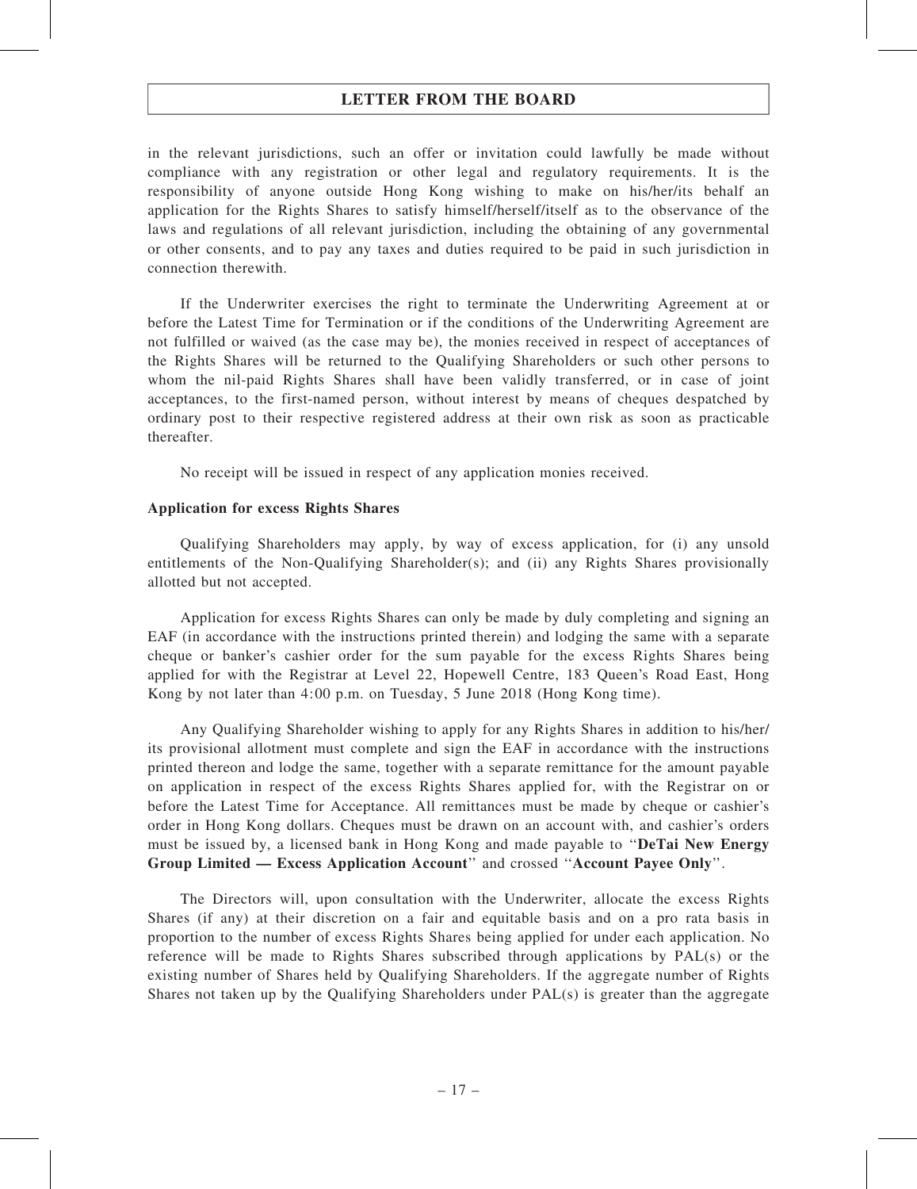in the relevant jurisdictions, such an offer or invitation could lawfully be made without compliance with any registration or other legal and regulatory requirements. It is the responsibility of anyone outside Hong Kong wishing to make on his/her/its behalf an application for the Rights Shares to satisfy himself/herself/itself as to the observance of the laws and regulations of all relevant jurisdiction, including the obtaining of any governmental or other consents, and to pay any taxes and duties required to be paid in such jurisdiction in connection therewith.

If the Underwriter exercises the right to terminate the Underwriting Agreement at or before the Latest Time for Termination or if the conditions of the Underwriting Agreement are not fulfilled or waived (as the case may be), the monies received in respect of acceptances of the Rights Shares will be returned to the Qualifying Shareholders or such other persons to whom the nil-paid Rights Shares shall have been validly transferred, or in case of joint acceptances, to the first-named person, without interest by means of cheques despatched by ordinary post to their respective registered address at their own risk as soon as practicable thereafter.

No receipt will be issued in respect of any application monies received.

**Application for excess Rights Shares**

Qualifying Shareholders may apply, by way of excess application, for (i) any unsold entitlements of the Non-Qualifying Shareholder(s); and (ii) any Rights Shares provisionally allotted but not accepted.

Application for excess Rights Shares can only be made by duly completing and signing an EAF (in accordance with the instructions printed therein) and lodging the same with a separate cheque or banker's cashier order for the sum payable for the excess Rights Shares being applied for with the Registrar at Level 22, Hopewell Centre, 183 Queen's Road East, Hong Kong by not later than 4:00 p.m. on Tuesday, 5 June 2018 (Hong Kong time).

Any Qualifying Shareholder wishing to apply for any Rights Shares in addition to his/her/its provisional allotment must complete and sign the EAF in accordance with the instructions printed thereon and lodge the same, together with a separate remittance for the amount payable on application in respect of the excess Rights Shares applied for, with the Registrar on or before the Latest Time for Acceptance. All remittances must be made by cheque or cashier's order in Hong Kong dollars. Cheques must be drawn on an account with, and cashier's orders must be issued by, a licensed bank in Hong Kong and made payable to "**DeTai New Energy Group Limited — Excess Application Account**" and crossed "**Account Payee Only**".

The Directors will, upon consultation with the Underwriter, allocate the excess Rights Shares (if any) at their discretion on a fair and equitable basis and on a pro rata basis in proportion to the number of excess Rights Shares being applied for under each application. No reference will be made to Rights Shares subscribed through applications by PAL(s) or the existing number of Shares held by Qualifying Shareholders. If the aggregate number of Rights Shares not taken up by the Qualifying Shareholders under PAL(s) is greater than the aggregate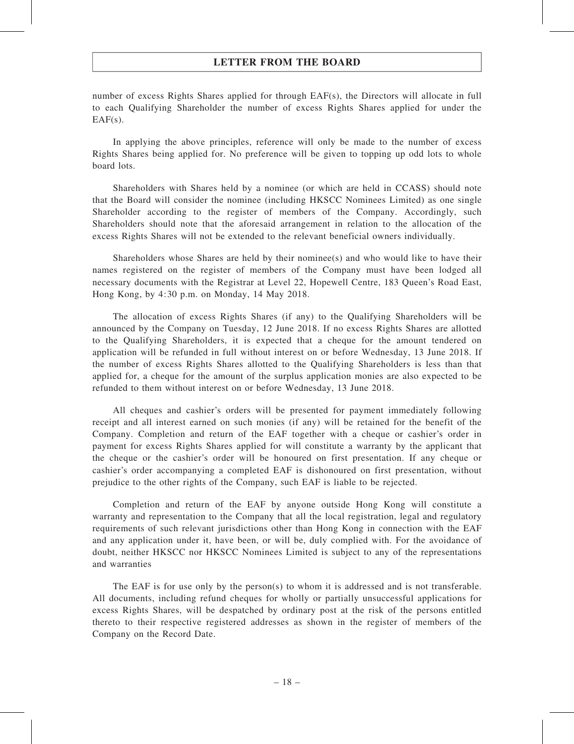number of excess Rights Shares applied for through EAF(s), the Directors will allocate in full to each Qualifying Shareholder the number of excess Rights Shares applied for under the EAF(s).

In applying the above principles, reference will only be made to the number of excess Rights Shares being applied for. No preference will be given to topping up odd lots to whole board lots.

Shareholders with Shares held by a nominee (or which are held in CCASS) should note that the Board will consider the nominee (including HKSCC Nominees Limited) as one single Shareholder according to the register of members of the Company. Accordingly, such Shareholders should note that the aforesaid arrangement in relation to the allocation of the excess Rights Shares will not be extended to the relevant beneficial owners individually.

Shareholders whose Shares are held by their nominee(s) and who would like to have their names registered on the register of members of the Company must have been lodged all necessary documents with the Registrar at Level 22, Hopewell Centre, 183 Queen's Road East, Hong Kong, by 4:30 p.m. on Monday, 14 May 2018.

The allocation of excess Rights Shares (if any) to the Qualifying Shareholders will be announced by the Company on Tuesday, 12 June 2018. If no excess Rights Shares are allotted to the Qualifying Shareholders, it is expected that a cheque for the amount tendered on application will be refunded in full without interest on or before Wednesday, 13 June 2018. If the number of excess Rights Shares allotted to the Qualifying Shareholders is less than that applied for, a cheque for the amount of the surplus application monies are also expected to be refunded to them without interest on or before Wednesday, 13 June 2018.

All cheques and cashier's orders will be presented for payment immediately following receipt and all interest earned on such monies (if any) will be retained for the benefit of the Company. Completion and return of the EAF together with a cheque or cashier's order in payment for excess Rights Shares applied for will constitute a warranty by the applicant that the cheque or the cashier's order will be honoured on first presentation. If any cheque or cashier's order accompanying a completed EAF is dishonoured on first presentation, without prejudice to the other rights of the Company, such EAF is liable to be rejected.

Completion and return of the EAF by anyone outside Hong Kong will constitute a warranty and representation to the Company that all the local registration, legal and regulatory requirements of such relevant jurisdictions other than Hong Kong in connection with the EAF and any application under it, have been, or will be, duly complied with. For the avoidance of doubt, neither HKSCC nor HKSCC Nominees Limited is subject to any of the representations and warranties

The EAF is for use only by the person(s) to whom it is addressed and is not transferable. All documents, including refund cheques for wholly or partially unsuccessful applications for excess Rights Shares, will be despatched by ordinary post at the risk of the persons entitled thereto to their respective registered addresses as shown in the register of members of the Company on the Record Date.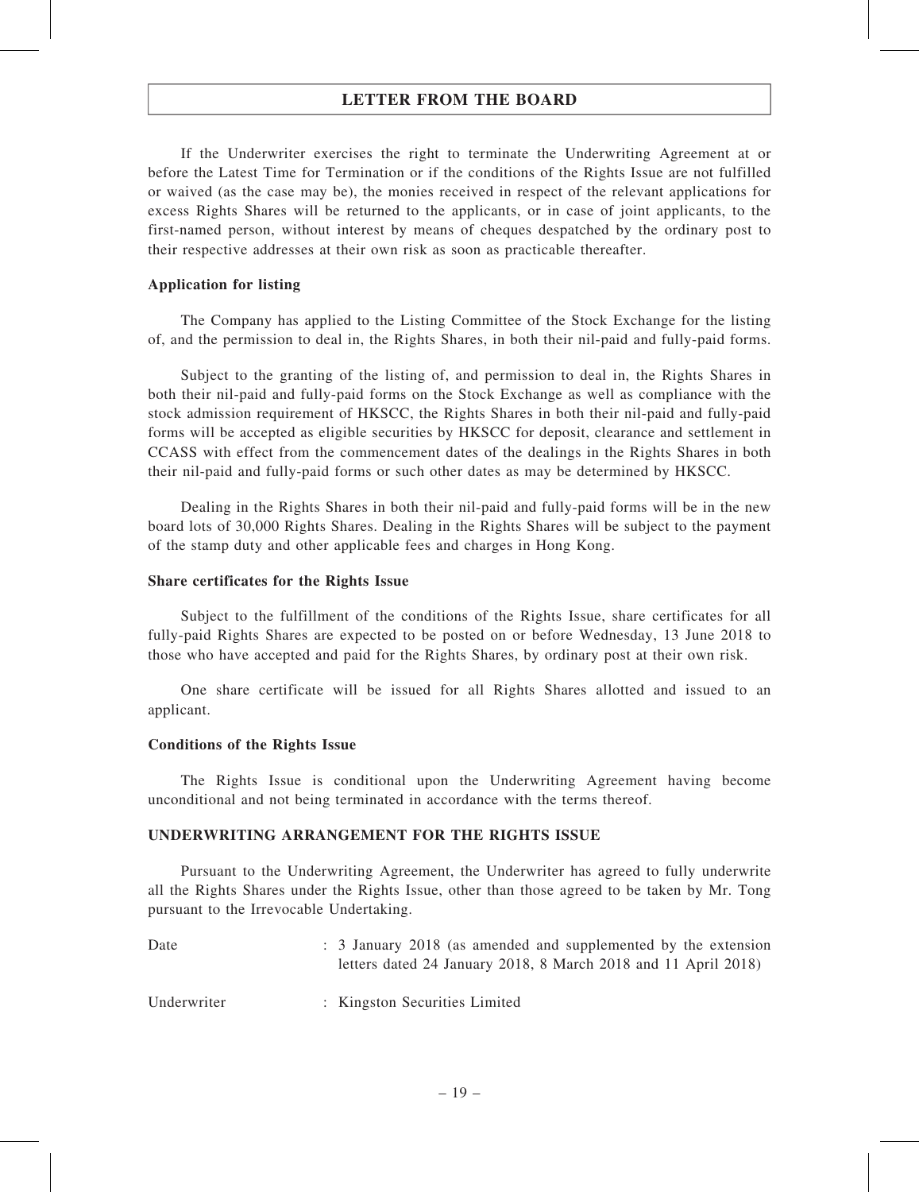If the Underwriter exercises the right to terminate the Underwriting Agreement at or before the Latest Time for Termination or if the conditions of the Rights Issue are not fulfilled or waived (as the case may be), the monies received in respect of the relevant applications for excess Rights Shares will be returned to the applicants, or in case of joint applicants, to the first-named person, without interest by means of cheques despatched by the ordinary post to their respective addresses at their own risk as soon as practicable thereafter.

**Application for listing**

The Company has applied to the Listing Committee of the Stock Exchange for the listing of, and the permission to deal in, the Rights Shares, in both their nil-paid and fully-paid forms.

Subject to the granting of the listing of, and permission to deal in, the Rights Shares in both their nil-paid and fully-paid forms on the Stock Exchange as well as compliance with the stock admission requirement of HKSCC, the Rights Shares in both their nil-paid and fully-paid forms will be accepted as eligible securities by HKSCC for deposit, clearance and settlement in CCASS with effect from the commencement dates of the dealings in the Rights Shares in both their nil-paid and fully-paid forms or such other dates as may be determined by HKSCC.

Dealing in the Rights Shares in both their nil-paid and fully-paid forms will be in the new board lots of 30,000 Rights Shares. Dealing in the Rights Shares will be subject to the payment of the stamp duty and other applicable fees and charges in Hong Kong.

**Share certificates for the Rights Issue**

Subject to the fulfillment of the conditions of the Rights Issue, share certificates for all fully-paid Rights Shares are expected to be posted on or before Wednesday, 13 June 2018 to those who have accepted and paid for the Rights Shares, by ordinary post at their own risk.

One share certificate will be issued for all Rights Shares allotted and issued to an applicant.

**Conditions of the Rights Issue**

The Rights Issue is conditional upon the Underwriting Agreement having become unconditional and not being terminated in accordance with the terms thereof.

**UNDERWRITING ARRANGEMENT FOR THE RIGHTS ISSUE**

Pursuant to the Underwriting Agreement, the Underwriter has agreed to fully underwrite all the Rights Shares under the Rights Issue, other than those agreed to be taken by Mr. Tong pursuant to the Irrevocable Undertaking.

Date : 3 January 2018 (as amended and supplemented by the extension letters dated 24 January 2018, 8 March 2018 and 11 April 2018)

Underwriter : Kingston Securities Limited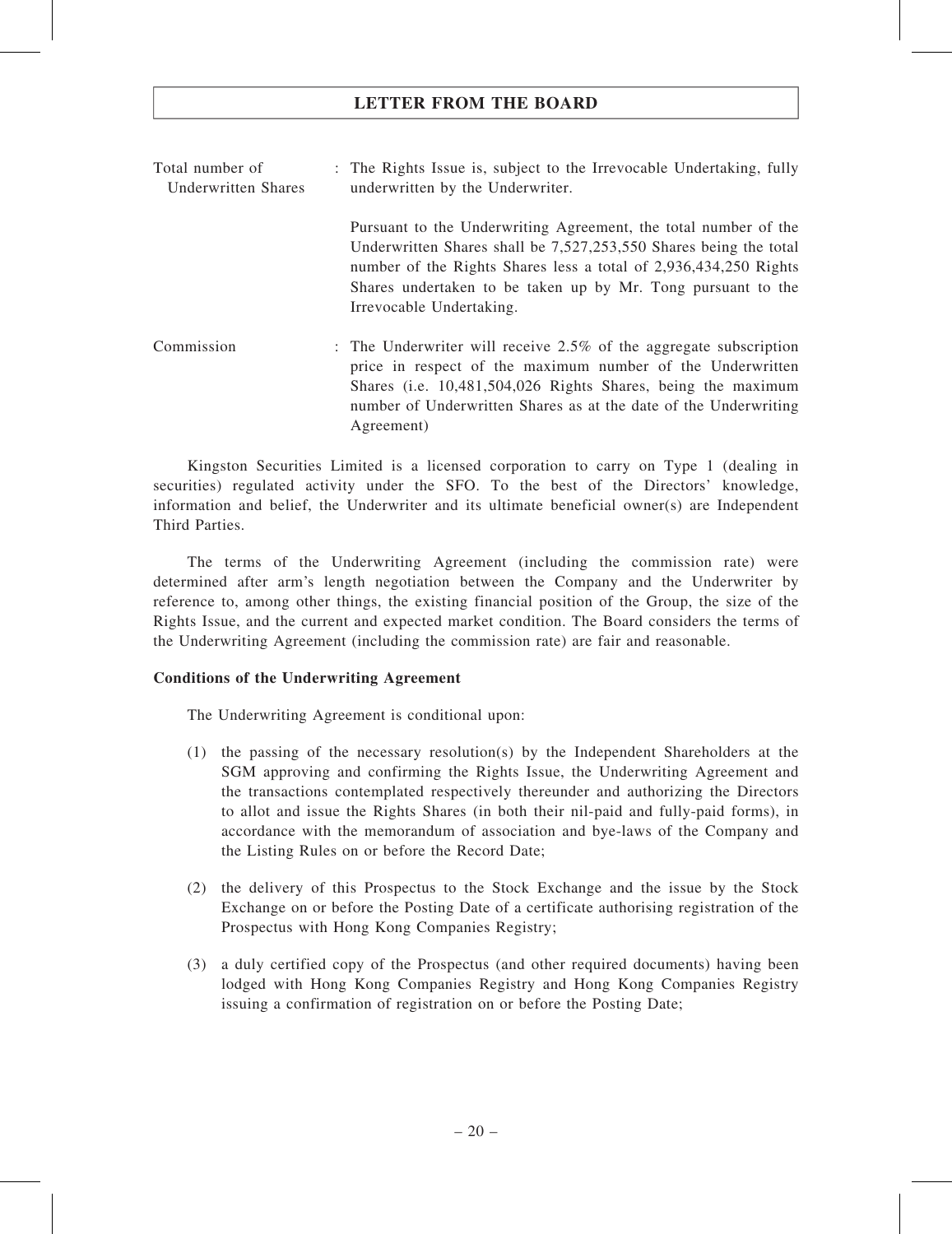| | | |
|---|---|---|
| Total number of Underwritten Shares | : | The Rights Issue is, subject to the Irrevocable Undertaking, fully underwritten by the Underwriter.<br><br>Pursuant to the Underwriting Agreement, the total number of the Underwritten Shares shall be 7,527,253,550 Shares being the total number of the Rights Shares less a total of 2,936,434,250 Rights Shares undertaken to be taken up by Mr. Tong pursuant to the Irrevocable Undertaking. |
| Commission | : | The Underwriter will receive 2.5% of the aggregate subscription price in respect of the maximum number of the Underwritten Shares (i.e. 10,481,504,026 Rights Shares, being the maximum number of Underwritten Shares as at the date of the Underwriting Agreement) |

Kingston Securities Limited is a licensed corporation to carry on Type 1 (dealing in securities) regulated activity under the SFO. To the best of the Directors' knowledge, information and belief, the Underwriter and its ultimate beneficial owner(s) are Independent Third Parties.

The terms of the Underwriting Agreement (including the commission rate) were determined after arm's length negotiation between the Company and the Underwriter by reference to, among other things, the existing financial position of the Group, the size of the Rights Issue, and the current and expected market condition. The Board considers the terms of the Underwriting Agreement (including the commission rate) are fair and reasonable.

**Conditions of the Underwriting Agreement**

The Underwriting Agreement is conditional upon:

(1) the passing of the necessary resolution(s) by the Independent Shareholders at the SGM approving and confirming the Rights Issue, the Underwriting Agreement and the transactions contemplated respectively thereunder and authorizing the Directors to allot and issue the Rights Shares (in both their nil-paid and fully-paid forms), in accordance with the memorandum of association and bye-laws of the Company and the Listing Rules on or before the Record Date;

(2) the delivery of this Prospectus to the Stock Exchange and the issue by the Stock Exchange on or before the Posting Date of a certificate authorising registration of the Prospectus with Hong Kong Companies Registry;

(3) a duly certified copy of the Prospectus (and other required documents) having been lodged with Hong Kong Companies Registry and Hong Kong Companies Registry issuing a confirmation of registration on or before the Posting Date;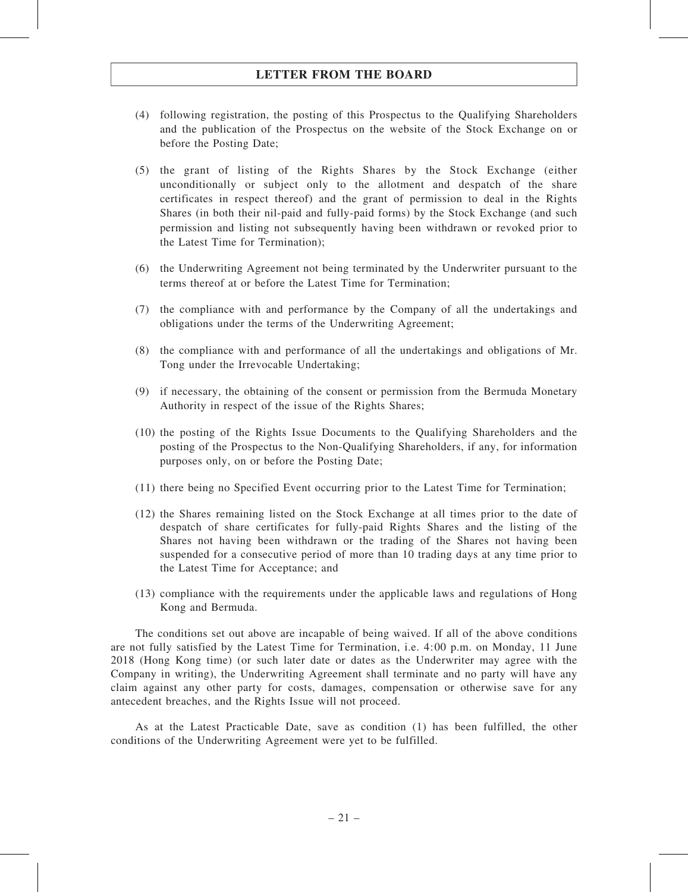(4) following registration, the posting of this Prospectus to the Qualifying Shareholders and the publication of the Prospectus on the website of the Stock Exchange on or before the Posting Date;

(5) the grant of listing of the Rights Shares by the Stock Exchange (either unconditionally or subject only to the allotment and despatch of the share certificates in respect thereof) and the grant of permission to deal in the Rights Shares (in both their nil-paid and fully-paid forms) by the Stock Exchange (and such permission and listing not subsequently having been withdrawn or revoked prior to the Latest Time for Termination);

(6) the Underwriting Agreement not being terminated by the Underwriter pursuant to the terms thereof at or before the Latest Time for Termination;

(7) the compliance with and performance by the Company of all the undertakings and obligations under the terms of the Underwriting Agreement;

(8) the compliance with and performance of all the undertakings and obligations of Mr. Tong under the Irrevocable Undertaking;

(9) if necessary, the obtaining of the consent or permission from the Bermuda Monetary Authority in respect of the issue of the Rights Shares;

(10) the posting of the Rights Issue Documents to the Qualifying Shareholders and the posting of the Prospectus to the Non-Qualifying Shareholders, if any, for information purposes only, on or before the Posting Date;

(11) there being no Specified Event occurring prior to the Latest Time for Termination;

(12) the Shares remaining listed on the Stock Exchange at all times prior to the date of despatch of share certificates for fully-paid Rights Shares and the listing of the Shares not having been withdrawn or the trading of the Shares not having been suspended for a consecutive period of more than 10 trading days at any time prior to the Latest Time for Acceptance; and

(13) compliance with the requirements under the applicable laws and regulations of Hong Kong and Bermuda.

The conditions set out above are incapable of being waived. If all of the above conditions are not fully satisfied by the Latest Time for Termination, i.e. 4:00 p.m. on Monday, 11 June 2018 (Hong Kong time) (or such later date or dates as the Underwriter may agree with the Company in writing), the Underwriting Agreement shall terminate and no party will have any claim against any other party for costs, damages, compensation or otherwise save for any antecedent breaches, and the Rights Issue will not proceed.

As at the Latest Practicable Date, save as condition (1) has been fulfilled, the other conditions of the Underwriting Agreement were yet to be fulfilled.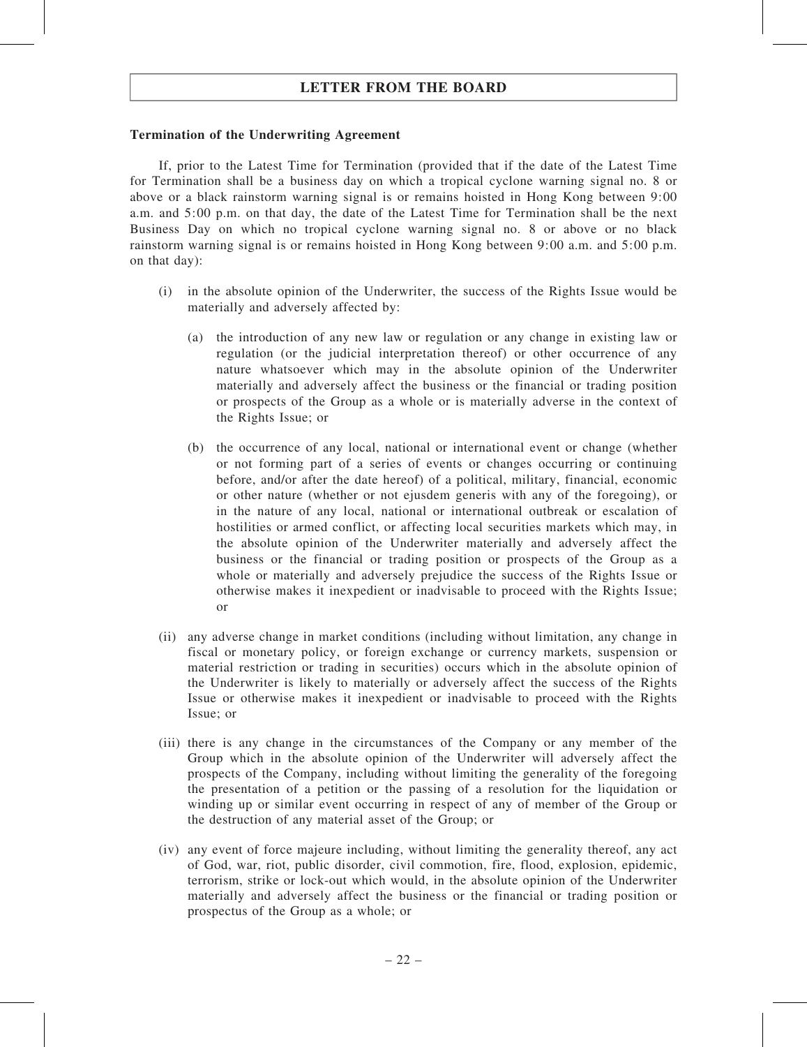**Termination of the Underwriting Agreement**

If, prior to the Latest Time for Termination (provided that if the date of the Latest Time for Termination shall be a business day on which a tropical cyclone warning signal no. 8 or above or a black rainstorm warning signal is or remains hoisted in Hong Kong between 9:00 a.m. and 5:00 p.m. on that day, the date of the Latest Time for Termination shall be the next Business Day on which no tropical cyclone warning signal no. 8 or above or no black rainstorm warning signal is or remains hoisted in Hong Kong between 9:00 a.m. and 5:00 p.m. on that day):

(i) in the absolute opinion of the Underwriter, the success of the Rights Issue would be materially and adversely affected by:

   (a) the introduction of any new law or regulation or any change in existing law or regulation (or the judicial interpretation thereof) or other occurrence of any nature whatsoever which may in the absolute opinion of the Underwriter materially and adversely affect the business or the financial or trading position or prospects of the Group as a whole or is materially adverse in the context of the Rights Issue; or

   (b) the occurrence of any local, national or international event or change (whether or not forming part of a series of events or changes occurring or continuing before, and/or after the date hereof) of a political, military, financial, economic or other nature (whether or not ejusdem generis with any of the foregoing), or in the nature of any local, national or international outbreak or escalation of hostilities or armed conflict, or affecting local securities markets which may, in the absolute opinion of the Underwriter materially and adversely affect the business or the financial or trading position or prospects of the Group as a whole or materially and adversely prejudice the success of the Rights Issue or otherwise makes it inexpedient or inadvisable to proceed with the Rights Issue; or

(ii) any adverse change in market conditions (including without limitation, any change in fiscal or monetary policy, or foreign exchange or currency markets, suspension or material restriction or trading in securities) occurs which in the absolute opinion of the Underwriter is likely to materially or adversely affect the success of the Rights Issue or otherwise makes it inexpedient or inadvisable to proceed with the Rights Issue; or

(iii) there is any change in the circumstances of the Company or any member of the Group which in the absolute opinion of the Underwriter will adversely affect the prospects of the Company, including without limiting the generality of the foregoing the presentation of a petition or the passing of a resolution for the liquidation or winding up or similar event occurring in respect of any of member of the Group or the destruction of any material asset of the Group; or

(iv) any event of force majeure including, without limiting the generality thereof, any act of God, war, riot, public disorder, civil commotion, fire, flood, explosion, epidemic, terrorism, strike or lock-out which would, in the absolute opinion of the Underwriter materially and adversely affect the business or the financial or trading position or prospectus of the Group as a whole; or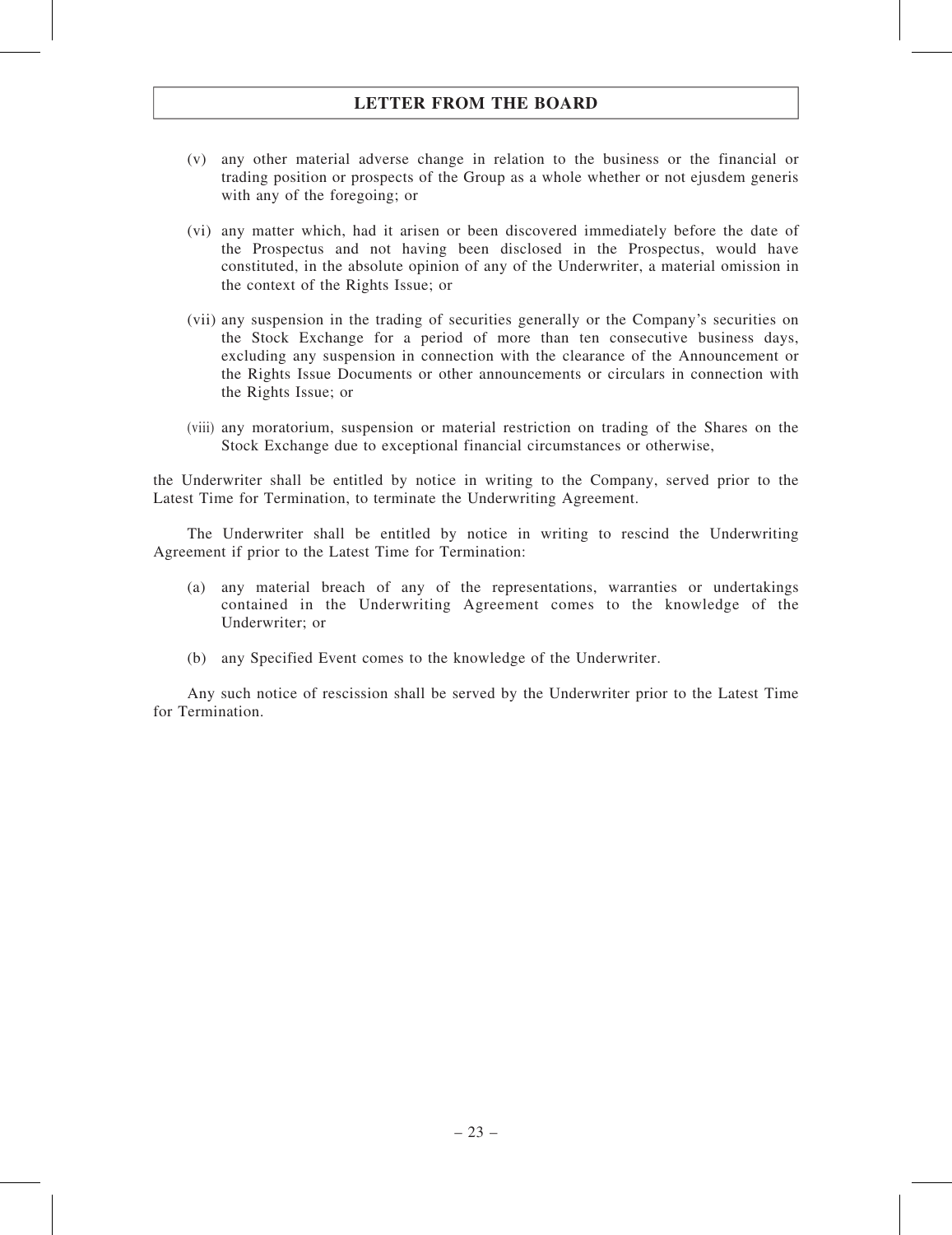(v) any other material adverse change in relation to the business or the financial or trading position or prospects of the Group as a whole whether or not ejusdem generis with any of the foregoing; or

(vi) any matter which, had it arisen or been discovered immediately before the date of the Prospectus and not having been disclosed in the Prospectus, would have constituted, in the absolute opinion of any of the Underwriter, a material omission in the context of the Rights Issue; or

(vii) any suspension in the trading of securities generally or the Company's securities on the Stock Exchange for a period of more than ten consecutive business days, excluding any suspension in connection with the clearance of the Announcement or the Rights Issue Documents or other announcements or circulars in connection with the Rights Issue; or

(viii) any moratorium, suspension or material restriction on trading of the Shares on the Stock Exchange due to exceptional financial circumstances or otherwise,

the Underwriter shall be entitled by notice in writing to the Company, served prior to the Latest Time for Termination, to terminate the Underwriting Agreement.

The Underwriter shall be entitled by notice in writing to rescind the Underwriting Agreement if prior to the Latest Time for Termination:

(a) any material breach of any of the representations, warranties or undertakings contained in the Underwriting Agreement comes to the knowledge of the Underwriter; or

(b) any Specified Event comes to the knowledge of the Underwriter.

Any such notice of rescission shall be served by the Underwriter prior to the Latest Time for Termination.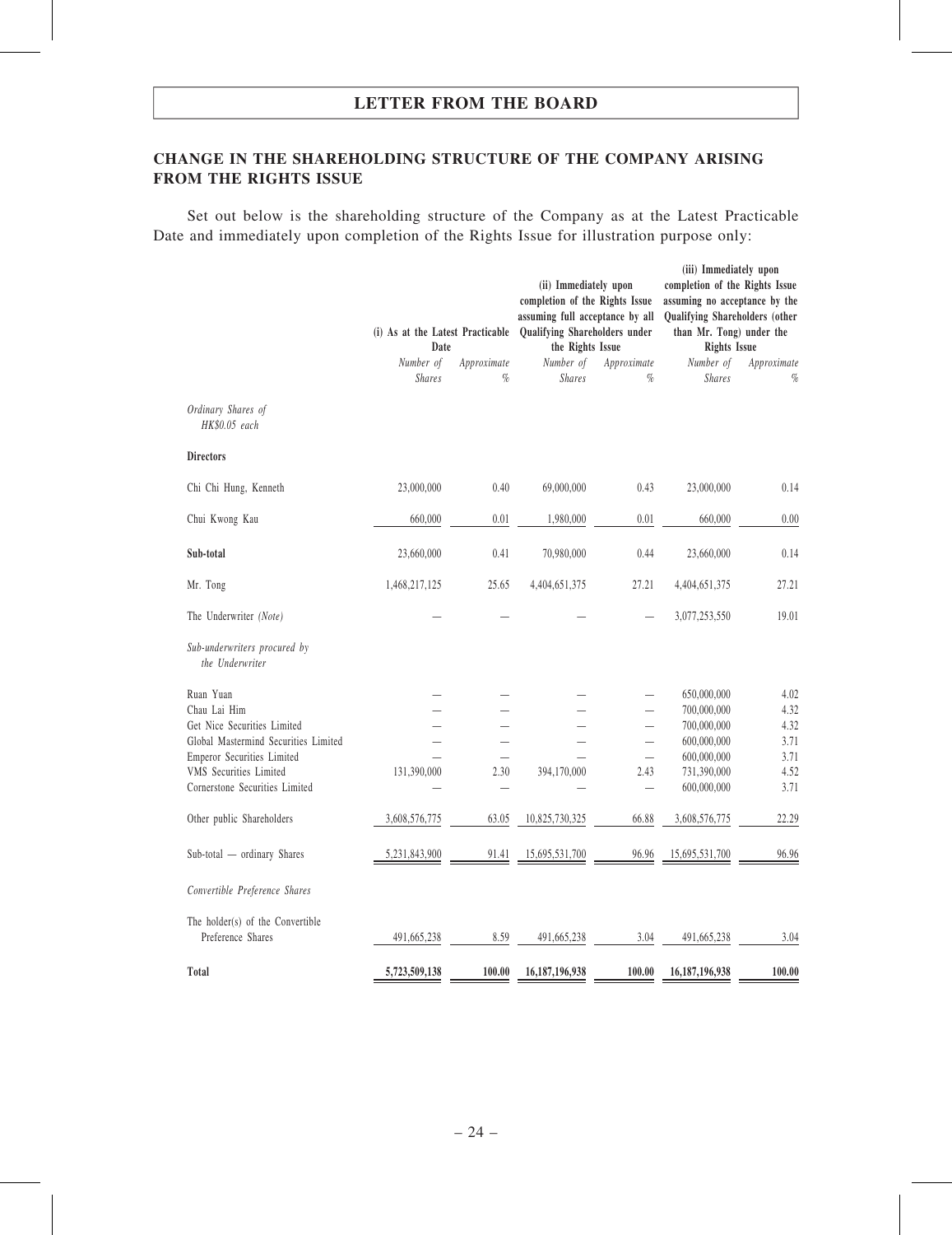## CHANGE IN THE SHAREHOLDING STRUCTURE OF THE COMPANY ARISING FROM THE RIGHTS ISSUE

Set out below is the shareholding structure of the Company as at the Latest Practicable Date and immediately upon completion of the Rights Issue for illustration purpose only:

| | (i) As at the Latest Practicable Date | | (ii) Immediately upon completion of the Rights Issue assuming full acceptance by all Qualifying Shareholders under the Rights Issue | | (iii) Immediately upon completion of the Rights Issue assuming no acceptance by the Qualifying Shareholders (other than Mr. Tong) under the Rights Issue | |
|---|---|---|---|---|---|---|
| | *Number of Shares* | *Approximate %* | *Number of Shares* | *Approximate %* | *Number of Shares* | *Approximate %* |
| *Ordinary Shares of HK$0.05 each* | | | | | | |
| **Directors** | | | | | | |
| Chi Chi Hung, Kenneth | 23,000,000 | 0.40 | 69,000,000 | 0.43 | 23,000,000 | 0.14 |
| Chui Kwong Kau | 660,000 | 0.01 | 1,980,000 | 0.01 | 660,000 | 0.00 |
| **Sub-total** | 23,660,000 | 0.41 | 70,980,000 | 0.44 | 23,660,000 | 0.14 |
| Mr. Tong | 1,468,217,125 | 25.65 | 4,404,651,375 | 27.21 | 4,404,651,375 | 27.21 |
| The Underwriter *(Note)* | — | — | — | — | 3,077,253,550 | 19.01 |
| *Sub-underwriters procured by the Underwriter* | | | | | | |
| Ruan Yuan | — | — | — | — | 650,000,000 | 4.02 |
| Chau Lai Him | — | — | — | — | 700,000,000 | 4.32 |
| Get Nice Securities Limited | — | — | — | — | 700,000,000 | 4.32 |
| Global Mastermind Securities Limited | — | — | — | — | 600,000,000 | 3.71 |
| Emperor Securities Limited | — | — | — | — | 600,000,000 | 3.71 |
| VMS Securities Limited | 131,390,000 | 2.30 | 394,170,000 | 2.43 | 731,390,000 | 4.52 |
| Cornerstone Securities Limited | — | — | — | — | 600,000,000 | 3.71 |
| Other public Shareholders | 3,608,576,775 | 63.05 | 10,825,730,325 | 66.88 | 3,608,576,775 | 22.29 |
| Sub-total — ordinary Shares | 5,231,843,900 | 91.41 | 15,695,531,700 | 96.96 | 15,695,531,700 | 96.96 |
| *Convertible Preference Shares* | | | | | | |
| The holder(s) of the Convertible Preference Shares | 491,665,238 | 8.59 | 491,665,238 | 3.04 | 491,665,238 | 3.04 |
| **Total** | 5,723,509,138 | 100.00 | 16,187,196,938 | 100.00 | 16,187,196,938 | 100.00 |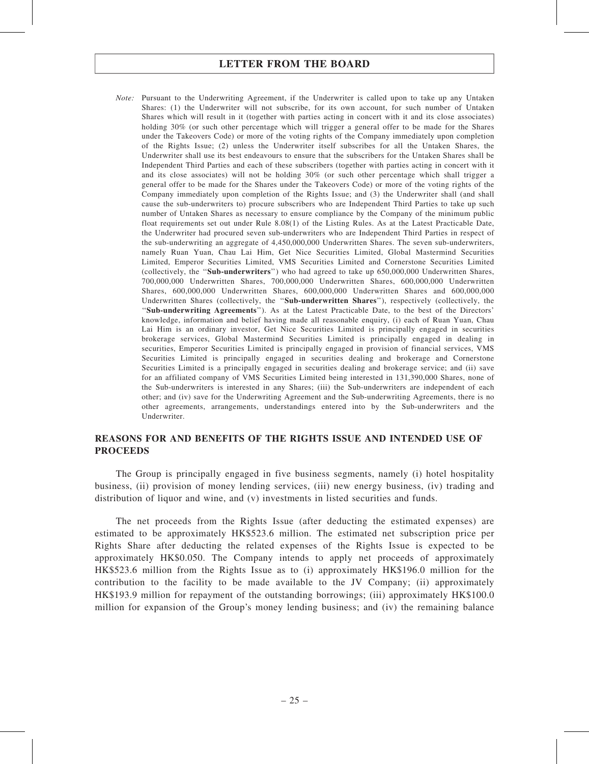*Note:* Pursuant to the Underwriting Agreement, if the Underwriter is called upon to take up any Untaken Shares: (1) the Underwriter will not subscribe, for its own account, for such number of Untaken Shares which will result in it (together with parties acting in concert with it and its close associates) holding 30% (or such other percentage which will trigger a general offer to be made for the Shares under the Takeovers Code) or more of the voting rights of the Company immediately upon completion of the Rights Issue; (2) unless the Underwriter itself subscribes for all the Untaken Shares, the Underwriter shall use its best endeavours to ensure that the subscribers for the Untaken Shares shall be Independent Third Parties and each of these subscribers (together with parties acting in concert with it and its close associates) will not be holding 30% (or such other percentage which shall trigger a general offer to be made for the Shares under the Takeovers Code) or more of the voting rights of the Company immediately upon completion of the Rights Issue; and (3) the Underwriter shall (and shall cause the sub-underwriters to) procure subscribers who are Independent Third Parties to take up such number of Untaken Shares as necessary to ensure compliance by the Company of the minimum public float requirements set out under Rule 8.08(1) of the Listing Rules. As at the Latest Practicable Date, the Underwriter had procured seven sub-underwriters who are Independent Third Parties in respect of the sub-underwriting an aggregate of 4,450,000,000 Underwritten Shares. The seven sub-underwriters, namely Ruan Yuan, Chau Lai Him, Get Nice Securities Limited, Global Mastermind Securities Limited, Emperor Securities Limited, VMS Securities Limited and Cornerstone Securities Limited (collectively, the "**Sub-underwriters**") who had agreed to take up 650,000,000 Underwritten Shares, 700,000,000 Underwritten Shares, 700,000,000 Underwritten Shares, 600,000,000 Underwritten Shares, 600,000,000 Underwritten Shares, 600,000,000 Underwritten Shares and 600,000,000 Underwritten Shares (collectively, the "**Sub-underwritten Shares**"), respectively (collectively, the "**Sub-underwriting Agreements**"). As at the Latest Practicable Date, to the best of the Directors' knowledge, information and belief having made all reasonable enquiry, (i) each of Ruan Yuan, Chau Lai Him is an ordinary investor, Get Nice Securities Limited is principally engaged in securities brokerage services, Global Mastermind Securities Limited is principally engaged in dealing in securities, Emperor Securities Limited is principally engaged in provision of financial services, VMS Securities Limited is principally engaged in securities dealing and brokerage and Cornerstone Securities Limited is a principally engaged in securities dealing and brokerage service; and (ii) save for an affiliated company of VMS Securities Limited being interested in 131,390,000 Shares, none of the Sub-underwriters is interested in any Shares; (iii) the Sub-underwriters are independent of each other; and (iv) save for the Underwriting Agreement and the Sub-underwriting Agreements, there is no other agreements, arrangements, understandings entered into by the Sub-underwriters and the Underwriter.

## REASONS FOR AND BENEFITS OF THE RIGHTS ISSUE AND INTENDED USE OF PROCEEDS

The Group is principally engaged in five business segments, namely (i) hotel hospitality business, (ii) provision of money lending services, (iii) new energy business, (iv) trading and distribution of liquor and wine, and (v) investments in listed securities and funds.

The net proceeds from the Rights Issue (after deducting the estimated expenses) are estimated to be approximately HK$523.6 million. The estimated net subscription price per Rights Share after deducting the related expenses of the Rights Issue is expected to be approximately HK$0.050. The Company intends to apply net proceeds of approximately HK$523.6 million from the Rights Issue as to (i) approximately HK$196.0 million for the contribution to the facility to be made available to the JV Company; (ii) approximately HK$193.9 million for repayment of the outstanding borrowings; (iii) approximately HK$100.0 million for expansion of the Group's money lending business; and (iv) the remaining balance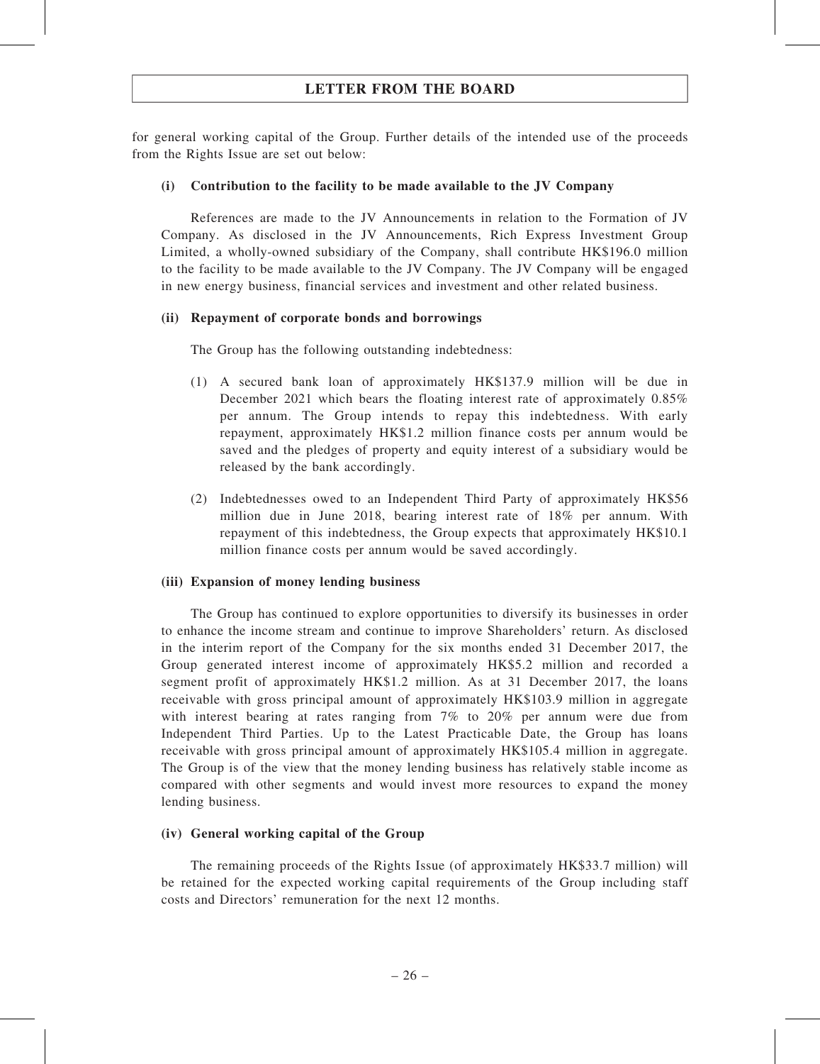for general working capital of the Group. Further details of the intended use of the proceeds from the Rights Issue are set out below:

**(i) Contribution to the facility to be made available to the JV Company**

References are made to the JV Announcements in relation to the Formation of JV Company. As disclosed in the JV Announcements, Rich Express Investment Group Limited, a wholly-owned subsidiary of the Company, shall contribute HK$196.0 million to the facility to be made available to the JV Company. The JV Company will be engaged in new energy business, financial services and investment and other related business.

**(ii) Repayment of corporate bonds and borrowings**

The Group has the following outstanding indebtedness:

(1) A secured bank loan of approximately HK$137.9 million will be due in December 2021 which bears the floating interest rate of approximately 0.85% per annum. The Group intends to repay this indebtedness. With early repayment, approximately HK$1.2 million finance costs per annum would be saved and the pledges of property and equity interest of a subsidiary would be released by the bank accordingly.

(2) Indebtednesses owed to an Independent Third Party of approximately HK$56 million due in June 2018, bearing interest rate of 18% per annum. With repayment of this indebtedness, the Group expects that approximately HK$10.1 million finance costs per annum would be saved accordingly.

**(iii) Expansion of money lending business**

The Group has continued to explore opportunities to diversify its businesses in order to enhance the income stream and continue to improve Shareholders' return. As disclosed in the interim report of the Company for the six months ended 31 December 2017, the Group generated interest income of approximately HK$5.2 million and recorded a segment profit of approximately HK$1.2 million. As at 31 December 2017, the loans receivable with gross principal amount of approximately HK$103.9 million in aggregate with interest bearing at rates ranging from 7% to 20% per annum were due from Independent Third Parties. Up to the Latest Practicable Date, the Group has loans receivable with gross principal amount of approximately HK$105.4 million in aggregate. The Group is of the view that the money lending business has relatively stable income as compared with other segments and would invest more resources to expand the money lending business.

**(iv) General working capital of the Group**

The remaining proceeds of the Rights Issue (of approximately HK$33.7 million) will be retained for the expected working capital requirements of the Group including staff costs and Directors' remuneration for the next 12 months.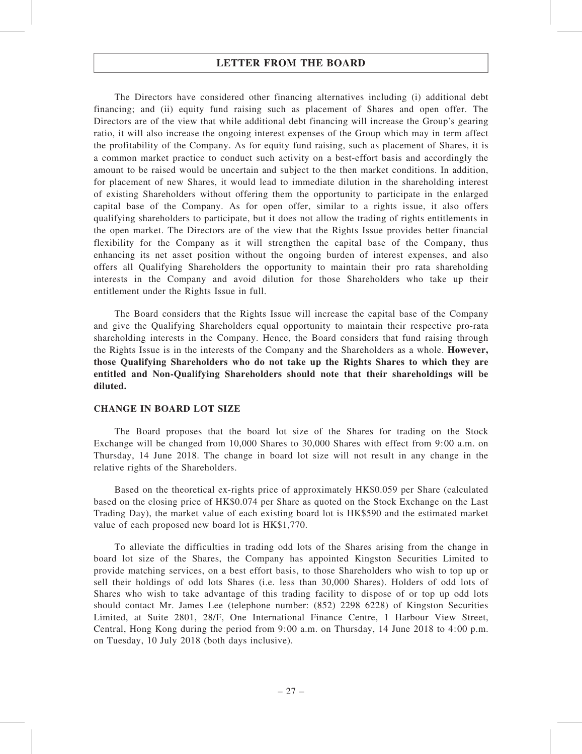The Directors have considered other financing alternatives including (i) additional debt financing; and (ii) equity fund raising such as placement of Shares and open offer. The Directors are of the view that while additional debt financing will increase the Group's gearing ratio, it will also increase the ongoing interest expenses of the Group which may in term affect the profitability of the Company. As for equity fund raising, such as placement of Shares, it is a common market practice to conduct such activity on a best-effort basis and accordingly the amount to be raised would be uncertain and subject to the then market conditions. In addition, for placement of new Shares, it would lead to immediate dilution in the shareholding interest of existing Shareholders without offering them the opportunity to participate in the enlarged capital base of the Company. As for open offer, similar to a rights issue, it also offers qualifying shareholders to participate, but it does not allow the trading of rights entitlements in the open market. The Directors are of the view that the Rights Issue provides better financial flexibility for the Company as it will strengthen the capital base of the Company, thus enhancing its net asset position without the ongoing burden of interest expenses, and also offers all Qualifying Shareholders the opportunity to maintain their pro rata shareholding interests in the Company and avoid dilution for those Shareholders who take up their entitlement under the Rights Issue in full.

The Board considers that the Rights Issue will increase the capital base of the Company and give the Qualifying Shareholders equal opportunity to maintain their respective pro-rata shareholding interests in the Company. Hence, the Board considers that fund raising through the Rights Issue is in the interests of the Company and the Shareholders as a whole. **However, those Qualifying Shareholders who do not take up the Rights Shares to which they are entitled and Non-Qualifying Shareholders should note that their shareholdings will be diluted.**

## CHANGE IN BOARD LOT SIZE

The Board proposes that the board lot size of the Shares for trading on the Stock Exchange will be changed from 10,000 Shares to 30,000 Shares with effect from 9:00 a.m. on Thursday, 14 June 2018. The change in board lot size will not result in any change in the relative rights of the Shareholders.

Based on the theoretical ex-rights price of approximately HK$0.059 per Share (calculated based on the closing price of HK$0.074 per Share as quoted on the Stock Exchange on the Last Trading Day), the market value of each existing board lot is HK$590 and the estimated market value of each proposed new board lot is HK$1,770.

To alleviate the difficulties in trading odd lots of the Shares arising from the change in board lot size of the Shares, the Company has appointed Kingston Securities Limited to provide matching services, on a best effort basis, to those Shareholders who wish to top up or sell their holdings of odd lots Shares (i.e. less than 30,000 Shares). Holders of odd lots of Shares who wish to take advantage of this trading facility to dispose of or top up odd lots should contact Mr. James Lee (telephone number: (852) 2298 6228) of Kingston Securities Limited, at Suite 2801, 28/F, One International Finance Centre, 1 Harbour View Street, Central, Hong Kong during the period from 9:00 a.m. on Thursday, 14 June 2018 to 4:00 p.m. on Tuesday, 10 July 2018 (both days inclusive).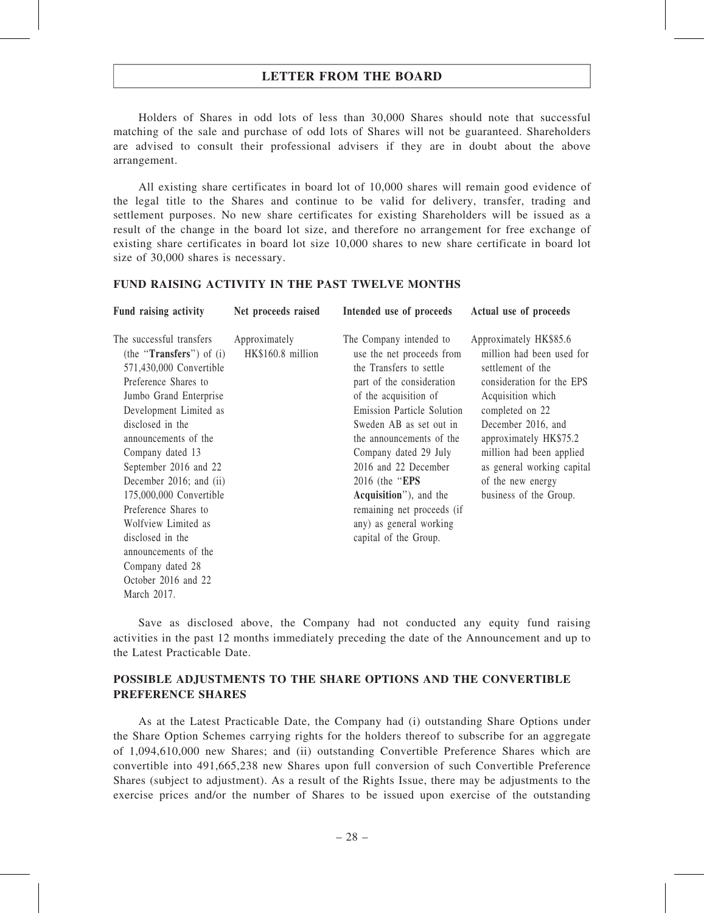Holders of Shares in odd lots of less than 30,000 Shares should note that successful matching of the sale and purchase of odd lots of Shares will not be guaranteed. Shareholders are advised to consult their professional advisers if they are in doubt about the above arrangement.

All existing share certificates in board lot of 10,000 shares will remain good evidence of the legal title to the Shares and continue to be valid for delivery, transfer, trading and settlement purposes. No new share certificates for existing Shareholders will be issued as a result of the change in the board lot size, and therefore no arrangement for free exchange of existing share certificates in board lot size 10,000 shares to new share certificate in board lot size of 30,000 shares is necessary.

## FUND RAISING ACTIVITY IN THE PAST TWELVE MONTHS

| Fund raising activity | Net proceeds raised | Intended use of proceeds | Actual use of proceeds |
|---|---|---|---|
| The successful transfers (the "**Transfers**") of (i) 571,430,000 Convertible Preference Shares to Jumbo Grand Enterprise Development Limited as disclosed in the announcements of the Company dated 13 September 2016 and 22 December 2016; and (ii) 175,000,000 Convertible Preference Shares to Wolfview Limited as disclosed in the announcements of the Company dated 28 October 2016 and 22 March 2017. | Approximately HK$160.8 million | The Company intended to use the net proceeds from the Transfers to settle part of the consideration of the acquisition of Emission Particle Solution Sweden AB as set out in the announcements of the Company dated 29 July 2016 and 22 December 2016 (the "**EPS Acquisition**"), and the remaining net proceeds (if any) as general working capital of the Group. | Approximately HK$85.6 million had been used for settlement of the consideration for the EPS Acquisition which completed on 22 December 2016, and approximately HK$75.2 million had been applied as general working capital of the new energy business of the Group. |

Save as disclosed above, the Company had not conducted any equity fund raising activities in the past 12 months immediately preceding the date of the Announcement and up to the Latest Practicable Date.

## POSSIBLE ADJUSTMENTS TO THE SHARE OPTIONS AND THE CONVERTIBLE PREFERENCE SHARES

As at the Latest Practicable Date, the Company had (i) outstanding Share Options under the Share Option Schemes carrying rights for the holders thereof to subscribe for an aggregate of 1,094,610,000 new Shares; and (ii) outstanding Convertible Preference Shares which are convertible into 491,665,238 new Shares upon full conversion of such Convertible Preference Shares (subject to adjustment). As a result of the Rights Issue, there may be adjustments to the exercise prices and/or the number of Shares to be issued upon exercise of the outstanding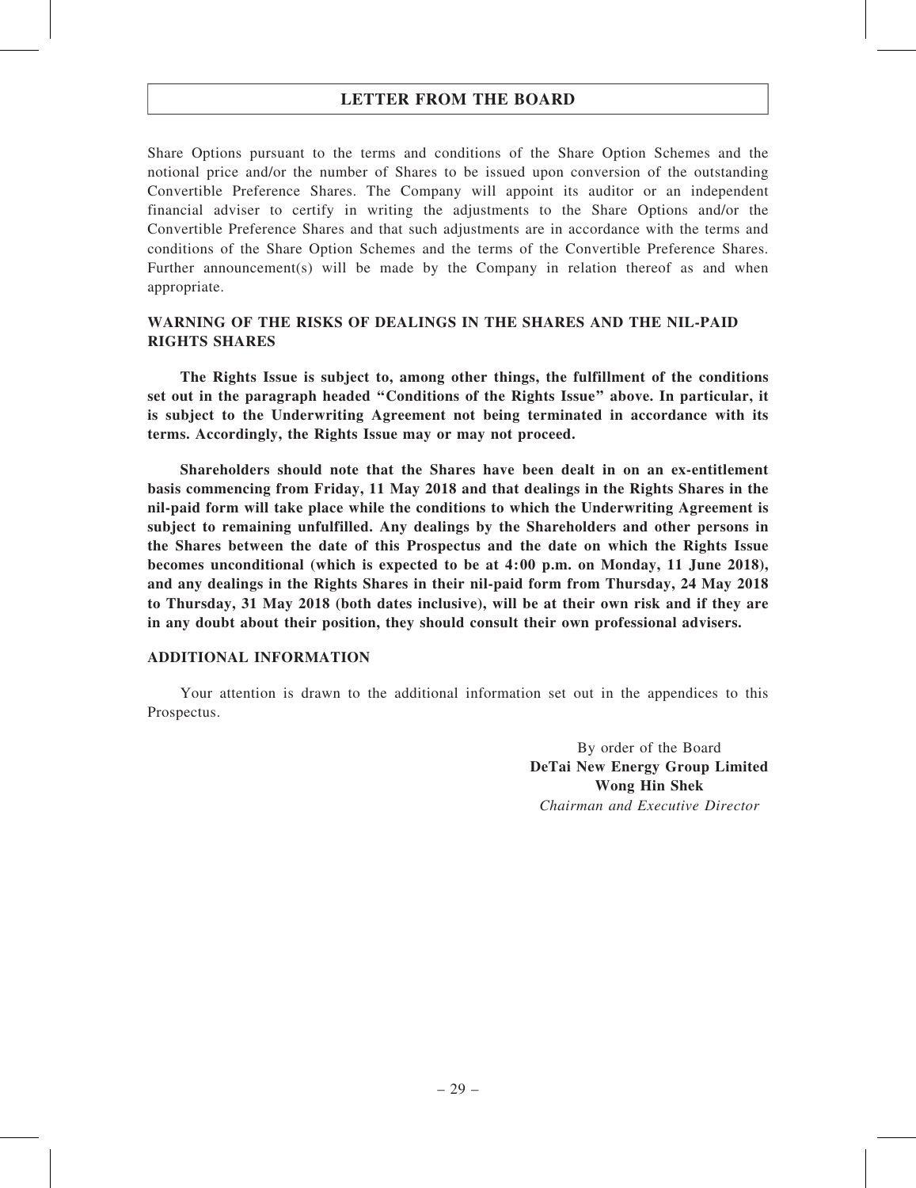Share Options pursuant to the terms and conditions of the Share Option Schemes and the notional price and/or the number of Shares to be issued upon conversion of the outstanding Convertible Preference Shares. The Company will appoint its auditor or an independent financial adviser to certify in writing the adjustments to the Share Options and/or the Convertible Preference Shares and that such adjustments are in accordance with the terms and conditions of the Share Option Schemes and the terms of the Convertible Preference Shares. Further announcement(s) will be made by the Company in relation thereof as and when appropriate.

## WARNING OF THE RISKS OF DEALINGS IN THE SHARES AND THE NIL-PAID RIGHTS SHARES

**The Rights Issue is subject to, among other things, the fulfillment of the conditions set out in the paragraph headed "Conditions of the Rights Issue" above. In particular, it is subject to the Underwriting Agreement not being terminated in accordance with its terms. Accordingly, the Rights Issue may or may not proceed.**

**Shareholders should note that the Shares have been dealt in on an ex-entitlement basis commencing from Friday, 11 May 2018 and that dealings in the Rights Shares in the nil-paid form will take place while the conditions to which the Underwriting Agreement is subject to remaining unfulfilled. Any dealings by the Shareholders and other persons in the Shares between the date of this Prospectus and the date on which the Rights Issue becomes unconditional (which is expected to be at 4:00 p.m. on Monday, 11 June 2018), and any dealings in the Rights Shares in their nil-paid form from Thursday, 24 May 2018 to Thursday, 31 May 2018 (both dates inclusive), will be at their own risk and if they are in any doubt about their position, they should consult their own professional advisers.**

## ADDITIONAL INFORMATION

Your attention is drawn to the additional information set out in the appendices to this Prospectus.

By order of the Board
**DeTai New Energy Group Limited**
**Wong Hin Shek**
*Chairman and Executive Director*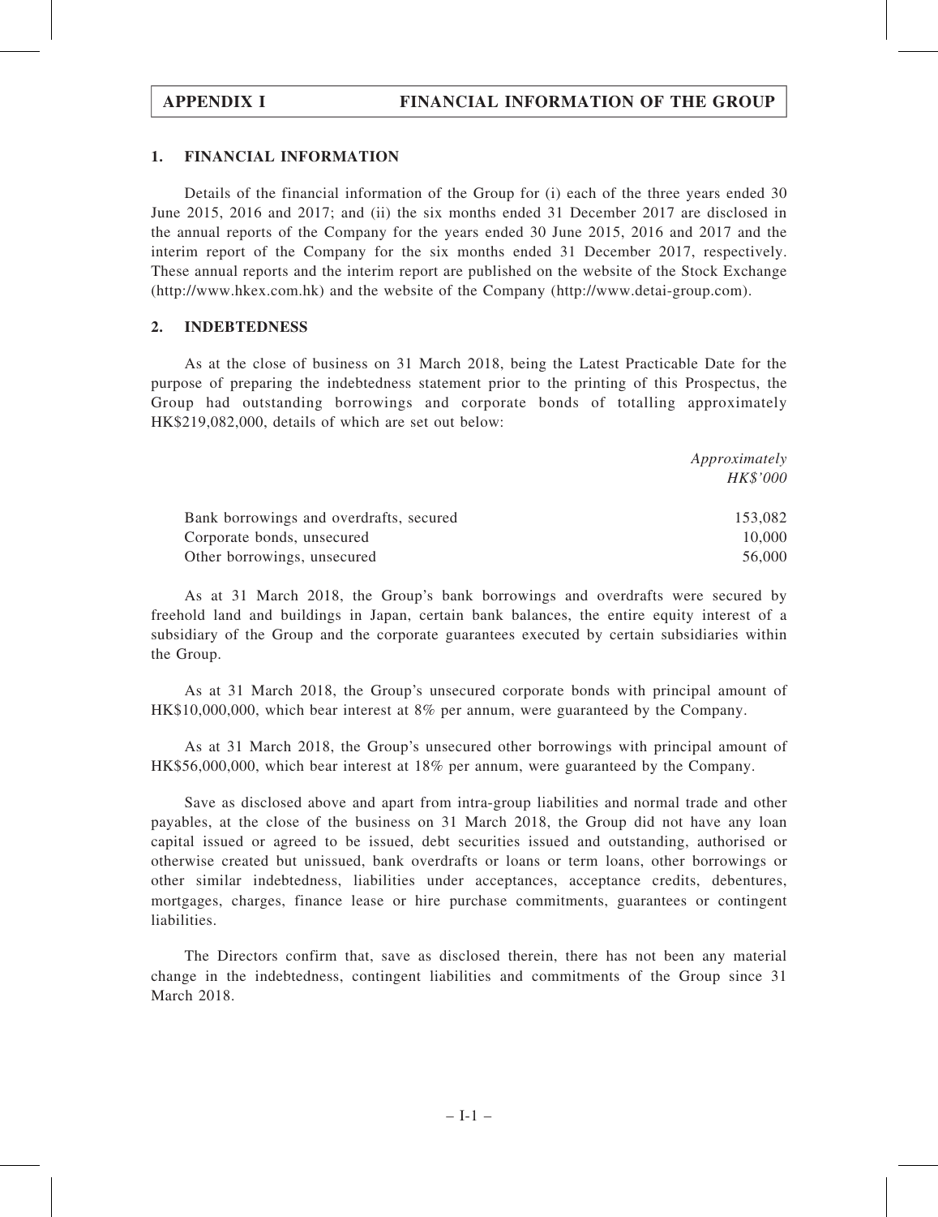## 1. FINANCIAL INFORMATION

Details of the financial information of the Group for (i) each of the three years ended 30 June 2015, 2016 and 2017; and (ii) the six months ended 31 December 2017 are disclosed in the annual reports of the Company for the years ended 30 June 2015, 2016 and 2017 and the interim report of the Company for the six months ended 31 December 2017, respectively. These annual reports and the interim report are published on the website of the Stock Exchange (http://www.hkex.com.hk) and the website of the Company (http://www.detai-group.com).

## 2. INDEBTEDNESS

As at the close of business on 31 March 2018, being the Latest Practicable Date for the purpose of preparing the indebtedness statement prior to the printing of this Prospectus, the Group had outstanding borrowings and corporate bonds of totalling approximately HK$219,082,000, details of which are set out below:

| | *Approximately HK$'000* |
|---|---|
| Bank borrowings and overdrafts, secured | 153,082 |
| Corporate bonds, unsecured | 10,000 |
| Other borrowings, unsecured | 56,000 |

As at 31 March 2018, the Group's bank borrowings and overdrafts were secured by freehold land and buildings in Japan, certain bank balances, the entire equity interest of a subsidiary of the Group and the corporate guarantees executed by certain subsidiaries within the Group.

As at 31 March 2018, the Group's unsecured corporate bonds with principal amount of HK$10,000,000, which bear interest at 8% per annum, were guaranteed by the Company.

As at 31 March 2018, the Group's unsecured other borrowings with principal amount of HK$56,000,000, which bear interest at 18% per annum, were guaranteed by the Company.

Save as disclosed above and apart from intra-group liabilities and normal trade and other payables, at the close of the business on 31 March 2018, the Group did not have any loan capital issued or agreed to be issued, debt securities issued and outstanding, authorised or otherwise created but unissued, bank overdrafts or loans or term loans, other borrowings or other similar indebtedness, liabilities under acceptances, acceptance credits, debentures, mortgages, charges, finance lease or hire purchase commitments, guarantees or contingent liabilities.

The Directors confirm that, save as disclosed therein, there has not been any material change in the indebtedness, contingent liabilities and commitments of the Group since 31 March 2018.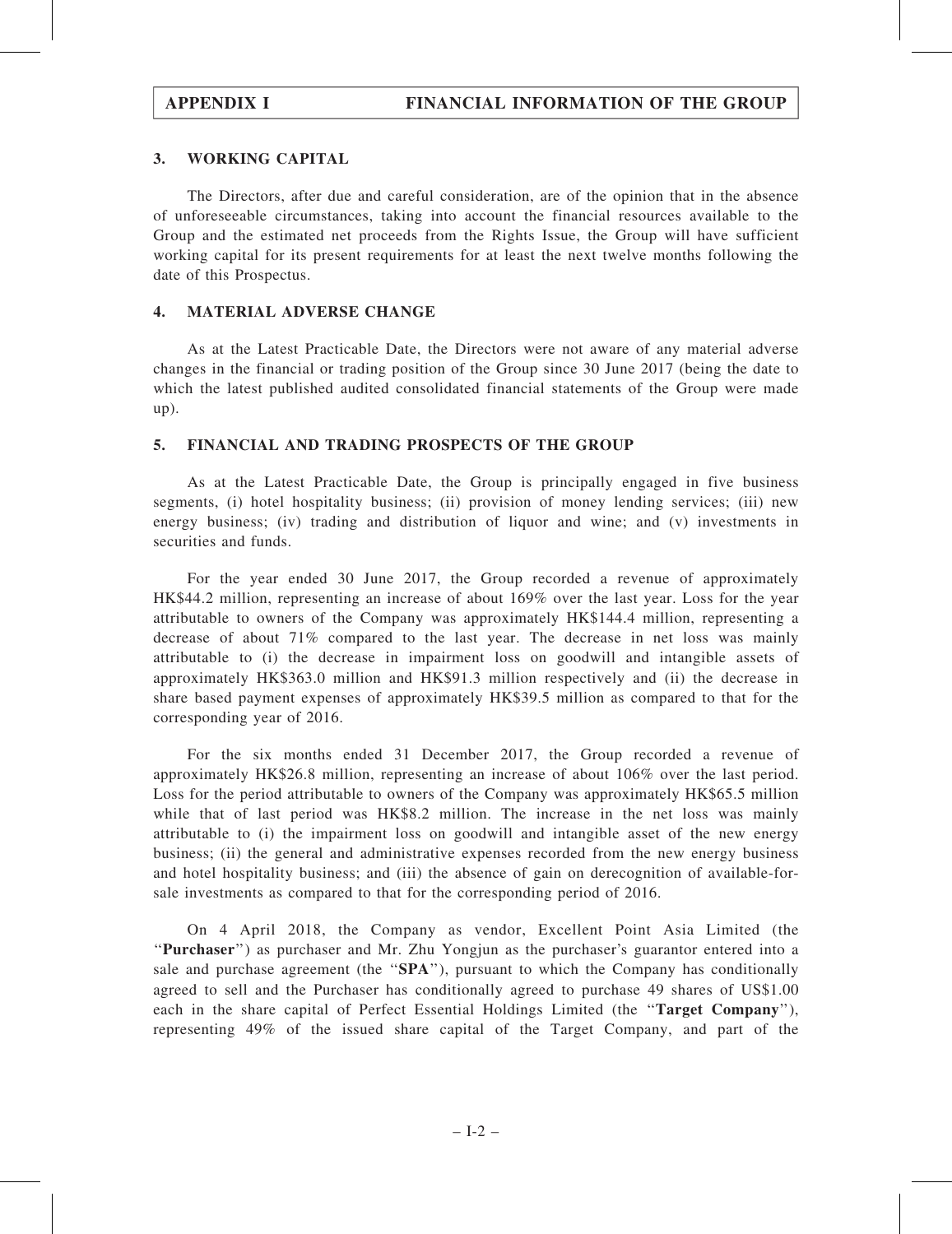### 3. WORKING CAPITAL

The Directors, after due and careful consideration, are of the opinion that in the absence of unforeseeable circumstances, taking into account the financial resources available to the Group and the estimated net proceeds from the Rights Issue, the Group will have sufficient working capital for its present requirements for at least the next twelve months following the date of this Prospectus.

### 4. MATERIAL ADVERSE CHANGE

As at the Latest Practicable Date, the Directors were not aware of any material adverse changes in the financial or trading position of the Group since 30 June 2017 (being the date to which the latest published audited consolidated financial statements of the Group were made up).

### 5. FINANCIAL AND TRADING PROSPECTS OF THE GROUP

As at the Latest Practicable Date, the Group is principally engaged in five business segments, (i) hotel hospitality business; (ii) provision of money lending services; (iii) new energy business; (iv) trading and distribution of liquor and wine; and (v) investments in securities and funds.

For the year ended 30 June 2017, the Group recorded a revenue of approximately HK$44.2 million, representing an increase of about 169% over the last year. Loss for the year attributable to owners of the Company was approximately HK$144.4 million, representing a decrease of about 71% compared to the last year. The decrease in net loss was mainly attributable to (i) the decrease in impairment loss on goodwill and intangible assets of approximately HK$363.0 million and HK$91.3 million respectively and (ii) the decrease in share based payment expenses of approximately HK$39.5 million as compared to that for the corresponding year of 2016.

For the six months ended 31 December 2017, the Group recorded a revenue of approximately HK$26.8 million, representing an increase of about 106% over the last period. Loss for the period attributable to owners of the Company was approximately HK$65.5 million while that of last period was HK$8.2 million. The increase in the net loss was mainly attributable to (i) the impairment loss on goodwill and intangible asset of the new energy business; (ii) the general and administrative expenses recorded from the new energy business and hotel hospitality business; and (iii) the absence of gain on derecognition of available-for-sale investments as compared to that for the corresponding period of 2016.

On 4 April 2018, the Company as vendor, Excellent Point Asia Limited (the "**Purchaser**") as purchaser and Mr. Zhu Yongjun as the purchaser's guarantor entered into a sale and purchase agreement (the "**SPA**"), pursuant to which the Company has conditionally agreed to sell and the Purchaser has conditionally agreed to purchase 49 shares of US$1.00 each in the share capital of Perfect Essential Holdings Limited (the "**Target Company**"), representing 49% of the issued share capital of the Target Company, and part of the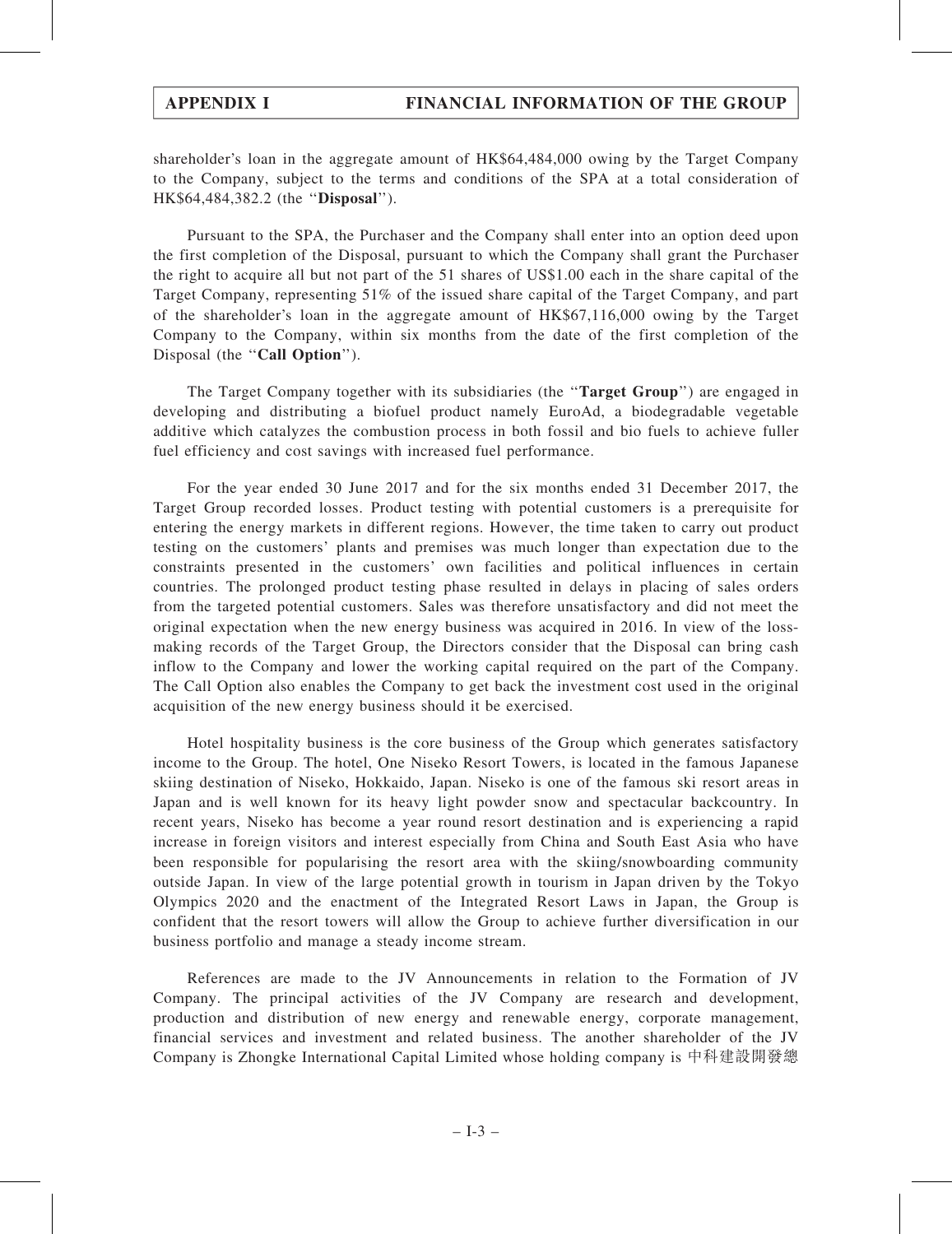shareholder's loan in the aggregate amount of HK$64,484,000 owing by the Target Company to the Company, subject to the terms and conditions of the SPA at a total consideration of HK$64,484,382.2 (the "**Disposal**").

Pursuant to the SPA, the Purchaser and the Company shall enter into an option deed upon the first completion of the Disposal, pursuant to which the Company shall grant the Purchaser the right to acquire all but not part of the 51 shares of US$1.00 each in the share capital of the Target Company, representing 51% of the issued share capital of the Target Company, and part of the shareholder's loan in the aggregate amount of HK$67,116,000 owing by the Target Company to the Company, within six months from the date of the first completion of the Disposal (the "**Call Option**").

The Target Company together with its subsidiaries (the "**Target Group**") are engaged in developing and distributing a biofuel product namely EuroAd, a biodegradable vegetable additive which catalyzes the combustion process in both fossil and bio fuels to achieve fuller fuel efficiency and cost savings with increased fuel performance.

For the year ended 30 June 2017 and for the six months ended 31 December 2017, the Target Group recorded losses. Product testing with potential customers is a prerequisite for entering the energy markets in different regions. However, the time taken to carry out product testing on the customers' plants and premises was much longer than expectation due to the constraints presented in the customers' own facilities and political influences in certain countries. The prolonged product testing phase resulted in delays in placing of sales orders from the targeted potential customers. Sales was therefore unsatisfactory and did not meet the original expectation when the new energy business was acquired in 2016. In view of the loss-making records of the Target Group, the Directors consider that the Disposal can bring cash inflow to the Company and lower the working capital required on the part of the Company. The Call Option also enables the Company to get back the investment cost used in the original acquisition of the new energy business should it be exercised.

Hotel hospitality business is the core business of the Group which generates satisfactory income to the Group. The hotel, One Niseko Resort Towers, is located in the famous Japanese skiing destination of Niseko, Hokkaido, Japan. Niseko is one of the famous ski resort areas in Japan and is well known for its heavy light powder snow and spectacular backcountry. In recent years, Niseko has become a year round resort destination and is experiencing a rapid increase in foreign visitors and interest especially from China and South East Asia who have been responsible for popularising the resort area with the skiing/snowboarding community outside Japan. In view of the large potential growth in tourism in Japan driven by the Tokyo Olympics 2020 and the enactment of the Integrated Resort Laws in Japan, the Group is confident that the resort towers will allow the Group to achieve further diversification in our business portfolio and manage a steady income stream.

References are made to the JV Announcements in relation to the Formation of JV Company. The principal activities of the JV Company are research and development, production and distribution of new energy and renewable energy, corporate management, financial services and investment and related business. The another shareholder of the JV Company is Zhongke International Capital Limited whose holding company is 中科建設開發總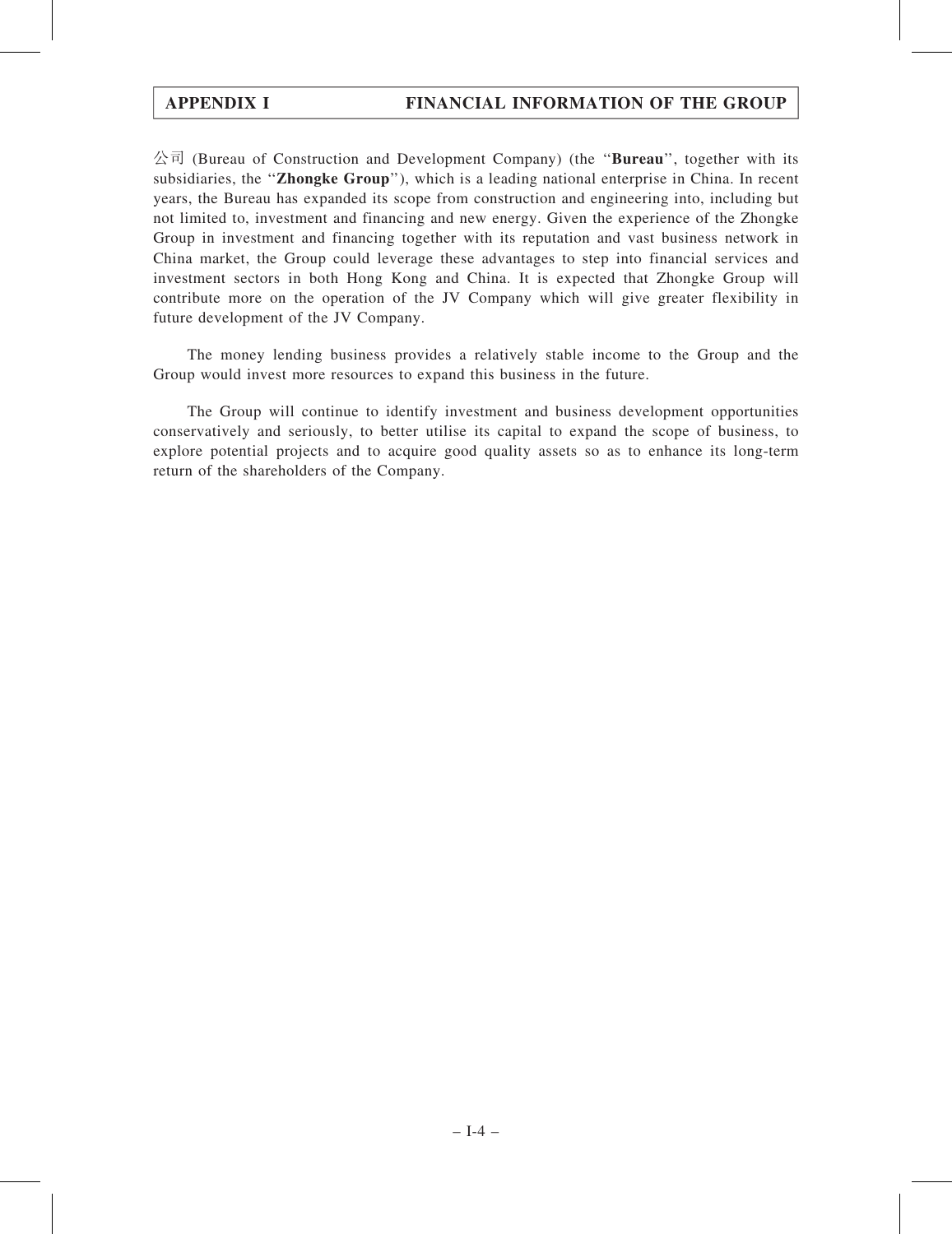公司 (Bureau of Construction and Development Company) (the "**Bureau**", together with its subsidiaries, the "**Zhongke Group**"), which is a leading national enterprise in China. In recent years, the Bureau has expanded its scope from construction and engineering into, including but not limited to, investment and financing and new energy. Given the experience of the Zhongke Group in investment and financing together with its reputation and vast business network in China market, the Group could leverage these advantages to step into financial services and investment sectors in both Hong Kong and China. It is expected that Zhongke Group will contribute more on the operation of the JV Company which will give greater flexibility in future development of the JV Company.

The money lending business provides a relatively stable income to the Group and the Group would invest more resources to expand this business in the future.

The Group will continue to identify investment and business development opportunities conservatively and seriously, to better utilise its capital to expand the scope of business, to explore potential projects and to acquire good quality assets so as to enhance its long-term return of the shareholders of the Company.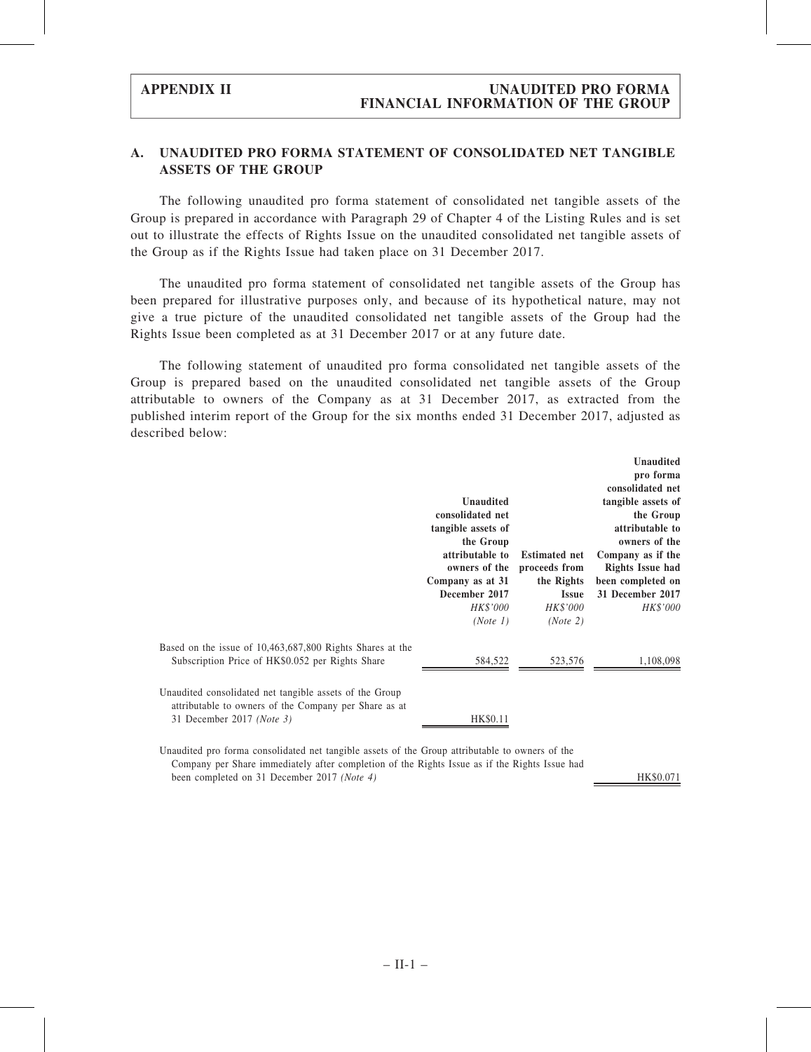## A. UNAUDITED PRO FORMA STATEMENT OF CONSOLIDATED NET TANGIBLE ASSETS OF THE GROUP

The following unaudited pro forma statement of consolidated net tangible assets of the Group is prepared in accordance with Paragraph 29 of Chapter 4 of the Listing Rules and is set out to illustrate the effects of Rights Issue on the unaudited consolidated net tangible assets of the Group as if the Rights Issue had taken place on 31 December 2017.

The unaudited pro forma statement of consolidated net tangible assets of the Group has been prepared for illustrative purposes only, and because of its hypothetical nature, may not give a true picture of the unaudited consolidated net tangible assets of the Group had the Rights Issue been completed as at 31 December 2017 or at any future date.

The following statement of unaudited pro forma consolidated net tangible assets of the Group is prepared based on the unaudited consolidated net tangible assets of the Group attributable to owners of the Company as at 31 December 2017, as extracted from the published interim report of the Group for the six months ended 31 December 2017, adjusted as described below:

| | Unaudited consolidated net tangible assets of the Group attributable to owners of the Company as at 31 December 2017 | Estimated net proceeds from the Rights Issue | Unaudited pro forma consolidated net tangible assets of the Group attributable to owners of the Company as if the Rights Issue had been completed on 31 December 2017 |
|---|---|---|---|
| | *HK$'000* | *HK$'000* | *HK$'000* |
| | *(Note 1)* | *(Note 2)* | |
| Based on the issue of 10,463,687,800 Rights Shares at the Subscription Price of HK$0.052 per Rights Share | 584,522 | 523,576 | 1,108,098 |
| Unaudited consolidated net tangible assets of the Group attributable to owners of the Company per Share as at 31 December 2017 *(Note 3)* | HK$0.11 | | |
| Unaudited pro forma consolidated net tangible assets of the Group attributable to owners of the Company per Share immediately after completion of the Rights Issue as if the Rights Issue had been completed on 31 December 2017 *(Note 4)* | | | HK$0.071 |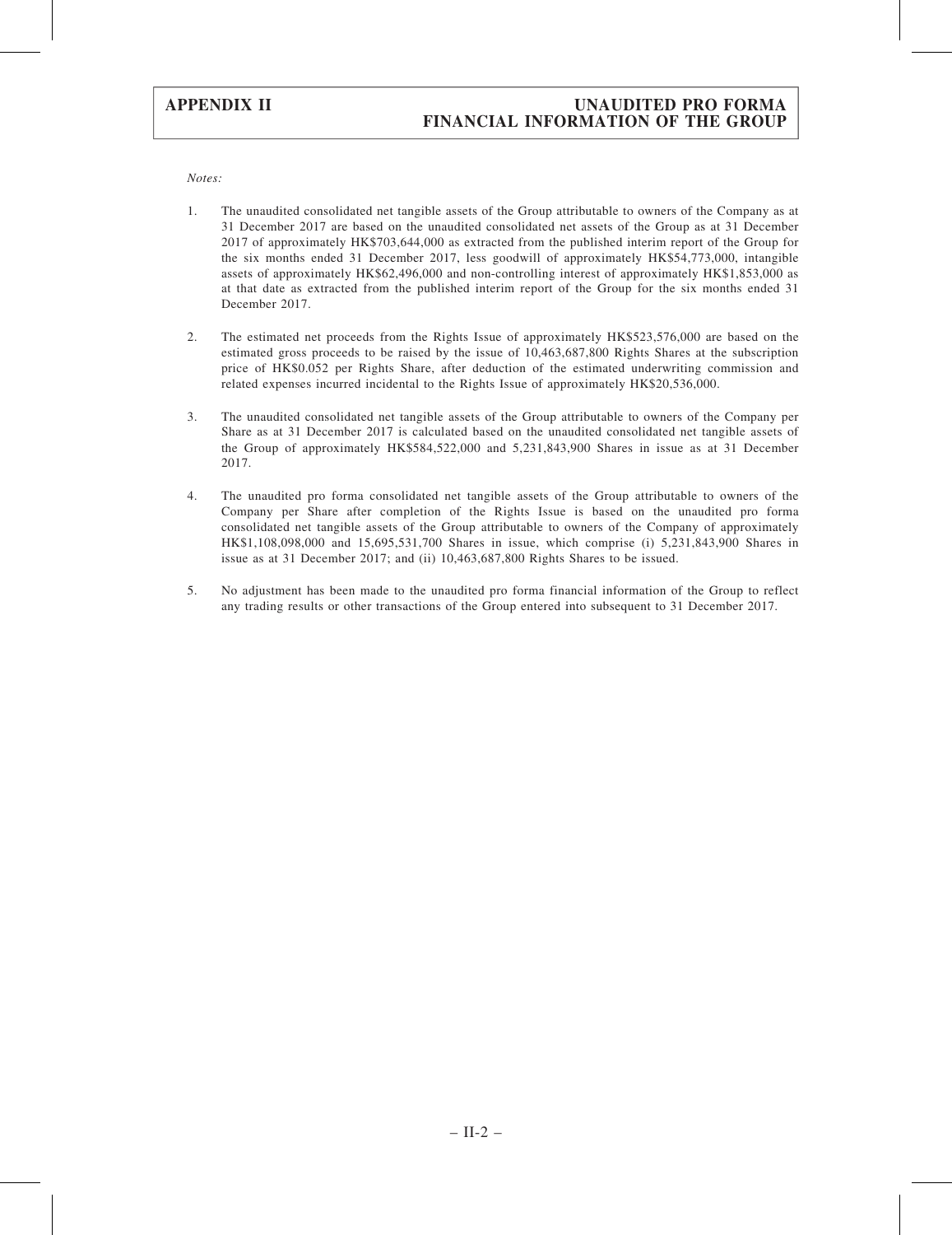*Notes:*

1. The unaudited consolidated net tangible assets of the Group attributable to owners of the Company as at 31 December 2017 are based on the unaudited consolidated net assets of the Group as at 31 December 2017 of approximately HK$703,644,000 as extracted from the published interim report of the Group for the six months ended 31 December 2017, less goodwill of approximately HK$54,773,000, intangible assets of approximately HK$62,496,000 and non-controlling interest of approximately HK$1,853,000 as at that date as extracted from the published interim report of the Group for the six months ended 31 December 2017.

2. The estimated net proceeds from the Rights Issue of approximately HK$523,576,000 are based on the estimated gross proceeds to be raised by the issue of 10,463,687,800 Rights Shares at the subscription price of HK$0.052 per Rights Share, after deduction of the estimated underwriting commission and related expenses incurred incidental to the Rights Issue of approximately HK$20,536,000.

3. The unaudited consolidated net tangible assets of the Group attributable to owners of the Company per Share as at 31 December 2017 is calculated based on the unaudited consolidated net tangible assets of the Group of approximately HK$584,522,000 and 5,231,843,900 Shares in issue as at 31 December 2017.

4. The unaudited pro forma consolidated net tangible assets of the Group attributable to owners of the Company per Share after completion of the Rights Issue is based on the unaudited pro forma consolidated net tangible assets of the Group attributable to owners of the Company of approximately HK$1,108,098,000 and 15,695,531,700 Shares in issue, which comprise (i) 5,231,843,900 Shares in issue as at 31 December 2017; and (ii) 10,463,687,800 Rights Shares to be issued.

5. No adjustment has been made to the unaudited pro forma financial information of the Group to reflect any trading results or other transactions of the Group entered into subsequent to 31 December 2017.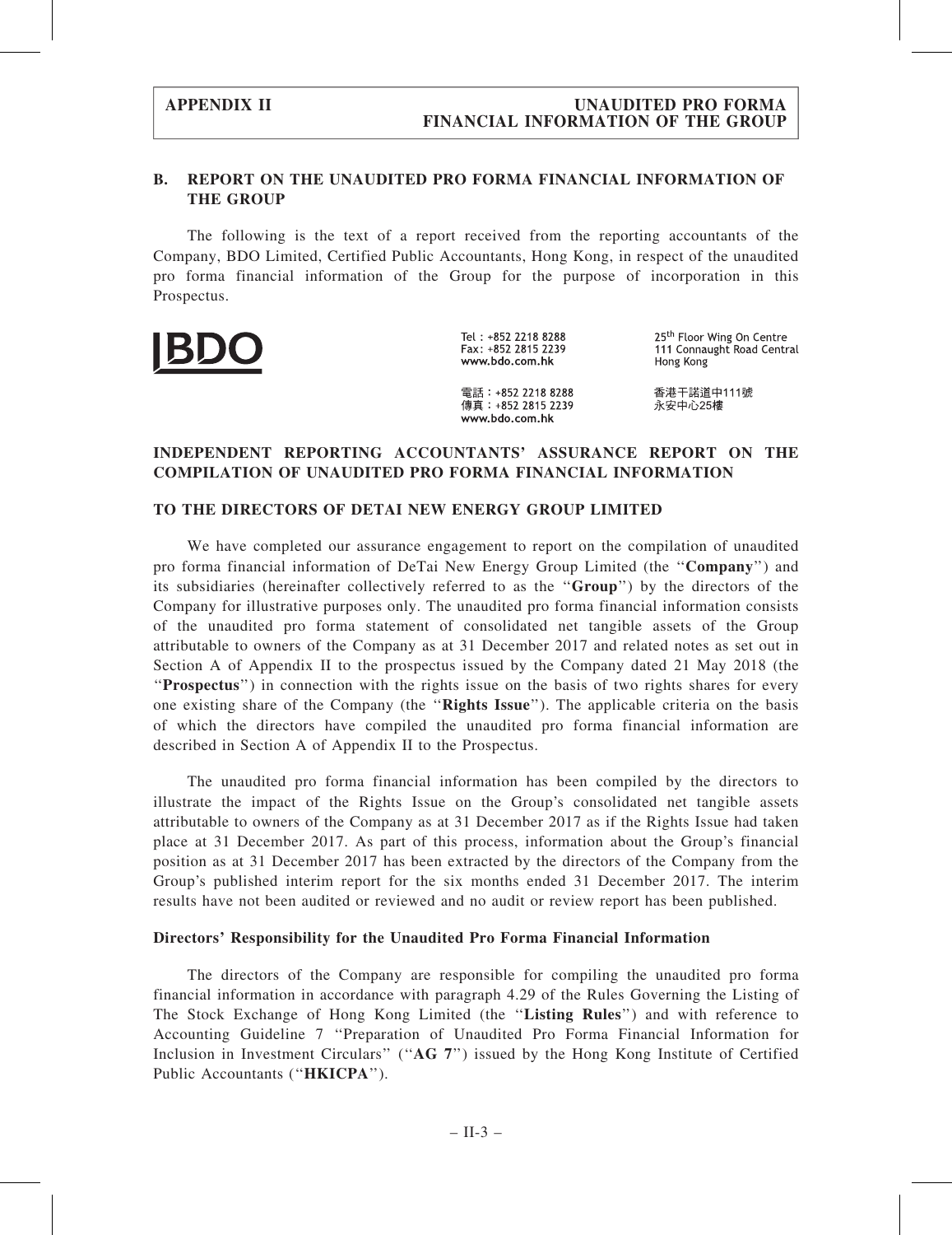## B. REPORT ON THE UNAUDITED PRO FORMA FINANCIAL INFORMATION OF THE GROUP

The following is the text of a report received from the reporting accountants of the Company, BDO Limited, Certified Public Accountants, Hong Kong, in respect of the unaudited pro forma financial information of the Group for the purpose of incorporation in this Prospectus.

BDO

Tel : +852 2218 8288
Fax: +852 2815 2239
www.bdo.com.hk

電話：+852 2218 8288
傳真：+852 2815 2239
www.bdo.com.hk

25th Floor Wing On Centre
111 Connaught Road Central
Hong Kong

香港干諾道中111號
永安中心25樓

### INDEPENDENT REPORTING ACCOUNTANTS' ASSURANCE REPORT ON THE COMPILATION OF UNAUDITED PRO FORMA FINANCIAL INFORMATION

### TO THE DIRECTORS OF DETAI NEW ENERGY GROUP LIMITED

We have completed our assurance engagement to report on the compilation of unaudited pro forma financial information of DeTai New Energy Group Limited (the "**Company**") and its subsidiaries (hereinafter collectively referred to as the "**Group**") by the directors of the Company for illustrative purposes only. The unaudited pro forma financial information consists of the unaudited pro forma statement of consolidated net tangible assets of the Group attributable to owners of the Company as at 31 December 2017 and related notes as set out in Section A of Appendix II to the prospectus issued by the Company dated 21 May 2018 (the "**Prospectus**") in connection with the rights issue on the basis of two rights shares for every one existing share of the Company (the "**Rights Issue**"). The applicable criteria on the basis of which the directors have compiled the unaudited pro forma financial information are described in Section A of Appendix II to the Prospectus.

The unaudited pro forma financial information has been compiled by the directors to illustrate the impact of the Rights Issue on the Group's consolidated net tangible assets attributable to owners of the Company as at 31 December 2017 as if the Rights Issue had taken place at 31 December 2017. As part of this process, information about the Group's financial position as at 31 December 2017 has been extracted by the directors of the Company from the Group's published interim report for the six months ended 31 December 2017. The interim results have not been audited or reviewed and no audit or review report has been published.

#### Directors' Responsibility for the Unaudited Pro Forma Financial Information

The directors of the Company are responsible for compiling the unaudited pro forma financial information in accordance with paragraph 4.29 of the Rules Governing the Listing of The Stock Exchange of Hong Kong Limited (the "**Listing Rules**") and with reference to Accounting Guideline 7 "Preparation of Unaudited Pro Forma Financial Information for Inclusion in Investment Circulars" ("**AG 7**") issued by the Hong Kong Institute of Certified Public Accountants ("**HKICPA**").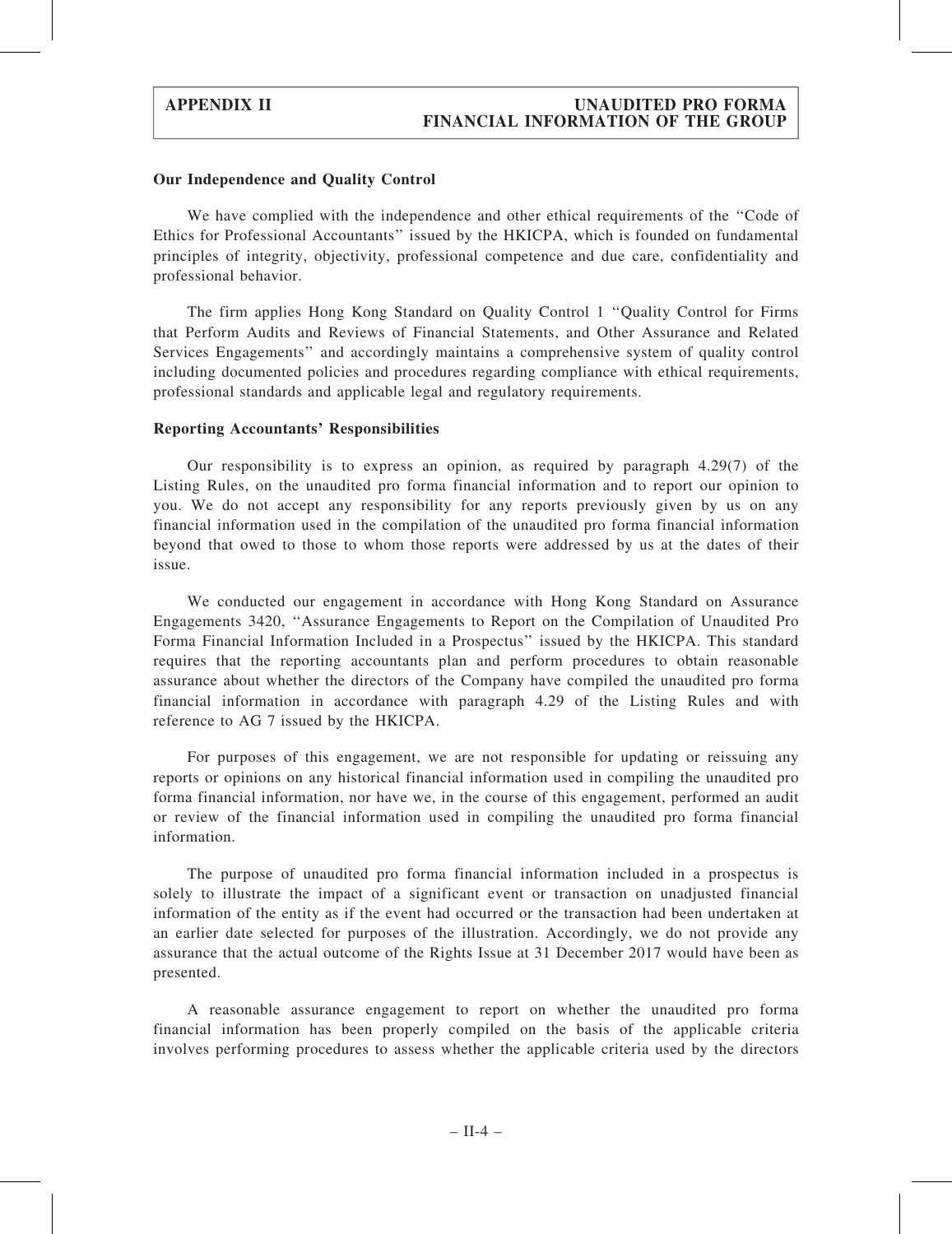**Our Independence and Quality Control**

We have complied with the independence and other ethical requirements of the "Code of Ethics for Professional Accountants" issued by the HKICPA, which is founded on fundamental principles of integrity, objectivity, professional competence and due care, confidentiality and professional behavior.

The firm applies Hong Kong Standard on Quality Control 1 "Quality Control for Firms that Perform Audits and Reviews of Financial Statements, and Other Assurance and Related Services Engagements" and accordingly maintains a comprehensive system of quality control including documented policies and procedures regarding compliance with ethical requirements, professional standards and applicable legal and regulatory requirements.

**Reporting Accountants' Responsibilities**

Our responsibility is to express an opinion, as required by paragraph 4.29(7) of the Listing Rules, on the unaudited pro forma financial information and to report our opinion to you. We do not accept any responsibility for any reports previously given by us on any financial information used in the compilation of the unaudited pro forma financial information beyond that owed to those to whom those reports were addressed by us at the dates of their issue.

We conducted our engagement in accordance with Hong Kong Standard on Assurance Engagements 3420, "Assurance Engagements to Report on the Compilation of Unaudited Pro Forma Financial Information Included in a Prospectus" issued by the HKICPA. This standard requires that the reporting accountants plan and perform procedures to obtain reasonable assurance about whether the directors of the Company have compiled the unaudited pro forma financial information in accordance with paragraph 4.29 of the Listing Rules and with reference to AG 7 issued by the HKICPA.

For purposes of this engagement, we are not responsible for updating or reissuing any reports or opinions on any historical financial information used in compiling the unaudited pro forma financial information, nor have we, in the course of this engagement, performed an audit or review of the financial information used in compiling the unaudited pro forma financial information.

The purpose of unaudited pro forma financial information included in a prospectus is solely to illustrate the impact of a significant event or transaction on unadjusted financial information of the entity as if the event had occurred or the transaction had been undertaken at an earlier date selected for purposes of the illustration. Accordingly, we do not provide any assurance that the actual outcome of the Rights Issue at 31 December 2017 would have been as presented.

A reasonable assurance engagement to report on whether the unaudited pro forma financial information has been properly compiled on the basis of the applicable criteria involves performing procedures to assess whether the applicable criteria used by the directors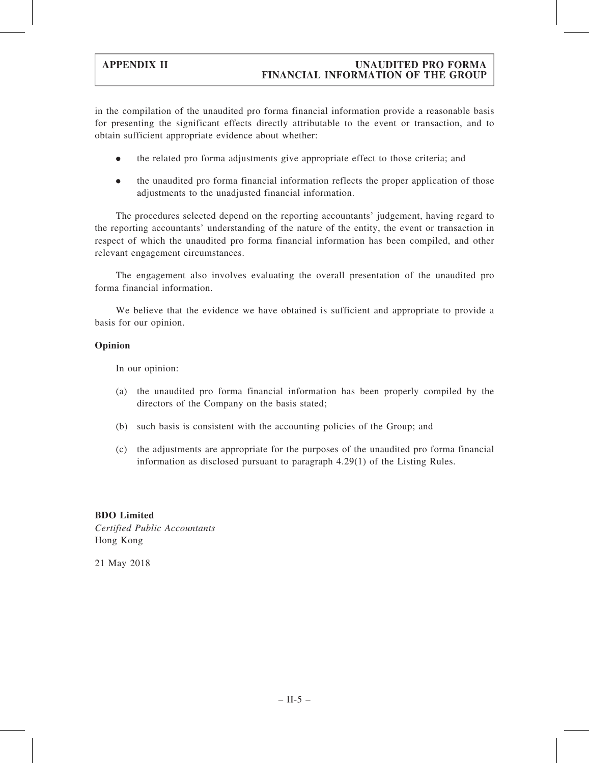in the compilation of the unaudited pro forma financial information provide a reasonable basis for presenting the significant effects directly attributable to the event or transaction, and to obtain sufficient appropriate evidence about whether:

- the related pro forma adjustments give appropriate effect to those criteria; and
- the unaudited pro forma financial information reflects the proper application of those adjustments to the unadjusted financial information.

The procedures selected depend on the reporting accountants' judgement, having regard to the reporting accountants' understanding of the nature of the entity, the event or transaction in respect of which the unaudited pro forma financial information has been compiled, and other relevant engagement circumstances.

The engagement also involves evaluating the overall presentation of the unaudited pro forma financial information.

We believe that the evidence we have obtained is sufficient and appropriate to provide a basis for our opinion.

**Opinion**

In our opinion:

(a) the unaudited pro forma financial information has been properly compiled by the directors of the Company on the basis stated;

(b) such basis is consistent with the accounting policies of the Group; and

(c) the adjustments are appropriate for the purposes of the unaudited pro forma financial information as disclosed pursuant to paragraph 4.29(1) of the Listing Rules.

**BDO Limited**
*Certified Public Accountants*
Hong Kong

21 May 2018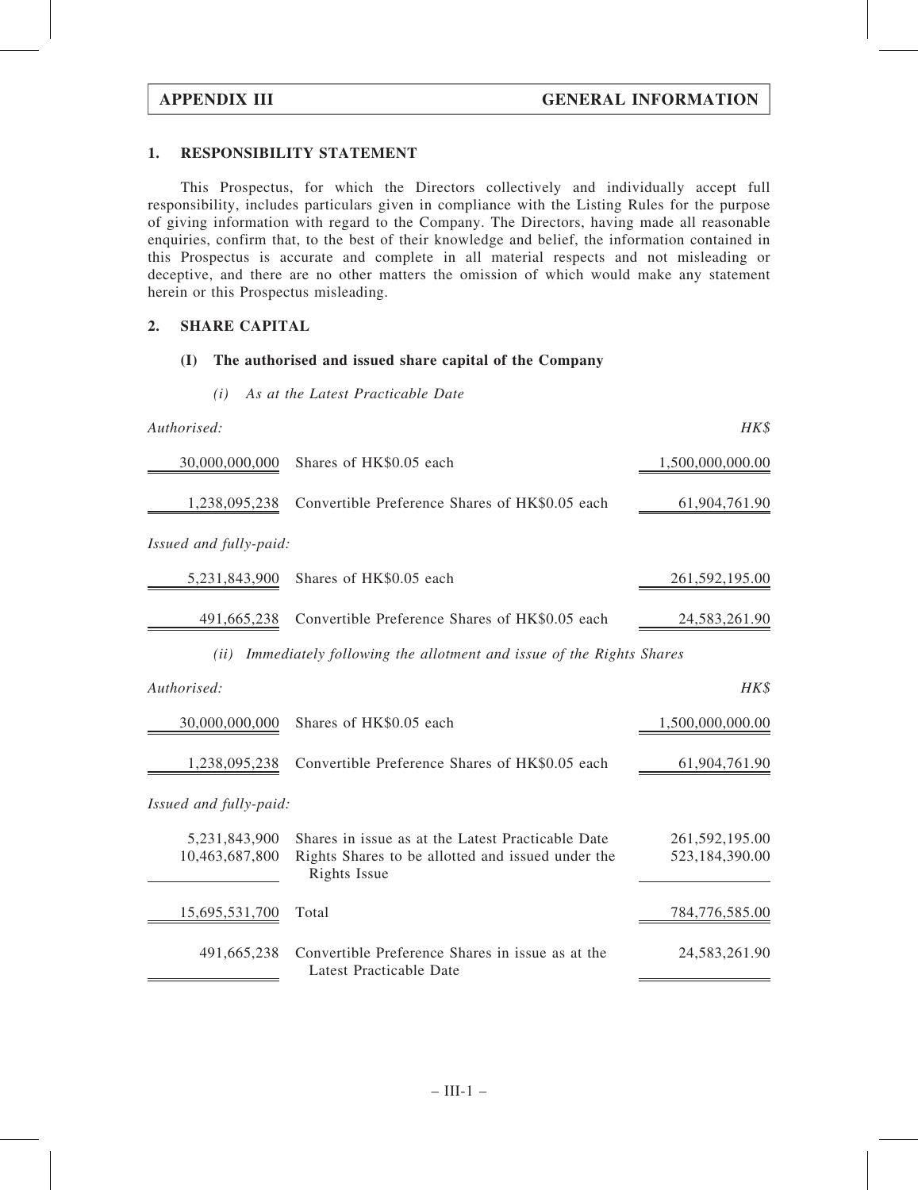## 1. RESPONSIBILITY STATEMENT

This Prospectus, for which the Directors collectively and individually accept full responsibility, includes particulars given in compliance with the Listing Rules for the purpose of giving information with regard to the Company. The Directors, having made all reasonable enquiries, confirm that, to the best of their knowledge and belief, the information contained in this Prospectus is accurate and complete in all material respects and not misleading or deceptive, and there are no other matters the omission of which would make any statement herein or this Prospectus misleading.

## 2. SHARE CAPITAL

### (I) The authorised and issued share capital of the Company

*(i) As at the Latest Practicable Date*

| *Authorised:* | | *HK$* |
|---|---|---|
| 30,000,000,000 | Shares of HK$0.05 each | 1,500,000,000.00 |
| 1,238,095,238 | Convertible Preference Shares of HK$0.05 each | 61,904,761.90 |
| *Issued and fully-paid:* | | |
| 5,231,843,900 | Shares of HK$0.05 each | 261,592,195.00 |
| 491,665,238 | Convertible Preference Shares of HK$0.05 each | 24,583,261.90 |

*(ii) Immediately following the allotment and issue of the Rights Shares*

| *Authorised:* | | *HK$* |
|---|---|---|
| 30,000,000,000 | Shares of HK$0.05 each | 1,500,000,000.00 |
| 1,238,095,238 | Convertible Preference Shares of HK$0.05 each | 61,904,761.90 |
| *Issued and fully-paid:* | | |
| 5,231,843,900 | Shares in issue as at the Latest Practicable Date | 261,592,195.00 |
| 10,463,687,800 | Rights Shares to be allotted and issued under the Rights Issue | 523,184,390.00 |
| 15,695,531,700 | Total | 784,776,585.00 |
| 491,665,238 | Convertible Preference Shares in issue as at the Latest Practicable Date | 24,583,261.90 |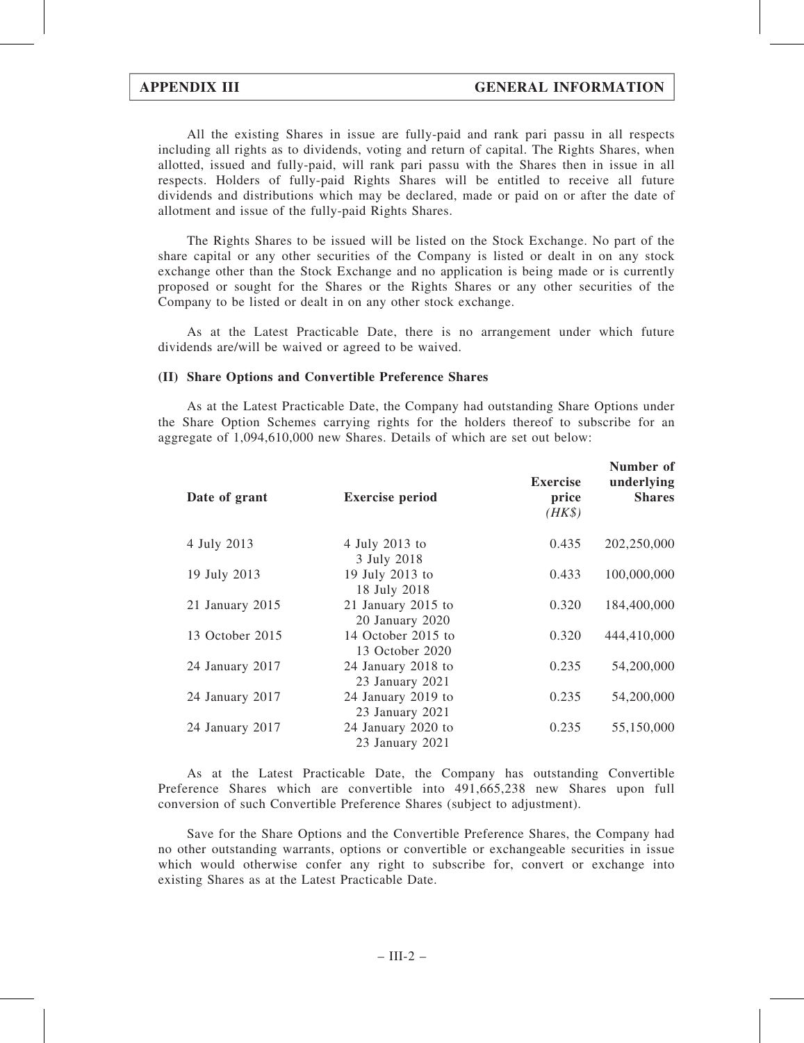All the existing Shares in issue are fully-paid and rank pari passu in all respects including all rights as to dividends, voting and return of capital. The Rights Shares, when allotted, issued and fully-paid, will rank pari passu with the Shares then in issue in all respects. Holders of fully-paid Rights Shares will be entitled to receive all future dividends and distributions which may be declared, made or paid on or after the date of allotment and issue of the fully-paid Rights Shares.

The Rights Shares to be issued will be listed on the Stock Exchange. No part of the share capital or any other securities of the Company is listed or dealt in on any stock exchange other than the Stock Exchange and no application is being made or is currently proposed or sought for the Shares or the Rights Shares or any other securities of the Company to be listed or dealt in on any other stock exchange.

As at the Latest Practicable Date, there is no arrangement under which future dividends are/will be waived or agreed to be waived.

### (II) Share Options and Convertible Preference Shares

As at the Latest Practicable Date, the Company had outstanding Share Options under the Share Option Schemes carrying rights for the holders thereof to subscribe for an aggregate of 1,094,610,000 new Shares. Details of which are set out below:

| Date of grant | Exercise period | Exercise price (HK$) | Number of underlying Shares |
|---|---|---|---|
| 4 July 2013 | 4 July 2013 to 3 July 2018 | 0.435 | 202,250,000 |
| 19 July 2013 | 19 July 2013 to 18 July 2018 | 0.433 | 100,000,000 |
| 21 January 2015 | 21 January 2015 to 20 January 2020 | 0.320 | 184,400,000 |
| 13 October 2015 | 14 October 2015 to 13 October 2020 | 0.320 | 444,410,000 |
| 24 January 2017 | 24 January 2018 to 23 January 2021 | 0.235 | 54,200,000 |
| 24 January 2017 | 24 January 2019 to 23 January 2021 | 0.235 | 54,200,000 |
| 24 January 2017 | 24 January 2020 to 23 January 2021 | 0.235 | 55,150,000 |

As at the Latest Practicable Date, the Company has outstanding Convertible Preference Shares which are convertible into 491,665,238 new Shares upon full conversion of such Convertible Preference Shares (subject to adjustment).

Save for the Share Options and the Convertible Preference Shares, the Company had no other outstanding warrants, options or convertible or exchangeable securities in issue which would otherwise confer any right to subscribe for, convert or exchange into existing Shares as at the Latest Practicable Date.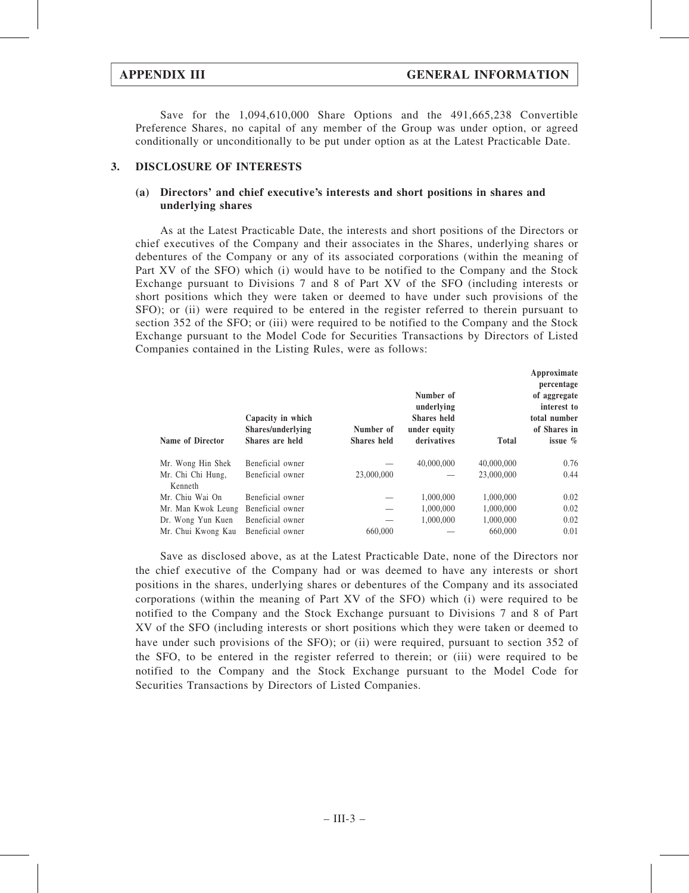Save for the 1,094,610,000 Share Options and the 491,665,238 Convertible Preference Shares, no capital of any member of the Group was under option, or agreed conditionally or unconditionally to be put under option as at the Latest Practicable Date.

## 3. DISCLOSURE OF INTERESTS

### (a) Directors' and chief executive's interests and short positions in shares and underlying shares

As at the Latest Practicable Date, the interests and short positions of the Directors or chief executives of the Company and their associates in the Shares, underlying shares or debentures of the Company or any of its associated corporations (within the meaning of Part XV of the SFO) which (i) would have to be notified to the Company and the Stock Exchange pursuant to Divisions 7 and 8 of Part XV of the SFO (including interests or short positions which they were taken or deemed to have under such provisions of the SFO); or (ii) were required to be entered in the register referred to therein pursuant to section 352 of the SFO; or (iii) were required to be notified to the Company and the Stock Exchange pursuant to the Model Code for Securities Transactions by Directors of Listed Companies contained in the Listing Rules, were as follows:

| Name of Director | Capacity in which Shares/underlying Shares are held | Number of Shares held | Number of underlying Shares held under equity derivatives | Total | Approximate percentage of aggregate interest to total number of Shares in issue % |
|---|---|---|---|---|---|
| Mr. Wong Hin Shek | Beneficial owner | — | 40,000,000 | 40,000,000 | 0.76 |
| Mr. Chi Chi Hung, Kenneth | Beneficial owner | 23,000,000 | — | 23,000,000 | 0.44 |
| Mr. Chiu Wai On | Beneficial owner | — | 1,000,000 | 1,000,000 | 0.02 |
| Mr. Man Kwok Leung | Beneficial owner | — | 1,000,000 | 1,000,000 | 0.02 |
| Dr. Wong Yun Kuen | Beneficial owner | — | 1,000,000 | 1,000,000 | 0.02 |
| Mr. Chui Kwong Kau | Beneficial owner | 660,000 | — | 660,000 | 0.01 |

Save as disclosed above, as at the Latest Practicable Date, none of the Directors nor the chief executive of the Company had or was deemed to have any interests or short positions in the shares, underlying shares or debentures of the Company and its associated corporations (within the meaning of Part XV of the SFO) which (i) were required to be notified to the Company and the Stock Exchange pursuant to Divisions 7 and 8 of Part XV of the SFO (including interests or short positions which they were taken or deemed to have under such provisions of the SFO); or (ii) were required, pursuant to section 352 of the SFO, to be entered in the register referred to therein; or (iii) were required to be notified to the Company and the Stock Exchange pursuant to the Model Code for Securities Transactions by Directors of Listed Companies.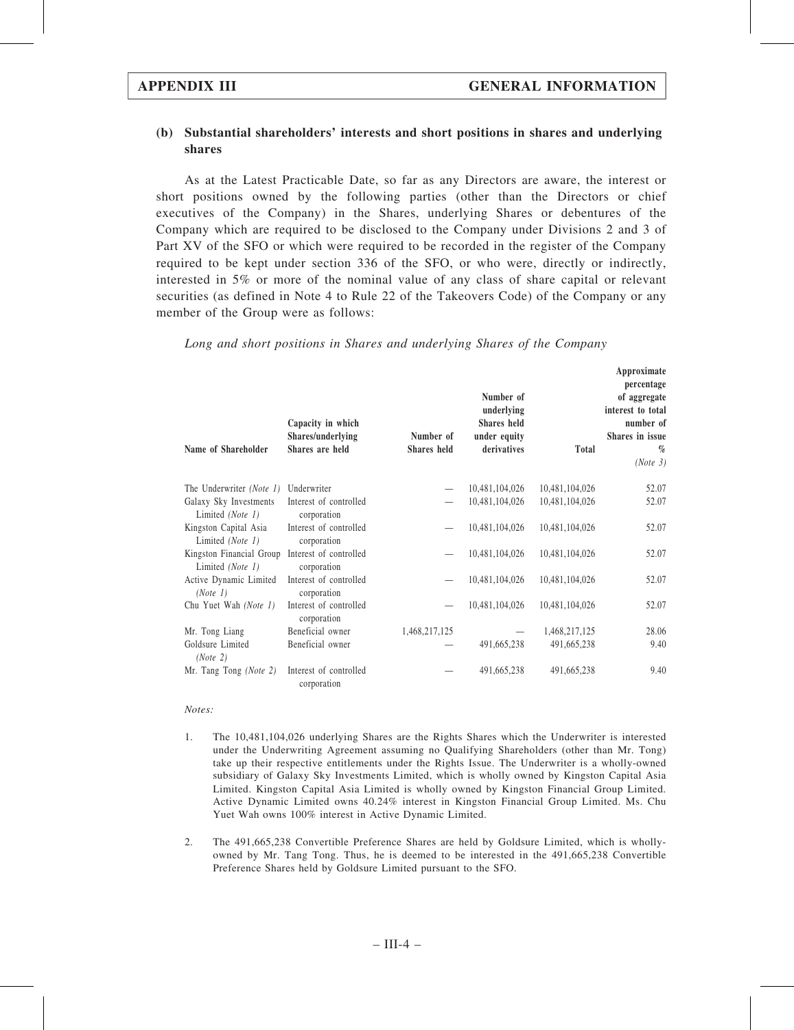### (b) Substantial shareholders' interests and short positions in shares and underlying shares

As at the Latest Practicable Date, so far as any Directors are aware, the interest or short positions owned by the following parties (other than the Directors or chief executives of the Company) in the Shares, underlying Shares or debentures of the Company which are required to be disclosed to the Company under Divisions 2 and 3 of Part XV of the SFO or which were required to be recorded in the register of the Company required to be kept under section 336 of the SFO, or who were, directly or indirectly, interested in 5% or more of the nominal value of any class of share capital or relevant securities (as defined in Note 4 to Rule 22 of the Takeovers Code) of the Company or any member of the Group were as follows:

*Long and short positions in Shares and underlying Shares of the Company*

| Name of Shareholder | Capacity in which Shares/underlying Shares are held | Number of Shares held | Number of underlying Shares held under equity derivatives | Total | Approximate percentage of aggregate interest to total number of Shares in issue % *(Note 3)* |
|---|---|---|---|---|---|
| The Underwriter *(Note 1)* | Underwriter | — | 10,481,104,026 | 10,481,104,026 | 52.07 |
| Galaxy Sky Investments Limited *(Note 1)* | Interest of controlled corporation | — | 10,481,104,026 | 10,481,104,026 | 52.07 |
| Kingston Capital Asia Limited *(Note 1)* | Interest of controlled corporation | — | 10,481,104,026 | 10,481,104,026 | 52.07 |
| Kingston Financial Group Limited *(Note 1)* | Interest of controlled corporation | — | 10,481,104,026 | 10,481,104,026 | 52.07 |
| Active Dynamic Limited *(Note 1)* | Interest of controlled corporation | — | 10,481,104,026 | 10,481,104,026 | 52.07 |
| Chu Yuet Wah *(Note 1)* | Interest of controlled corporation | — | 10,481,104,026 | 10,481,104,026 | 52.07 |
| Mr. Tong Liang | Beneficial owner | 1,468,217,125 | — | 1,468,217,125 | 28.06 |
| Goldsure Limited *(Note 2)* | Beneficial owner | — | 491,665,238 | 491,665,238 | 9.40 |
| Mr. Tang Tong *(Note 2)* | Interest of controlled corporation | — | 491,665,238 | 491,665,238 | 9.40 |

*Notes:*

1. The 10,481,104,026 underlying Shares are the Rights Shares which the Underwriter is interested under the Underwriting Agreement assuming no Qualifying Shareholders (other than Mr. Tong) take up their respective entitlements under the Rights Issue. The Underwriter is a wholly-owned subsidiary of Galaxy Sky Investments Limited, which is wholly owned by Kingston Capital Asia Limited. Kingston Capital Asia Limited is wholly owned by Kingston Financial Group Limited. Active Dynamic Limited owns 40.24% interest in Kingston Financial Group Limited. Ms. Chu Yuet Wah owns 100% interest in Active Dynamic Limited.

2. The 491,665,238 Convertible Preference Shares are held by Goldsure Limited, which is wholly-owned by Mr. Tang Tong. Thus, he is deemed to be interested in the 491,665,238 Convertible Preference Shares held by Goldsure Limited pursuant to the SFO.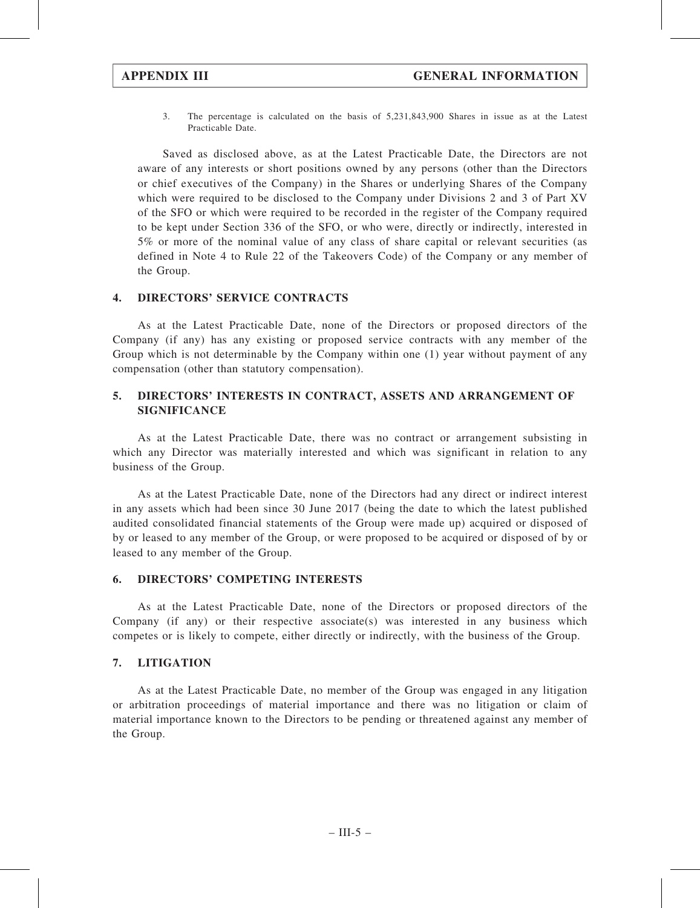3. The percentage is calculated on the basis of 5,231,843,900 Shares in issue as at the Latest Practicable Date.

Saved as disclosed above, as at the Latest Practicable Date, the Directors are not aware of any interests or short positions owned by any persons (other than the Directors or chief executives of the Company) in the Shares or underlying Shares of the Company which were required to be disclosed to the Company under Divisions 2 and 3 of Part XV of the SFO or which were required to be recorded in the register of the Company required to be kept under Section 336 of the SFO, or who were, directly or indirectly, interested in 5% or more of the nominal value of any class of share capital or relevant securities (as defined in Note 4 to Rule 22 of the Takeovers Code) of the Company or any member of the Group.

## 4. DIRECTORS' SERVICE CONTRACTS

As at the Latest Practicable Date, none of the Directors or proposed directors of the Company (if any) has any existing or proposed service contracts with any member of the Group which is not determinable by the Company within one (1) year without payment of any compensation (other than statutory compensation).

## 5. DIRECTORS' INTERESTS IN CONTRACT, ASSETS AND ARRANGEMENT OF SIGNIFICANCE

As at the Latest Practicable Date, there was no contract or arrangement subsisting in which any Director was materially interested and which was significant in relation to any business of the Group.

As at the Latest Practicable Date, none of the Directors had any direct or indirect interest in any assets which had been since 30 June 2017 (being the date to which the latest published audited consolidated financial statements of the Group were made up) acquired or disposed of by or leased to any member of the Group, or were proposed to be acquired or disposed of by or leased to any member of the Group.

## 6. DIRECTORS' COMPETING INTERESTS

As at the Latest Practicable Date, none of the Directors or proposed directors of the Company (if any) or their respective associate(s) was interested in any business which competes or is likely to compete, either directly or indirectly, with the business of the Group.

## 7. LITIGATION

As at the Latest Practicable Date, no member of the Group was engaged in any litigation or arbitration proceedings of material importance and there was no litigation or claim of material importance known to the Directors to be pending or threatened against any member of the Group.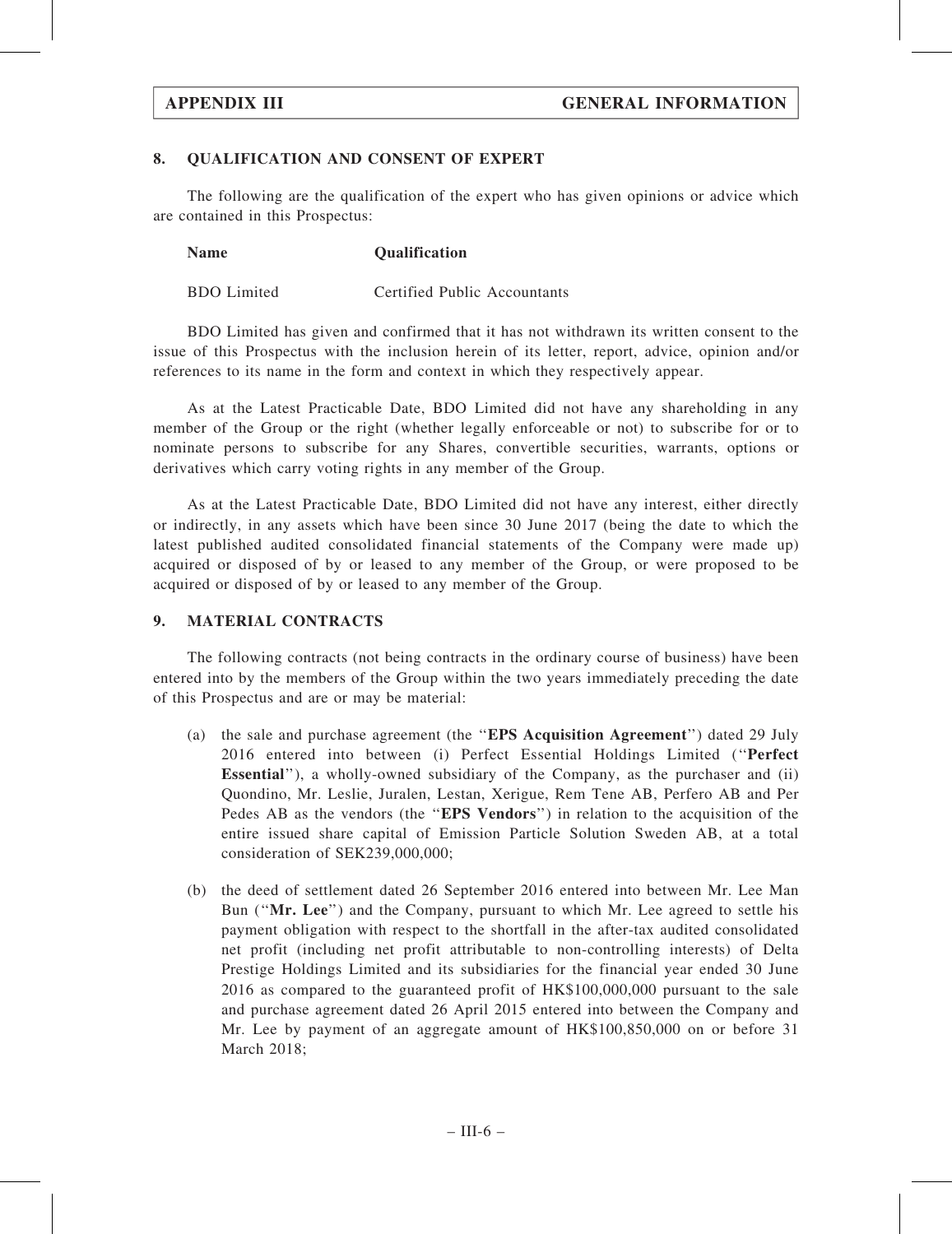## 8. QUALIFICATION AND CONSENT OF EXPERT

The following are the qualification of the expert who has given opinions or advice which are contained in this Prospectus:

| Name | Qualification |
|---|---|
| BDO Limited | Certified Public Accountants |

BDO Limited has given and confirmed that it has not withdrawn its written consent to the issue of this Prospectus with the inclusion herein of its letter, report, advice, opinion and/or references to its name in the form and context in which they respectively appear.

As at the Latest Practicable Date, BDO Limited did not have any shareholding in any member of the Group or the right (whether legally enforceable or not) to subscribe for or to nominate persons to subscribe for any Shares, convertible securities, warrants, options or derivatives which carry voting rights in any member of the Group.

As at the Latest Practicable Date, BDO Limited did not have any interest, either directly or indirectly, in any assets which have been since 30 June 2017 (being the date to which the latest published audited consolidated financial statements of the Company were made up) acquired or disposed of by or leased to any member of the Group, or were proposed to be acquired or disposed of by or leased to any member of the Group.

## 9. MATERIAL CONTRACTS

The following contracts (not being contracts in the ordinary course of business) have been entered into by the members of the Group within the two years immediately preceding the date of this Prospectus and are or may be material:

(a) the sale and purchase agreement (the "**EPS Acquisition Agreement**") dated 29 July 2016 entered into between (i) Perfect Essential Holdings Limited ("**Perfect Essential**"), a wholly-owned subsidiary of the Company, as the purchaser and (ii) Quondino, Mr. Leslie, Juralen, Lestan, Xerigue, Rem Tene AB, Perfero AB and Per Pedes AB as the vendors (the "**EPS Vendors**") in relation to the acquisition of the entire issued share capital of Emission Particle Solution Sweden AB, at a total consideration of SEK239,000,000;

(b) the deed of settlement dated 26 September 2016 entered into between Mr. Lee Man Bun ("**Mr. Lee**") and the Company, pursuant to which Mr. Lee agreed to settle his payment obligation with respect to the shortfall in the after-tax audited consolidated net profit (including net profit attributable to non-controlling interests) of Delta Prestige Holdings Limited and its subsidiaries for the financial year ended 30 June 2016 as compared to the guaranteed profit of HK$100,000,000 pursuant to the sale and purchase agreement dated 26 April 2015 entered into between the Company and Mr. Lee by payment of an aggregate amount of HK$100,850,000 on or before 31 March 2018;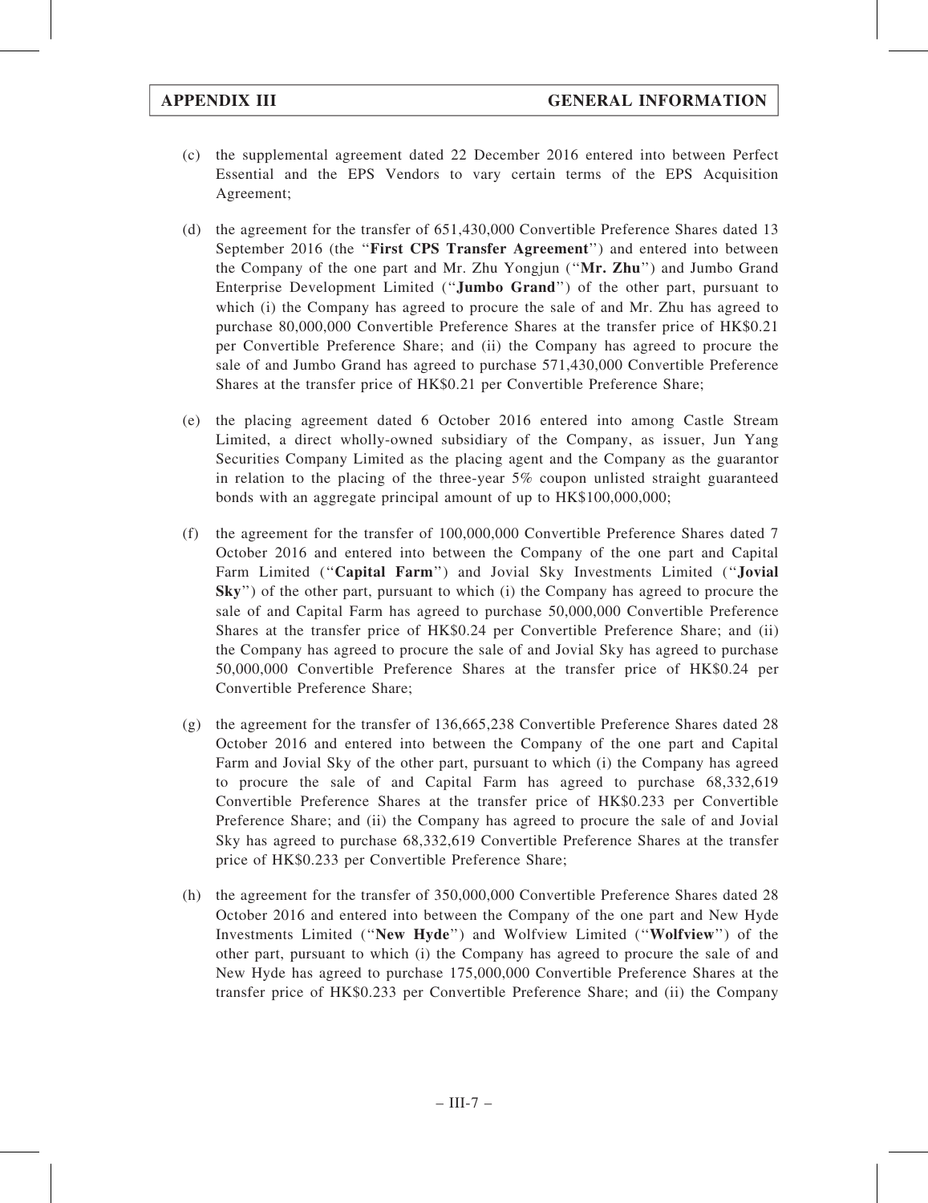(c) the supplemental agreement dated 22 December 2016 entered into between Perfect Essential and the EPS Vendors to vary certain terms of the EPS Acquisition Agreement;

(d) the agreement for the transfer of 651,430,000 Convertible Preference Shares dated 13 September 2016 (the ''**First CPS Transfer Agreement**'') and entered into between the Company of the one part and Mr. Zhu Yongjun (''**Mr. Zhu**'') and Jumbo Grand Enterprise Development Limited (''**Jumbo Grand**'') of the other part, pursuant to which (i) the Company has agreed to procure the sale of and Mr. Zhu has agreed to purchase 80,000,000 Convertible Preference Shares at the transfer price of HK$0.21 per Convertible Preference Share; and (ii) the Company has agreed to procure the sale of and Jumbo Grand has agreed to purchase 571,430,000 Convertible Preference Shares at the transfer price of HK$0.21 per Convertible Preference Share;

(e) the placing agreement dated 6 October 2016 entered into among Castle Stream Limited, a direct wholly-owned subsidiary of the Company, as issuer, Jun Yang Securities Company Limited as the placing agent and the Company as the guarantor in relation to the placing of the three-year 5% coupon unlisted straight guaranteed bonds with an aggregate principal amount of up to HK$100,000,000;

(f) the agreement for the transfer of 100,000,000 Convertible Preference Shares dated 7 October 2016 and entered into between the Company of the one part and Capital Farm Limited (''**Capital Farm**'') and Jovial Sky Investments Limited (''**Jovial Sky**'') of the other part, pursuant to which (i) the Company has agreed to procure the sale of and Capital Farm has agreed to purchase 50,000,000 Convertible Preference Shares at the transfer price of HK$0.24 per Convertible Preference Share; and (ii) the Company has agreed to procure the sale of and Jovial Sky has agreed to purchase 50,000,000 Convertible Preference Shares at the transfer price of HK$0.24 per Convertible Preference Share;

(g) the agreement for the transfer of 136,665,238 Convertible Preference Shares dated 28 October 2016 and entered into between the Company of the one part and Capital Farm and Jovial Sky of the other part, pursuant to which (i) the Company has agreed to procure the sale of and Capital Farm has agreed to purchase 68,332,619 Convertible Preference Shares at the transfer price of HK$0.233 per Convertible Preference Share; and (ii) the Company has agreed to procure the sale of and Jovial Sky has agreed to purchase 68,332,619 Convertible Preference Shares at the transfer price of HK$0.233 per Convertible Preference Share;

(h) the agreement for the transfer of 350,000,000 Convertible Preference Shares dated 28 October 2016 and entered into between the Company of the one part and New Hyde Investments Limited (''**New Hyde**'') and Wolfview Limited (''**Wolfview**'') of the other part, pursuant to which (i) the Company has agreed to procure the sale of and New Hyde has agreed to purchase 175,000,000 Convertible Preference Shares at the transfer price of HK$0.233 per Convertible Preference Share; and (ii) the Company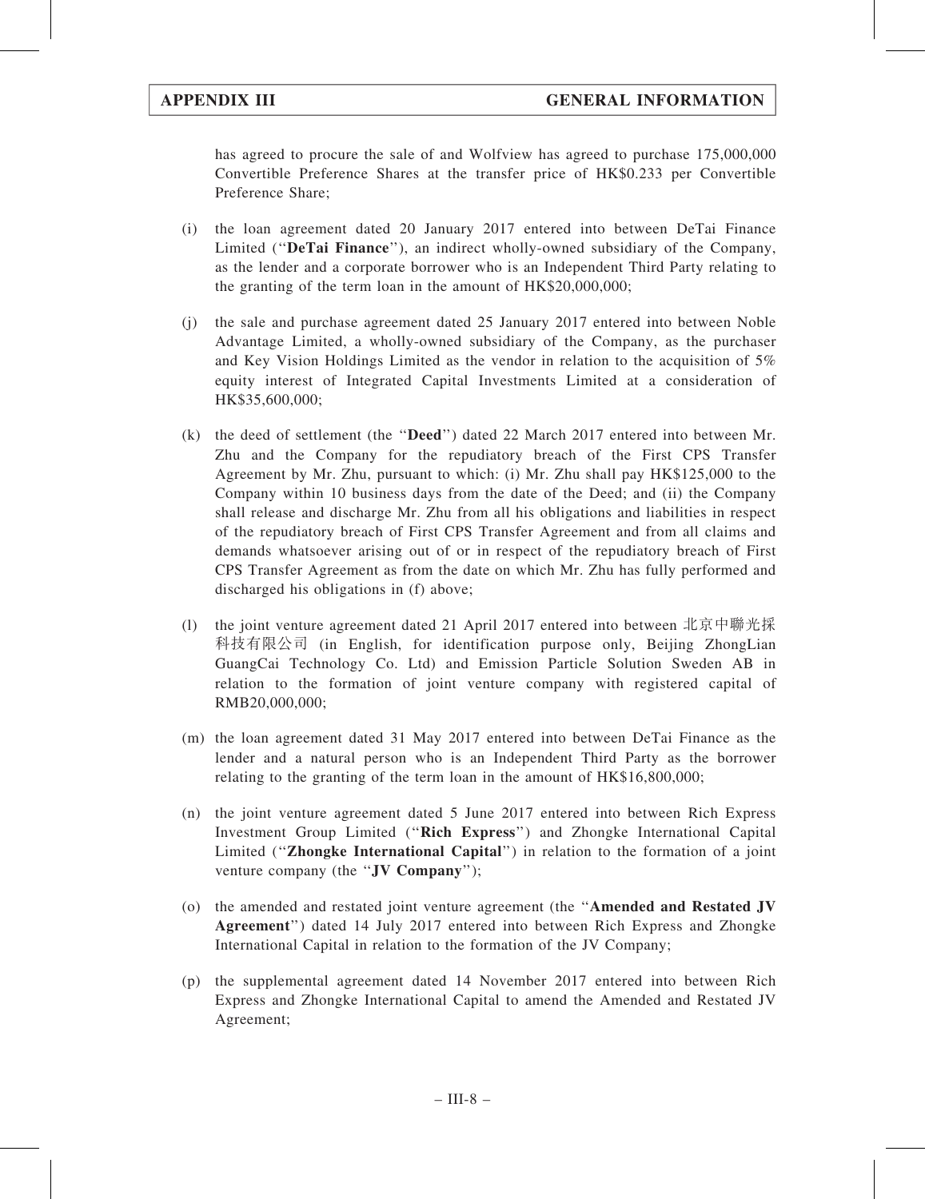has agreed to procure the sale of and Wolfview has agreed to purchase 175,000,000 Convertible Preference Shares at the transfer price of HK$0.233 per Convertible Preference Share;

(i) the loan agreement dated 20 January 2017 entered into between DeTai Finance Limited ("**DeTai Finance**"), an indirect wholly-owned subsidiary of the Company, as the lender and a corporate borrower who is an Independent Third Party relating to the granting of the term loan in the amount of HK$20,000,000;

(j) the sale and purchase agreement dated 25 January 2017 entered into between Noble Advantage Limited, a wholly-owned subsidiary of the Company, as the purchaser and Key Vision Holdings Limited as the vendor in relation to the acquisition of 5% equity interest of Integrated Capital Investments Limited at a consideration of HK$35,600,000;

(k) the deed of settlement (the "**Deed**") dated 22 March 2017 entered into between Mr. Zhu and the Company for the repudiatory breach of the First CPS Transfer Agreement by Mr. Zhu, pursuant to which: (i) Mr. Zhu shall pay HK$125,000 to the Company within 10 business days from the date of the Deed; and (ii) the Company shall release and discharge Mr. Zhu from all his obligations and liabilities in respect of the repudiatory breach of First CPS Transfer Agreement and from all claims and demands whatsoever arising out of or in respect of the repudiatory breach of First CPS Transfer Agreement as from the date on which Mr. Zhu has fully performed and discharged his obligations in (f) above;

(l) the joint venture agreement dated 21 April 2017 entered into between 北京中聯光採科技有限公司 (in English, for identification purpose only, Beijing ZhongLian GuangCai Technology Co. Ltd) and Emission Particle Solution Sweden AB in relation to the formation of joint venture company with registered capital of RMB20,000,000;

(m) the loan agreement dated 31 May 2017 entered into between DeTai Finance as the lender and a natural person who is an Independent Third Party as the borrower relating to the granting of the term loan in the amount of HK$16,800,000;

(n) the joint venture agreement dated 5 June 2017 entered into between Rich Express Investment Group Limited ("**Rich Express**") and Zhongke International Capital Limited ("**Zhongke International Capital**") in relation to the formation of a joint venture company (the "**JV Company**");

(o) the amended and restated joint venture agreement (the "**Amended and Restated JV Agreement**") dated 14 July 2017 entered into between Rich Express and Zhongke International Capital in relation to the formation of the JV Company;

(p) the supplemental agreement dated 14 November 2017 entered into between Rich Express and Zhongke International Capital to amend the Amended and Restated JV Agreement;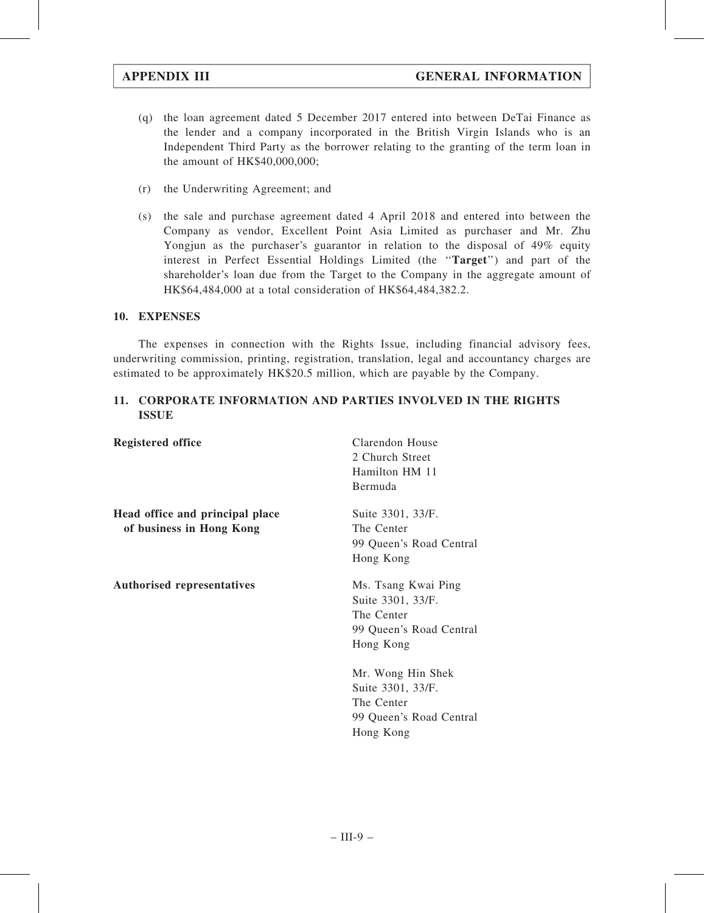(q) the loan agreement dated 5 December 2017 entered into between DeTai Finance as the lender and a company incorporated in the British Virgin Islands who is an Independent Third Party as the borrower relating to the granting of the term loan in the amount of HK$40,000,000;

(r) the Underwriting Agreement; and

(s) the sale and purchase agreement dated 4 April 2018 and entered into between the Company as vendor, Excellent Point Asia Limited as purchaser and Mr. Zhu Yongjun as the purchaser's guarantor in relation to the disposal of 49% equity interest in Perfect Essential Holdings Limited (the "**Target**") and part of the shareholder's loan due from the Target to the Company in the aggregate amount of HK$64,484,000 at a total consideration of HK$64,484,382.2.

## 10. EXPENSES

The expenses in connection with the Rights Issue, including financial advisory fees, underwriting commission, printing, registration, translation, legal and accountancy charges are estimated to be approximately HK$20.5 million, which are payable by the Company.

## 11. CORPORATE INFORMATION AND PARTIES INVOLVED IN THE RIGHTS ISSUE

| | |
|---|---|
| **Registered office** | Clarendon House<br>2 Church Street<br>Hamilton HM 11<br>Bermuda |
| **Head office and principal place of business in Hong Kong** | Suite 3301, 33/F.<br>The Center<br>99 Queen's Road Central<br>Hong Kong |
| **Authorised representatives** | Ms. Tsang Kwai Ping<br>Suite 3301, 33/F.<br>The Center<br>99 Queen's Road Central<br>Hong Kong<br><br>Mr. Wong Hin Shek<br>Suite 3301, 33/F.<br>The Center<br>99 Queen's Road Central<br>Hong Kong |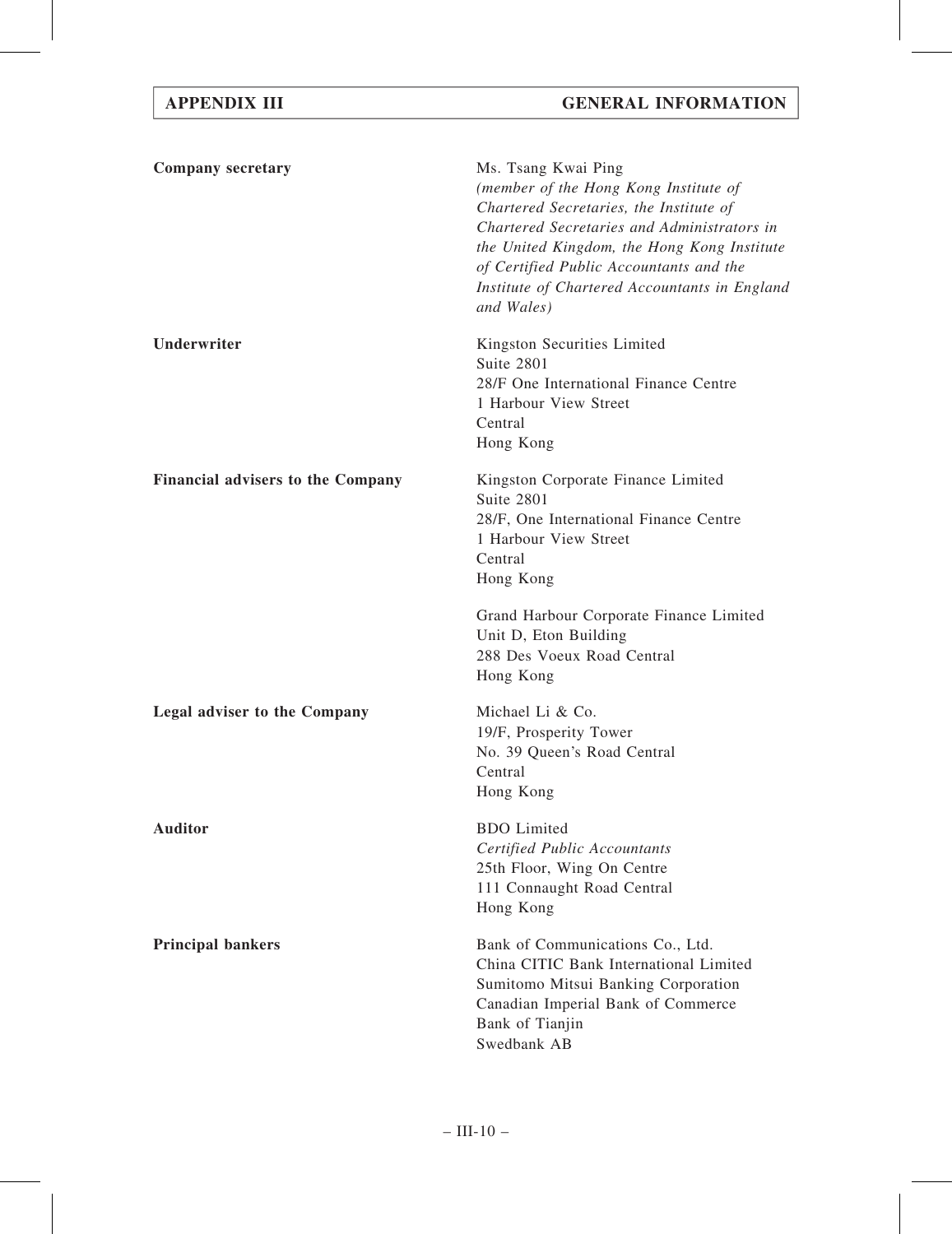| | |
|---|---|
| **Company secretary** | Ms. Tsang Kwai Ping<br>*(member of the Hong Kong Institute of Chartered Secretaries, the Institute of Chartered Secretaries and Administrators in the United Kingdom, the Hong Kong Institute of Certified Public Accountants and the Institute of Chartered Accountants in England and Wales)* |
| **Underwriter** | Kingston Securities Limited<br>Suite 2801<br>28/F One International Finance Centre<br>1 Harbour View Street<br>Central<br>Hong Kong |
| **Financial advisers to the Company** | Kingston Corporate Finance Limited<br>Suite 2801<br>28/F, One International Finance Centre<br>1 Harbour View Street<br>Central<br>Hong Kong<br><br>Grand Harbour Corporate Finance Limited<br>Unit D, Eton Building<br>288 Des Voeux Road Central<br>Hong Kong |
| **Legal adviser to the Company** | Michael Li & Co.<br>19/F, Prosperity Tower<br>No. 39 Queen's Road Central<br>Central<br>Hong Kong |
| **Auditor** | BDO Limited<br>*Certified Public Accountants*<br>25th Floor, Wing On Centre<br>111 Connaught Road Central<br>Hong Kong |
| **Principal bankers** | Bank of Communications Co., Ltd.<br>China CITIC Bank International Limited<br>Sumitomo Mitsui Banking Corporation<br>Canadian Imperial Bank of Commerce<br>Bank of Tianjin<br>Swedbank AB |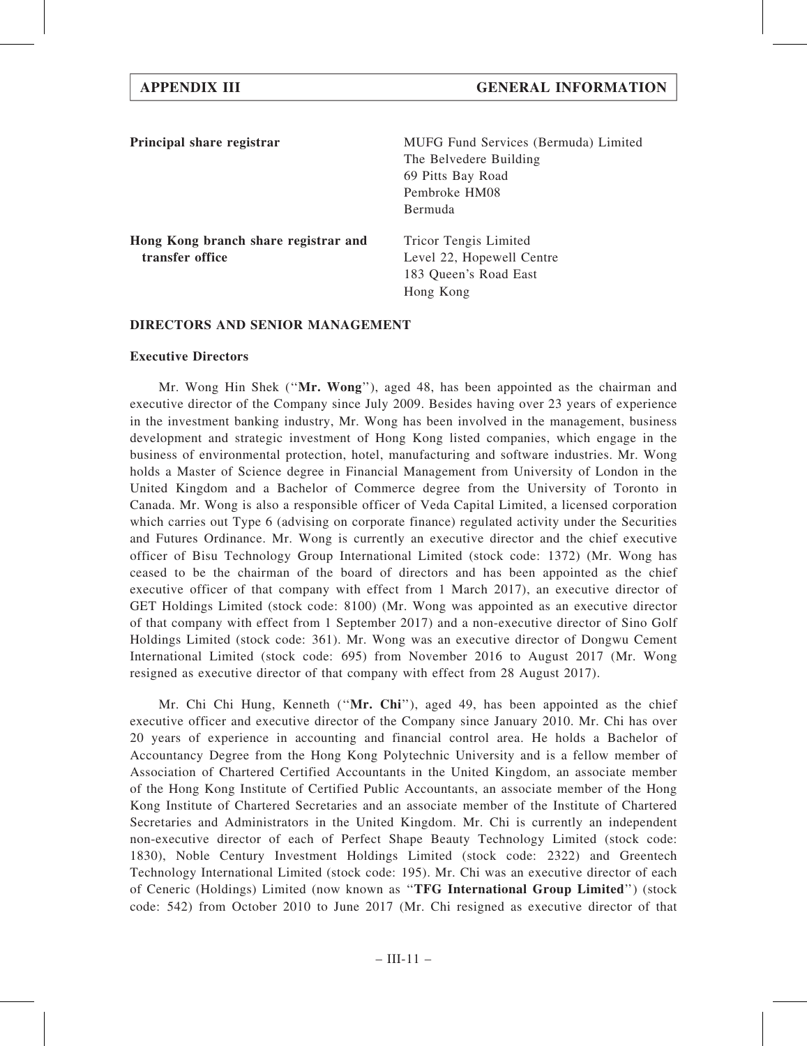| | |
|---|---|
| **Principal share registrar** | MUFG Fund Services (Bermuda) Limited<br>The Belvedere Building<br>69 Pitts Bay Road<br>Pembroke HM08<br>Bermuda |
| **Hong Kong branch share registrar and transfer office** | Tricor Tengis Limited<br>Level 22, Hopewell Centre<br>183 Queen's Road East<br>Hong Kong |

**DIRECTORS AND SENIOR MANAGEMENT**

**Executive Directors**

Mr. Wong Hin Shek (''**Mr. Wong**''), aged 48, has been appointed as the chairman and executive director of the Company since July 2009. Besides having over 23 years of experience in the investment banking industry, Mr. Wong has been involved in the management, business development and strategic investment of Hong Kong listed companies, which engage in the business of environmental protection, hotel, manufacturing and software industries. Mr. Wong holds a Master of Science degree in Financial Management from University of London in the United Kingdom and a Bachelor of Commerce degree from the University of Toronto in Canada. Mr. Wong is also a responsible officer of Veda Capital Limited, a licensed corporation which carries out Type 6 (advising on corporate finance) regulated activity under the Securities and Futures Ordinance. Mr. Wong is currently an executive director and the chief executive officer of Bisu Technology Group International Limited (stock code: 1372) (Mr. Wong has ceased to be the chairman of the board of directors and has been appointed as the chief executive officer of that company with effect from 1 March 2017), an executive director of GET Holdings Limited (stock code: 8100) (Mr. Wong was appointed as an executive director of that company with effect from 1 September 2017) and a non-executive director of Sino Golf Holdings Limited (stock code: 361). Mr. Wong was an executive director of Dongwu Cement International Limited (stock code: 695) from November 2016 to August 2017 (Mr. Wong resigned as executive director of that company with effect from 28 August 2017).

Mr. Chi Chi Hung, Kenneth (''**Mr. Chi**''), aged 49, has been appointed as the chief executive officer and executive director of the Company since January 2010. Mr. Chi has over 20 years of experience in accounting and financial control area. He holds a Bachelor of Accountancy Degree from the Hong Kong Polytechnic University and is a fellow member of Association of Chartered Certified Accountants in the United Kingdom, an associate member of the Hong Kong Institute of Certified Public Accountants, an associate member of the Hong Kong Institute of Chartered Secretaries and an associate member of the Institute of Chartered Secretaries and Administrators in the United Kingdom. Mr. Chi is currently an independent non-executive director of each of Perfect Shape Beauty Technology Limited (stock code: 1830), Noble Century Investment Holdings Limited (stock code: 2322) and Greentech Technology International Limited (stock code: 195). Mr. Chi was an executive director of each of Ceneric (Holdings) Limited (now known as ''**TFG International Group Limited**'') (stock code: 542) from October 2010 to June 2017 (Mr. Chi resigned as executive director of that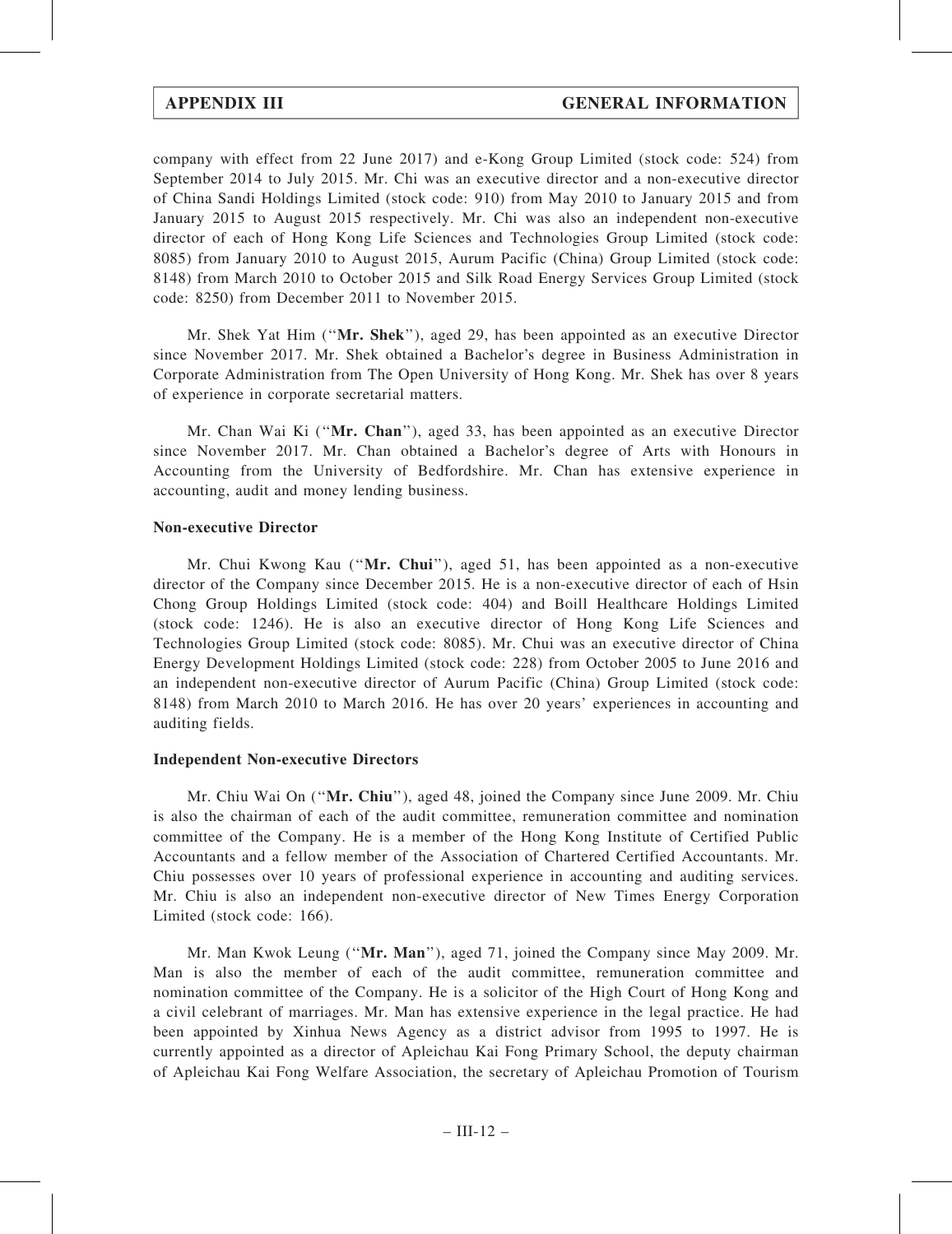company with effect from 22 June 2017) and e-Kong Group Limited (stock code: 524) from September 2014 to July 2015. Mr. Chi was an executive director and a non-executive director of China Sandi Holdings Limited (stock code: 910) from May 2010 to January 2015 and from January 2015 to August 2015 respectively. Mr. Chi was also an independent non-executive director of each of Hong Kong Life Sciences and Technologies Group Limited (stock code: 8085) from January 2010 to August 2015, Aurum Pacific (China) Group Limited (stock code: 8148) from March 2010 to October 2015 and Silk Road Energy Services Group Limited (stock code: 8250) from December 2011 to November 2015.

Mr. Shek Yat Him (''**Mr. Shek**''), aged 29, has been appointed as an executive Director since November 2017. Mr. Shek obtained a Bachelor's degree in Business Administration in Corporate Administration from The Open University of Hong Kong. Mr. Shek has over 8 years of experience in corporate secretarial matters.

Mr. Chan Wai Ki (''**Mr. Chan**''), aged 33, has been appointed as an executive Director since November 2017. Mr. Chan obtained a Bachelor's degree of Arts with Honours in Accounting from the University of Bedfordshire. Mr. Chan has extensive experience in accounting, audit and money lending business.

**Non-executive Director**

Mr. Chui Kwong Kau (''**Mr. Chui**''), aged 51, has been appointed as a non-executive director of the Company since December 2015. He is a non-executive director of each of Hsin Chong Group Holdings Limited (stock code: 404) and Boill Healthcare Holdings Limited (stock code: 1246). He is also an executive director of Hong Kong Life Sciences and Technologies Group Limited (stock code: 8085). Mr. Chui was an executive director of China Energy Development Holdings Limited (stock code: 228) from October 2005 to June 2016 and an independent non-executive director of Aurum Pacific (China) Group Limited (stock code: 8148) from March 2010 to March 2016. He has over 20 years' experiences in accounting and auditing fields.

**Independent Non-executive Directors**

Mr. Chiu Wai On (''**Mr. Chiu**''), aged 48, joined the Company since June 2009. Mr. Chiu is also the chairman of each of the audit committee, remuneration committee and nomination committee of the Company. He is a member of the Hong Kong Institute of Certified Public Accountants and a fellow member of the Association of Chartered Certified Accountants. Mr. Chiu possesses over 10 years of professional experience in accounting and auditing services. Mr. Chiu is also an independent non-executive director of New Times Energy Corporation Limited (stock code: 166).

Mr. Man Kwok Leung (''**Mr. Man**''), aged 71, joined the Company since May 2009. Mr. Man is also the member of each of the audit committee, remuneration committee and nomination committee of the Company. He is a solicitor of the High Court of Hong Kong and a civil celebrant of marriages. Mr. Man has extensive experience in the legal practice. He had been appointed by Xinhua News Agency as a district advisor from 1995 to 1997. He is currently appointed as a director of Apleichau Kai Fong Primary School, the deputy chairman of Apleichau Kai Fong Welfare Association, the secretary of Apleichau Promotion of Tourism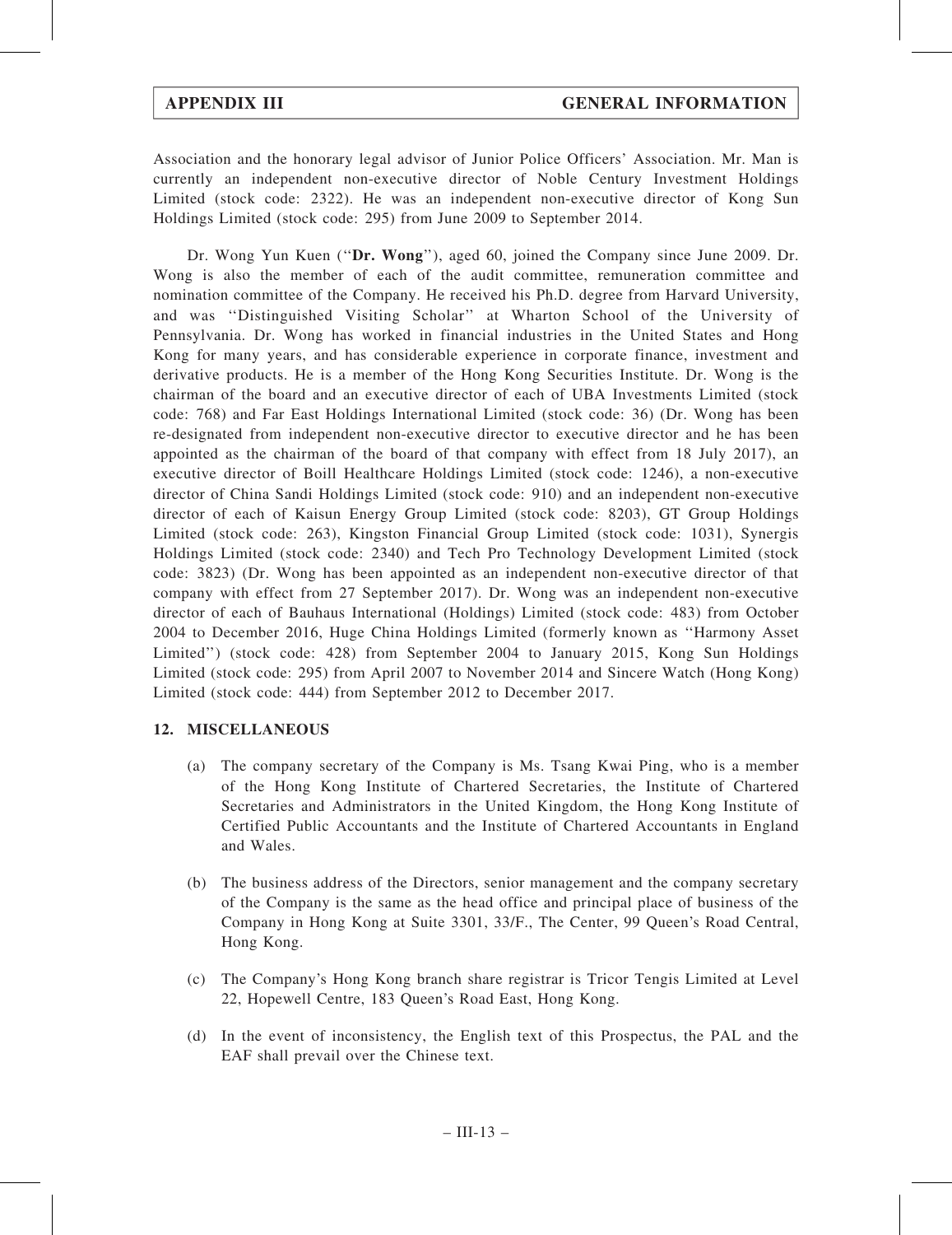Association and the honorary legal advisor of Junior Police Officers' Association. Mr. Man is currently an independent non-executive director of Noble Century Investment Holdings Limited (stock code: 2322). He was an independent non-executive director of Kong Sun Holdings Limited (stock code: 295) from June 2009 to September 2014.

Dr. Wong Yun Kuen (''**Dr. Wong**''), aged 60, joined the Company since June 2009. Dr. Wong is also the member of each of the audit committee, remuneration committee and nomination committee of the Company. He received his Ph.D. degree from Harvard University, and was ''Distinguished Visiting Scholar'' at Wharton School of the University of Pennsylvania. Dr. Wong has worked in financial industries in the United States and Hong Kong for many years, and has considerable experience in corporate finance, investment and derivative products. He is a member of the Hong Kong Securities Institute. Dr. Wong is the chairman of the board and an executive director of each of UBA Investments Limited (stock code: 768) and Far East Holdings International Limited (stock code: 36) (Dr. Wong has been re-designated from independent non-executive director to executive director and he has been appointed as the chairman of the board of that company with effect from 18 July 2017), an executive director of Boill Healthcare Holdings Limited (stock code: 1246), a non-executive director of China Sandi Holdings Limited (stock code: 910) and an independent non-executive director of each of Kaisun Energy Group Limited (stock code: 8203), GT Group Holdings Limited (stock code: 263), Kingston Financial Group Limited (stock code: 1031), Synergis Holdings Limited (stock code: 2340) and Tech Pro Technology Development Limited (stock code: 3823) (Dr. Wong has been appointed as an independent non-executive director of that company with effect from 27 September 2017). Dr. Wong was an independent non-executive director of each of Bauhaus International (Holdings) Limited (stock code: 483) from October 2004 to December 2016, Huge China Holdings Limited (formerly known as ''Harmony Asset Limited'') (stock code: 428) from September 2004 to January 2015, Kong Sun Holdings Limited (stock code: 295) from April 2007 to November 2014 and Sincere Watch (Hong Kong) Limited (stock code: 444) from September 2012 to December 2017.

## 12. MISCELLANEOUS

(a) The company secretary of the Company is Ms. Tsang Kwai Ping, who is a member of the Hong Kong Institute of Chartered Secretaries, the Institute of Chartered Secretaries and Administrators in the United Kingdom, the Hong Kong Institute of Certified Public Accountants and the Institute of Chartered Accountants in England and Wales.

(b) The business address of the Directors, senior management and the company secretary of the Company is the same as the head office and principal place of business of the Company in Hong Kong at Suite 3301, 33/F., The Center, 99 Queen's Road Central, Hong Kong.

(c) The Company's Hong Kong branch share registrar is Tricor Tengis Limited at Level 22, Hopewell Centre, 183 Queen's Road East, Hong Kong.

(d) In the event of inconsistency, the English text of this Prospectus, the PAL and the EAF shall prevail over the Chinese text.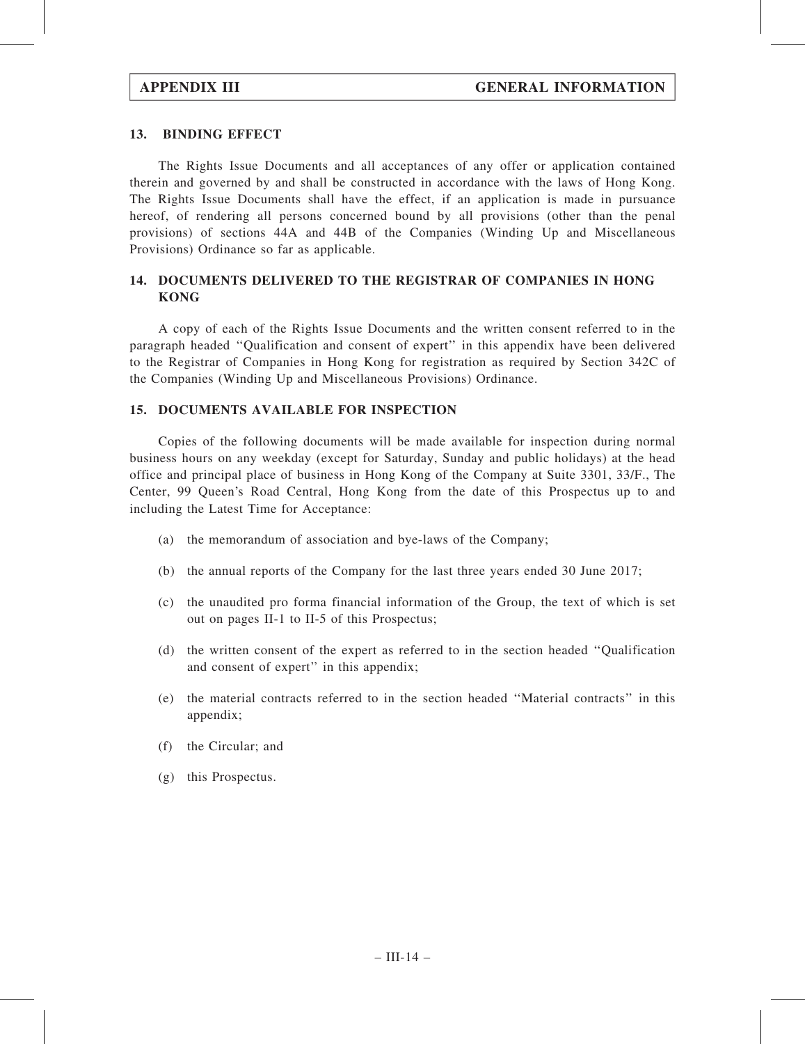## 13. BINDING EFFECT

The Rights Issue Documents and all acceptances of any offer or application contained therein and governed by and shall be constructed in accordance with the laws of Hong Kong. The Rights Issue Documents shall have the effect, if an application is made in pursuance hereof, of rendering all persons concerned bound by all provisions (other than the penal provisions) of sections 44A and 44B of the Companies (Winding Up and Miscellaneous Provisions) Ordinance so far as applicable.

## 14. DOCUMENTS DELIVERED TO THE REGISTRAR OF COMPANIES IN HONG KONG

A copy of each of the Rights Issue Documents and the written consent referred to in the paragraph headed ''Qualification and consent of expert'' in this appendix have been delivered to the Registrar of Companies in Hong Kong for registration as required by Section 342C of the Companies (Winding Up and Miscellaneous Provisions) Ordinance.

## 15. DOCUMENTS AVAILABLE FOR INSPECTION

Copies of the following documents will be made available for inspection during normal business hours on any weekday (except for Saturday, Sunday and public holidays) at the head office and principal place of business in Hong Kong of the Company at Suite 3301, 33/F., The Center, 99 Queen's Road Central, Hong Kong from the date of this Prospectus up to and including the Latest Time for Acceptance:

(a) the memorandum of association and bye-laws of the Company;

(b) the annual reports of the Company for the last three years ended 30 June 2017;

(c) the unaudited pro forma financial information of the Group, the text of which is set out on pages II-1 to II-5 of this Prospectus;

(d) the written consent of the expert as referred to in the section headed ''Qualification and consent of expert'' in this appendix;

(e) the material contracts referred to in the section headed ''Material contracts'' in this appendix;

(f) the Circular; and

(g) this Prospectus.